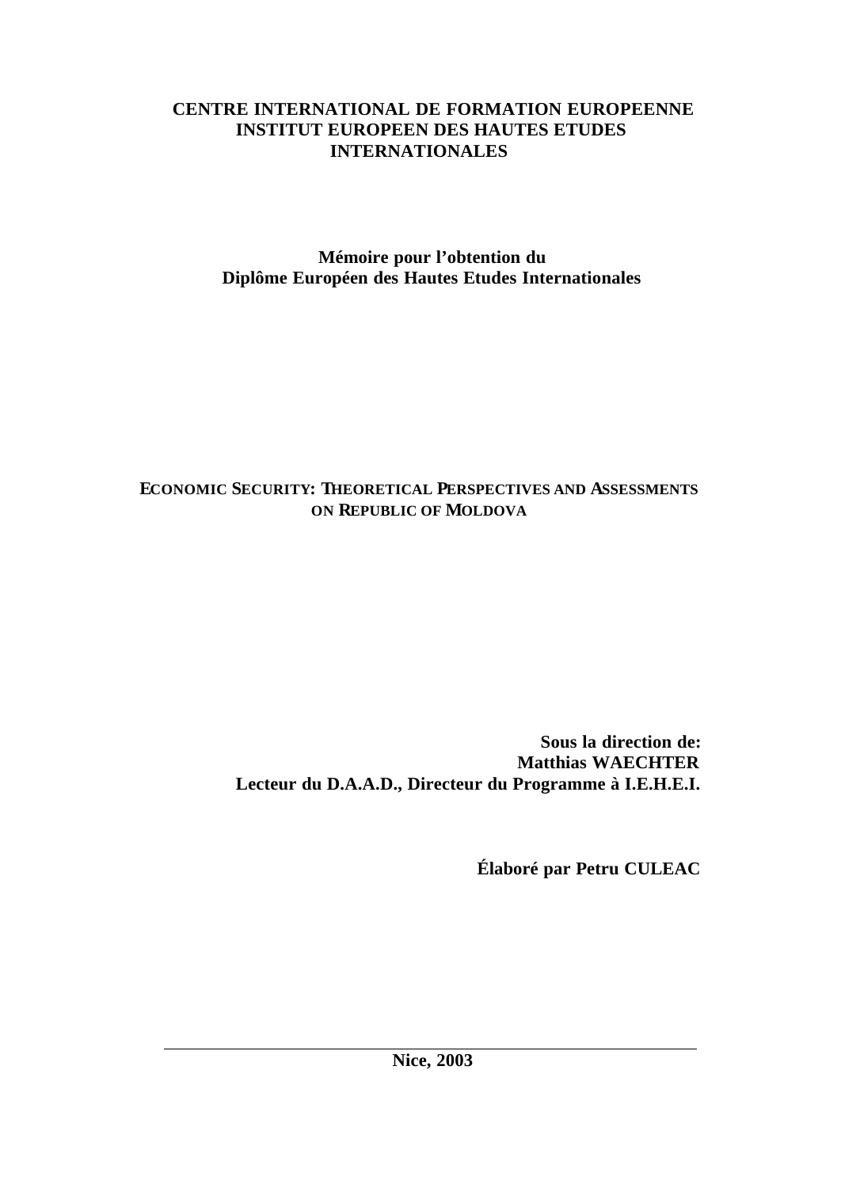**CENTRE INTERNATIONAL DE FORMATION EUROPEENNE**
**INSTITUT EUROPEEN DES HAUTES ETUDES INTERNATIONALES**

**Mémoire pour l'obtention du**
**Diplôme Européen des Hautes Etudes Internationales**

# ECONOMIC SECURITY: THEORETICAL PERSPECTIVES AND ASSESSMENTS ON REPUBLIC OF MOLDOVA

**Sous la direction de:**
**Matthias WAECHTER**
**Lecteur du D.A.A.D., Directeur du Programme à I.E.H.E.I.**

**Élaboré par Petru CULEAC**

---

**Nice, 2003**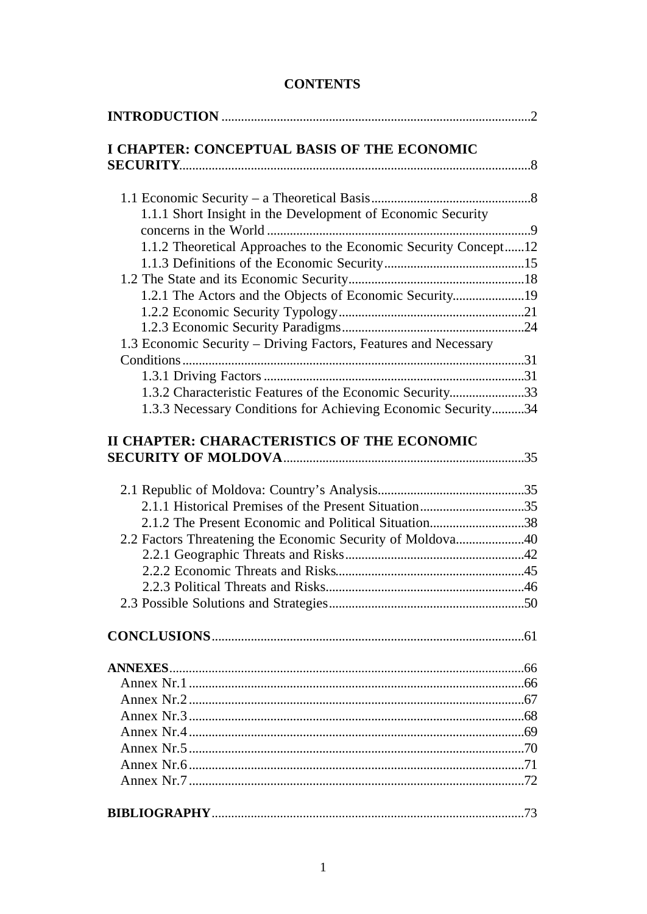# CONTENTS

**INTRODUCTION** ..... 2

**I CHAPTER: CONCEPTUAL BASIS OF THE ECONOMIC SECURITY** ..... 8

- 1.1 Economic Security – a Theoretical Basis ..... 8
  - 1.1.1 Short Insight in the Development of Economic Security concerns in the World ..... 9
  - 1.1.2 Theoretical Approaches to the Economic Security Concept ..... 12
  - 1.1.3 Definitions of the Economic Security ..... 15
- 1.2 The State and its Economic Security ..... 18
  - 1.2.1 The Actors and the Objects of Economic Security ..... 19
  - 1.2.2 Economic Security Typology ..... 21
  - 1.2.3 Economic Security Paradigms ..... 24
- 1.3 Economic Security – Driving Factors, Features and Necessary Conditions ..... 31
  - 1.3.1 Driving Factors ..... 31
  - 1.3.2 Characteristic Features of the Economic Security ..... 33
  - 1.3.3 Necessary Conditions for Achieving Economic Security ..... 34

**II CHAPTER: CHARACTERISTICS OF THE ECONOMIC SECURITY OF MOLDOVA** ..... 35

- 2.1 Republic of Moldova: Country's Analysis ..... 35
  - 2.1.1 Historical Premises of the Present Situation ..... 35
  - 2.1.2 The Present Economic and Political Situation ..... 38
- 2.2 Factors Threatening the Economic Security of Moldova ..... 40
  - 2.2.1 Geographic Threats and Risks ..... 42
  - 2.2.2 Economic Threats and Risks ..... 45
  - 2.2.3 Political Threats and Risks ..... 46
- 2.3 Possible Solutions and Strategies ..... 50

**CONCLUSIONS** ..... 61

**ANNEXES** ..... 66

- Annex Nr.1 ..... 66
- Annex Nr.2 ..... 67
- Annex Nr.3 ..... 68
- Annex Nr.4 ..... 69
- Annex Nr.5 ..... 70
- Annex Nr.6 ..... 71
- Annex Nr.7 ..... 72

**BIBLIOGRAPHY** ..... 73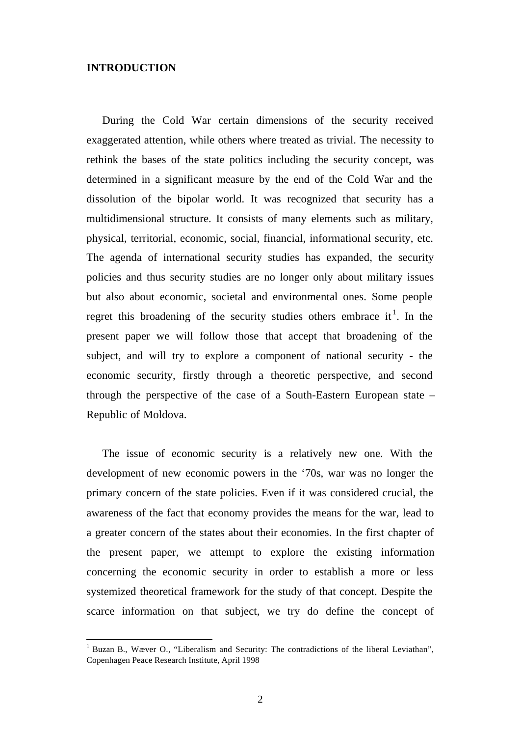**INTRODUCTION**

During the Cold War certain dimensions of the security received exaggerated attention, while others where treated as trivial. The necessity to rethink the bases of the state politics including the security concept, was determined in a significant measure by the end of the Cold War and the dissolution of the bipolar world. It was recognized that security has a multidimensional structure. It consists of many elements such as military, physical, territorial, economic, social, financial, informational security, etc. The agenda of international security studies has expanded, the security policies and thus security studies are no longer only about military issues but also about economic, societal and environmental ones. Some people regret this broadening of the security studies others embrace it[1]. In the present paper we will follow those that accept that broadening of the subject, and will try to explore a component of national security - the economic security, firstly through a theoretic perspective, and second through the perspective of the case of a South-Eastern European state – Republic of Moldova.

The issue of economic security is a relatively new one. With the development of new economic powers in the '70s, war was no longer the primary concern of the state policies. Even if it was considered crucial, the awareness of the fact that economy provides the means for the war, lead to a greater concern of the states about their economies. In the first chapter of the present paper, we attempt to explore the existing information concerning the economic security in order to establish a more or less systemized theoretical framework for the study of that concept. Despite the scarce information on that subject, we try do define the concept of

---

[1] Buzan B., Wæver O., "Liberalism and Security: The contradictions of the liberal Leviathan", Copenhagen Peace Research Institute, April 1998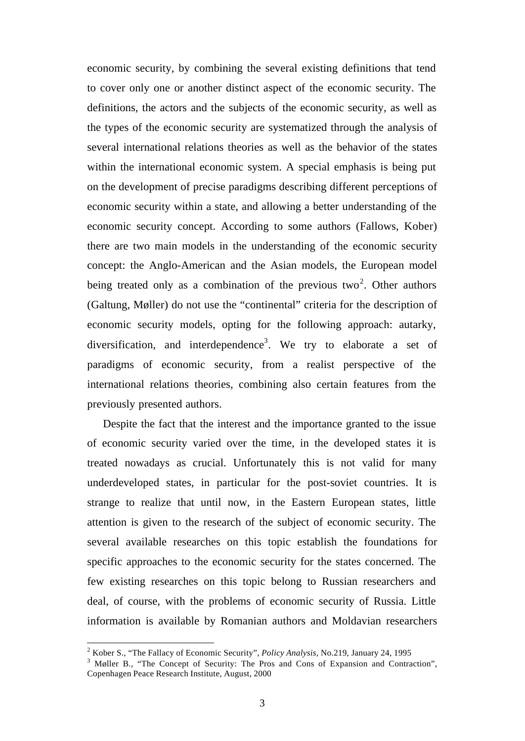economic security, by combining the several existing definitions that tend to cover only one or another distinct aspect of the economic security. The definitions, the actors and the subjects of the economic security, as well as the types of the economic security are systematized through the analysis of several international relations theories as well as the behavior of the states within the international economic system. A special emphasis is being put on the development of precise paradigms describing different perceptions of economic security within a state, and allowing a better understanding of the economic security concept. According to some authors (Fallows, Kober) there are two main models in the understanding of the economic security concept: the Anglo-American and the Asian models, the European model being treated only as a combination of the previous two[2]. Other authors (Galtung, Møller) do not use the "continental" criteria for the description of economic security models, opting for the following approach: autarky, diversification, and interdependence[3]. We try to elaborate a set of paradigms of economic security, from a realist perspective of the international relations theories, combining also certain features from the previously presented authors.

Despite the fact that the interest and the importance granted to the issue of economic security varied over the time, in the developed states it is treated nowadays as crucial. Unfortunately this is not valid for many underdeveloped states, in particular for the post-soviet countries. It is strange to realize that until now, in the Eastern European states, little attention is given to the research of the subject of economic security. The several available researches on this topic establish the foundations for specific approaches to the economic security for the states concerned. The few existing researches on this topic belong to Russian researchers and deal, of course, with the problems of economic security of Russia. Little information is available by Romanian authors and Moldavian researchers

---

[2] Kober S., "The Fallacy of Economic Security", *Policy Analysis*, No.219, January 24, 1995

[3] Møller B., "The Concept of Security: The Pros and Cons of Expansion and Contraction", Copenhagen Peace Research Institute, August, 2000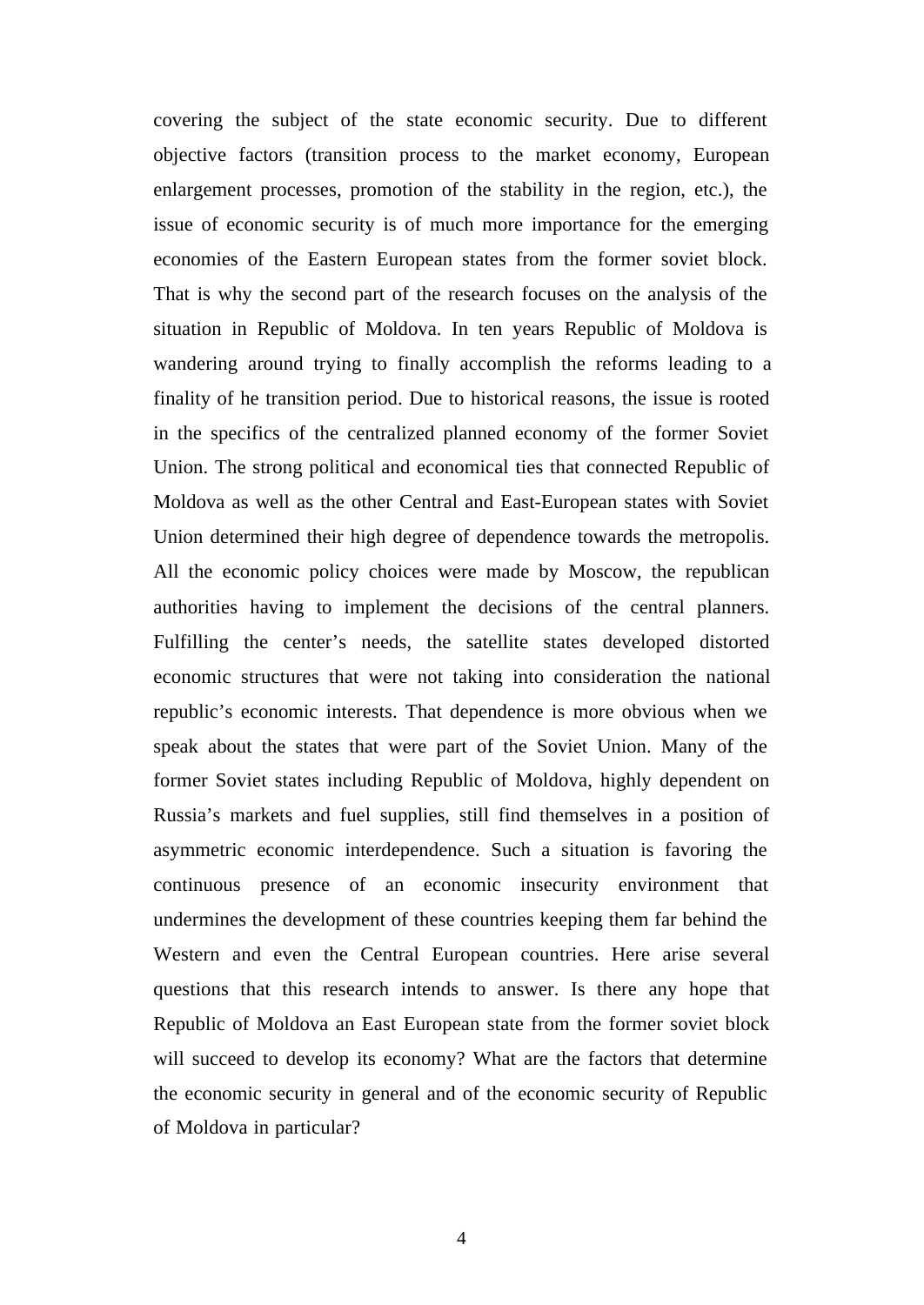covering the subject of the state economic security. Due to different objective factors (transition process to the market economy, European enlargement processes, promotion of the stability in the region, etc.), the issue of economic security is of much more importance for the emerging economies of the Eastern European states from the former soviet block. That is why the second part of the research focuses on the analysis of the situation in Republic of Moldova. In ten years Republic of Moldova is wandering around trying to finally accomplish the reforms leading to a finality of he transition period. Due to historical reasons, the issue is rooted in the specifics of the centralized planned economy of the former Soviet Union. The strong political and economical ties that connected Republic of Moldova as well as the other Central and East-European states with Soviet Union determined their high degree of dependence towards the metropolis. All the economic policy choices were made by Moscow, the republican authorities having to implement the decisions of the central planners. Fulfilling the center's needs, the satellite states developed distorted economic structures that were not taking into consideration the national republic's economic interests. That dependence is more obvious when we speak about the states that were part of the Soviet Union. Many of the former Soviet states including Republic of Moldova, highly dependent on Russia's markets and fuel supplies, still find themselves in a position of asymmetric economic interdependence. Such a situation is favoring the continuous presence of an economic insecurity environment that undermines the development of these countries keeping them far behind the Western and even the Central European countries. Here arise several questions that this research intends to answer. Is there any hope that Republic of Moldova an East European state from the former soviet block will succeed to develop its economy? What are the factors that determine the economic security in general and of the economic security of Republic of Moldova in particular?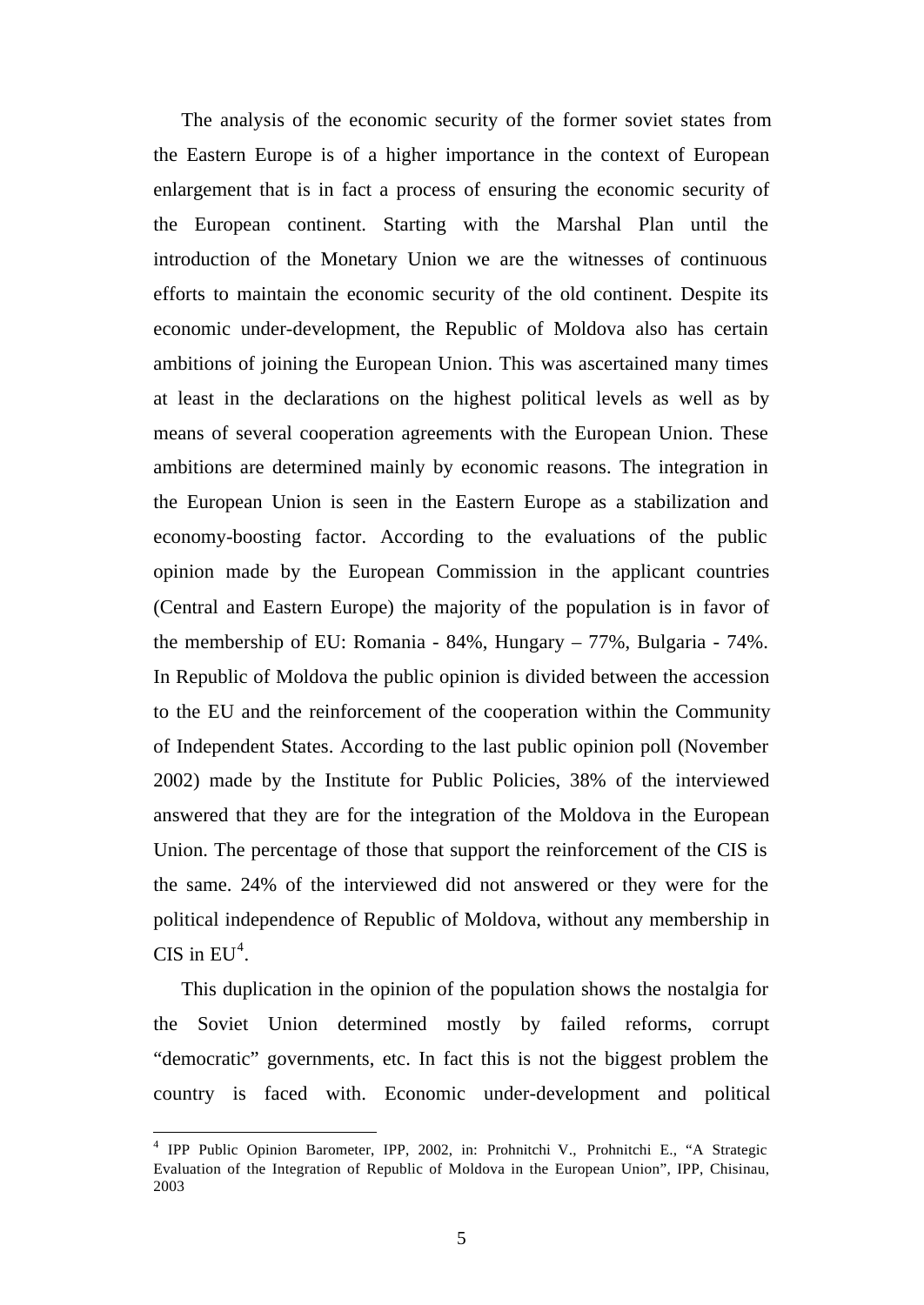The analysis of the economic security of the former soviet states from the Eastern Europe is of a higher importance in the context of European enlargement that is in fact a process of ensuring the economic security of the European continent. Starting with the Marshal Plan until the introduction of the Monetary Union we are the witnesses of continuous efforts to maintain the economic security of the old continent. Despite its economic under-development, the Republic of Moldova also has certain ambitions of joining the European Union. This was ascertained many times at least in the declarations on the highest political levels as well as by means of several cooperation agreements with the European Union. These ambitions are determined mainly by economic reasons. The integration in the European Union is seen in the Eastern Europe as a stabilization and economy-boosting factor. According to the evaluations of the public opinion made by the European Commission in the applicant countries (Central and Eastern Europe) the majority of the population is in favor of the membership of EU: Romania - 84%, Hungary – 77%, Bulgaria - 74%. In Republic of Moldova the public opinion is divided between the accession to the EU and the reinforcement of the cooperation within the Community of Independent States. According to the last public opinion poll (November 2002) made by the Institute for Public Policies, 38% of the interviewed answered that they are for the integration of the Moldova in the European Union. The percentage of those that support the reinforcement of the CIS is the same. 24% of the interviewed did not answered or they were for the political independence of Republic of Moldova, without any membership in CIS in EU[4].

This duplication in the opinion of the population shows the nostalgia for the Soviet Union determined mostly by failed reforms, corrupt "democratic" governments, etc. In fact this is not the biggest problem the country is faced with. Economic under-development and political

[4] IPP Public Opinion Barometer, IPP, 2002, in: Prohnitchi V., Prohnitchi E., "A Strategic Evaluation of the Integration of Republic of Moldova in the European Union", IPP, Chisinau, 2003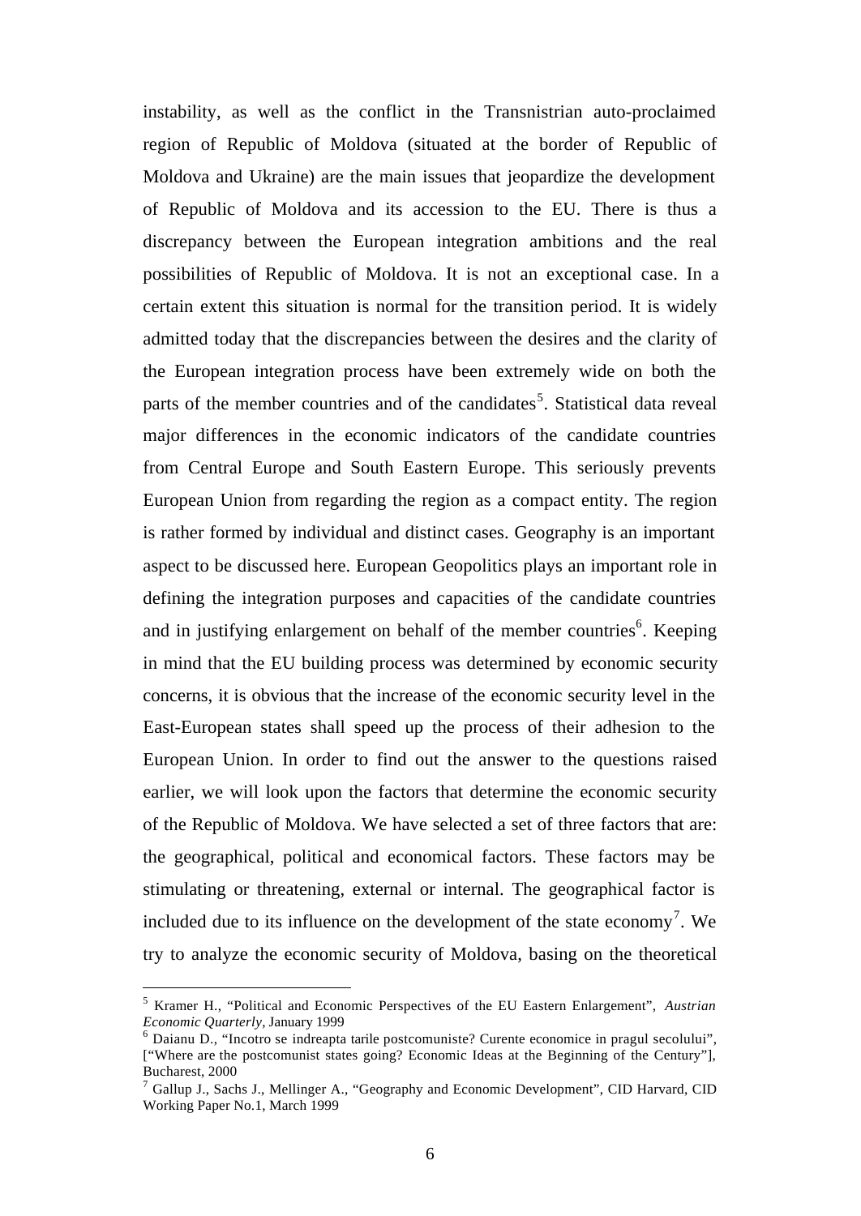instability, as well as the conflict in the Transnistrian auto-proclaimed region of Republic of Moldova (situated at the border of Republic of Moldova and Ukraine) are the main issues that jeopardize the development of Republic of Moldova and its accession to the EU. There is thus a discrepancy between the European integration ambitions and the real possibilities of Republic of Moldova. It is not an exceptional case. In a certain extent this situation is normal for the transition period. It is widely admitted today that the discrepancies between the desires and the clarity of the European integration process have been extremely wide on both the parts of the member countries and of the candidates[5]. Statistical data reveal major differences in the economic indicators of the candidate countries from Central Europe and South Eastern Europe. This seriously prevents European Union from regarding the region as a compact entity. The region is rather formed by individual and distinct cases. Geography is an important aspect to be discussed here. European Geopolitics plays an important role in defining the integration purposes and capacities of the candidate countries and in justifying enlargement on behalf of the member countries[6]. Keeping in mind that the EU building process was determined by economic security concerns, it is obvious that the increase of the economic security level in the East-European states shall speed up the process of their adhesion to the European Union. In order to find out the answer to the questions raised earlier, we will look upon the factors that determine the economic security of the Republic of Moldova. We have selected a set of three factors that are: the geographical, political and economical factors. These factors may be stimulating or threatening, external or internal. The geographical factor is included due to its influence on the development of the state economy[7]. We try to analyze the economic security of Moldova, basing on the theoretical

---

[5] Kramer H., "Political and Economic Perspectives of the EU Eastern Enlargement", *Austrian Economic Quarterly*, January 1999

[6] Daianu D., "Incotro se indreapta tarile postcomuniste? Curente economice in pragul secolului", ["Where are the postcomunist states going? Economic Ideas at the Beginning of the Century"], Bucharest, 2000

[7] Gallup J., Sachs J., Mellinger A., "Geography and Economic Development", CID Harvard, CID Working Paper No.1, March 1999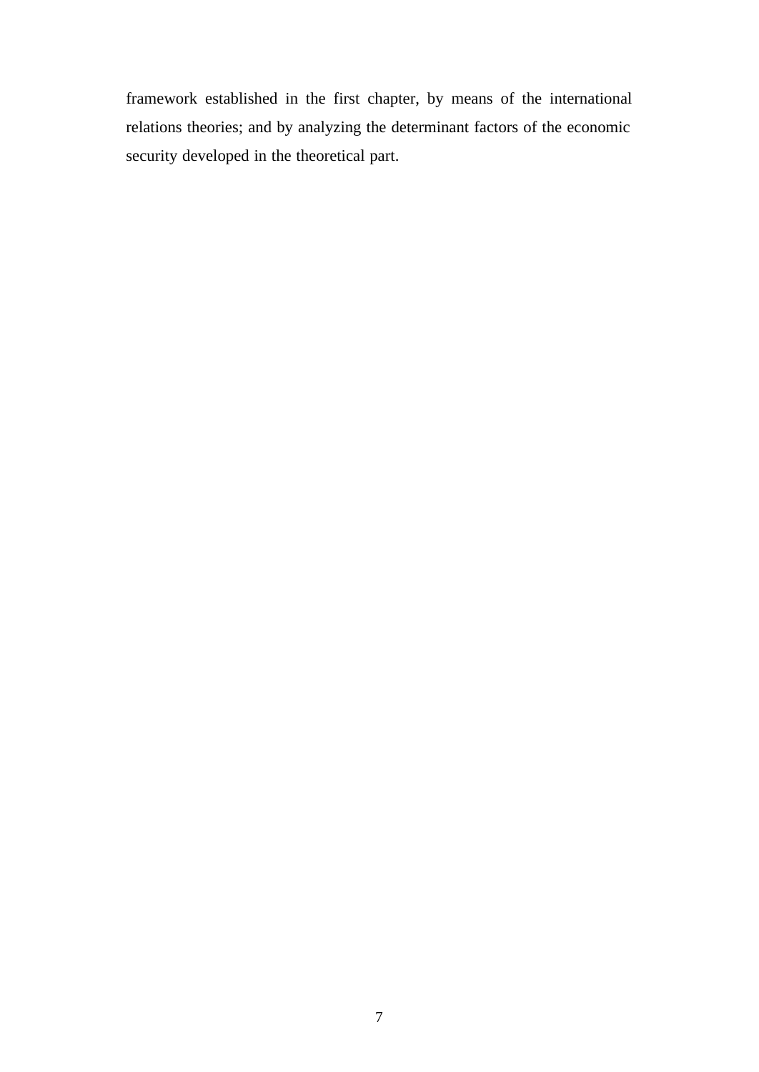framework established in the first chapter, by means of the international relations theories; and by analyzing the determinant factors of the economic security developed in the theoretical part.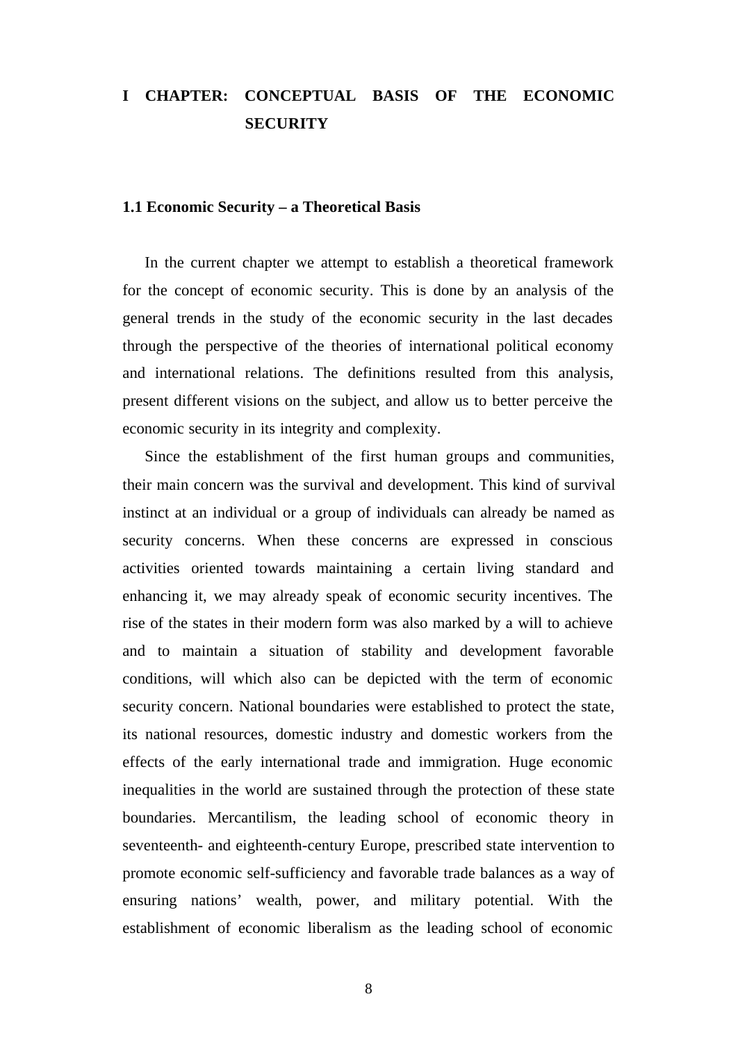# I CHAPTER: CONCEPTUAL BASIS OF THE ECONOMIC SECURITY

## 1.1 Economic Security – a Theoretical Basis

In the current chapter we attempt to establish a theoretical framework for the concept of economic security. This is done by an analysis of the general trends in the study of the economic security in the last decades through the perspective of the theories of international political economy and international relations. The definitions resulted from this analysis, present different visions on the subject, and allow us to better perceive the economic security in its integrity and complexity.

Since the establishment of the first human groups and communities, their main concern was the survival and development. This kind of survival instinct at an individual or a group of individuals can already be named as security concerns. When these concerns are expressed in conscious activities oriented towards maintaining a certain living standard and enhancing it, we may already speak of economic security incentives. The rise of the states in their modern form was also marked by a will to achieve and to maintain a situation of stability and development favorable conditions, will which also can be depicted with the term of economic security concern. National boundaries were established to protect the state, its national resources, domestic industry and domestic workers from the effects of the early international trade and immigration. Huge economic inequalities in the world are sustained through the protection of these state boundaries. Mercantilism, the leading school of economic theory in seventeenth- and eighteenth-century Europe, prescribed state intervention to promote economic self-sufficiency and favorable trade balances as a way of ensuring nations' wealth, power, and military potential. With the establishment of economic liberalism as the leading school of economic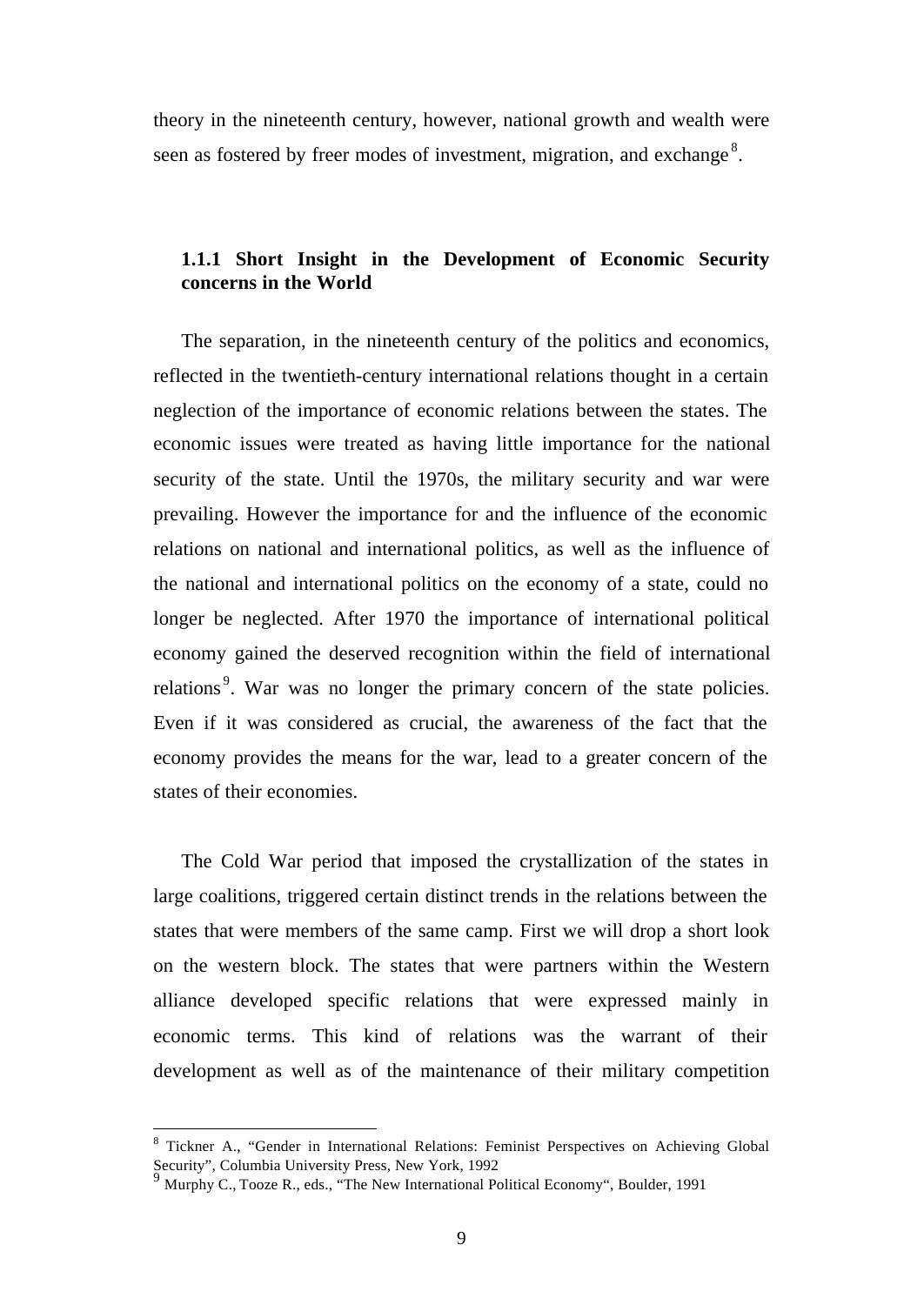theory in the nineteenth century, however, national growth and wealth were seen as fostered by freer modes of investment, migration, and exchange[8].

### 1.1.1 Short Insight in the Development of Economic Security concerns in the World

The separation, in the nineteenth century of the politics and economics, reflected in the twentieth-century international relations thought in a certain neglection of the importance of economic relations between the states. The economic issues were treated as having little importance for the national security of the state. Until the 1970s, the military security and war were prevailing. However the importance for and the influence of the economic relations on national and international politics, as well as the influence of the national and international politics on the economy of a state, could no longer be neglected. After 1970 the importance of international political economy gained the deserved recognition within the field of international relations[9]. War was no longer the primary concern of the state policies. Even if it was considered as crucial, the awareness of the fact that the economy provides the means for the war, lead to a greater concern of the states of their economies.

The Cold War period that imposed the crystallization of the states in large coalitions, triggered certain distinct trends in the relations between the states that were members of the same camp. First we will drop a short look on the western block. The states that were partners within the Western alliance developed specific relations that were expressed mainly in economic terms. This kind of relations was the warrant of their development as well as of the maintenance of their military competition

---

[8] Tickner A., "Gender in International Relations: Feminist Perspectives on Achieving Global Security", Columbia University Press, New York, 1992

[9] Murphy C., Tooze R., eds., "The New International Political Economy", Boulder, 1991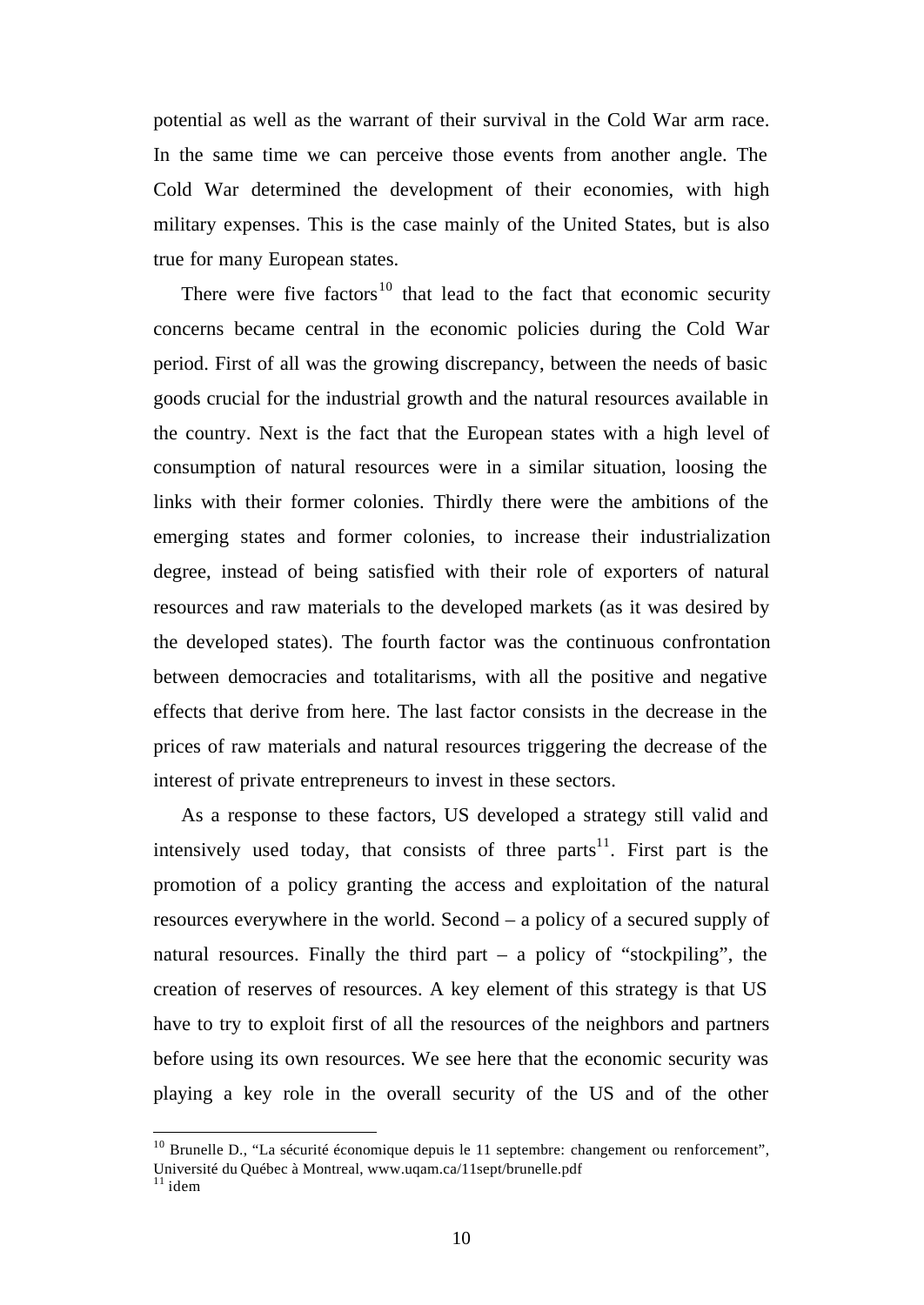potential as well as the warrant of their survival in the Cold War arm race. In the same time we can perceive those events from another angle. The Cold War determined the development of their economies, with high military expenses. This is the case mainly of the United States, but is also true for many European states.

There were five factors[10] that lead to the fact that economic security concerns became central in the economic policies during the Cold War period. First of all was the growing discrepancy, between the needs of basic goods crucial for the industrial growth and the natural resources available in the country. Next is the fact that the European states with a high level of consumption of natural resources were in a similar situation, loosing the links with their former colonies. Thirdly there were the ambitions of the emerging states and former colonies, to increase their industrialization degree, instead of being satisfied with their role of exporters of natural resources and raw materials to the developed markets (as it was desired by the developed states). The fourth factor was the continuous confrontation between democracies and totalitarisms, with all the positive and negative effects that derive from here. The last factor consists in the decrease in the prices of raw materials and natural resources triggering the decrease of the interest of private entrepreneurs to invest in these sectors.

As a response to these factors, US developed a strategy still valid and intensively used today, that consists of three parts[11]. First part is the promotion of a policy granting the access and exploitation of the natural resources everywhere in the world. Second – a policy of a secured supply of natural resources. Finally the third part – a policy of "stockpiling", the creation of reserves of resources. A key element of this strategy is that US have to try to exploit first of all the resources of the neighbors and partners before using its own resources. We see here that the economic security was playing a key role in the overall security of the US and of the other

[10] Brunelle D., "La sécurité économique depuis le 11 septembre: changement ou renforcement", Université du Québec à Montreal, www.uqam.ca/11sept/brunelle.pdf

[11] idem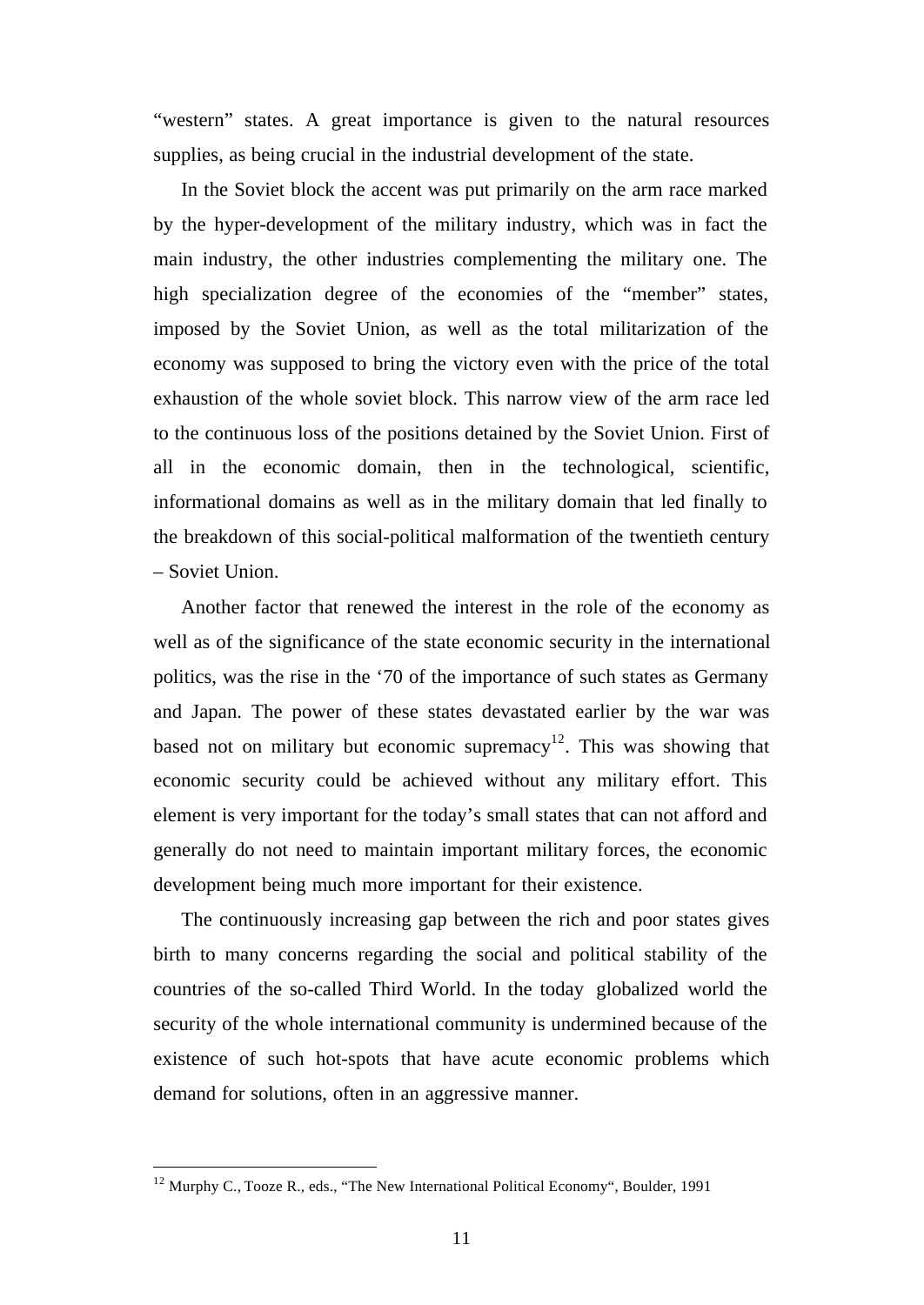"western" states. A great importance is given to the natural resources supplies, as being crucial in the industrial development of the state.

In the Soviet block the accent was put primarily on the arm race marked by the hyper-development of the military industry, which was in fact the main industry, the other industries complementing the military one. The high specialization degree of the economies of the "member" states, imposed by the Soviet Union, as well as the total militarization of the economy was supposed to bring the victory even with the price of the total exhaustion of the whole soviet block. This narrow view of the arm race led to the continuous loss of the positions detained by the Soviet Union. First of all in the economic domain, then in the technological, scientific, informational domains as well as in the military domain that led finally to the breakdown of this social-political malformation of the twentieth century – Soviet Union.

Another factor that renewed the interest in the role of the economy as well as of the significance of the state economic security in the international politics, was the rise in the '70 of the importance of such states as Germany and Japan. The power of these states devastated earlier by the war was based not on military but economic supremacy[12]. This was showing that economic security could be achieved without any military effort. This element is very important for the today's small states that can not afford and generally do not need to maintain important military forces, the economic development being much more important for their existence.

The continuously increasing gap between the rich and poor states gives birth to many concerns regarding the social and political stability of the countries of the so-called Third World. In the today globalized world the security of the whole international community is undermined because of the existence of such hot-spots that have acute economic problems which demand for solutions, often in an aggressive manner.

---

[12] Murphy C., Tooze R., eds., "The New International Political Economy", Boulder, 1991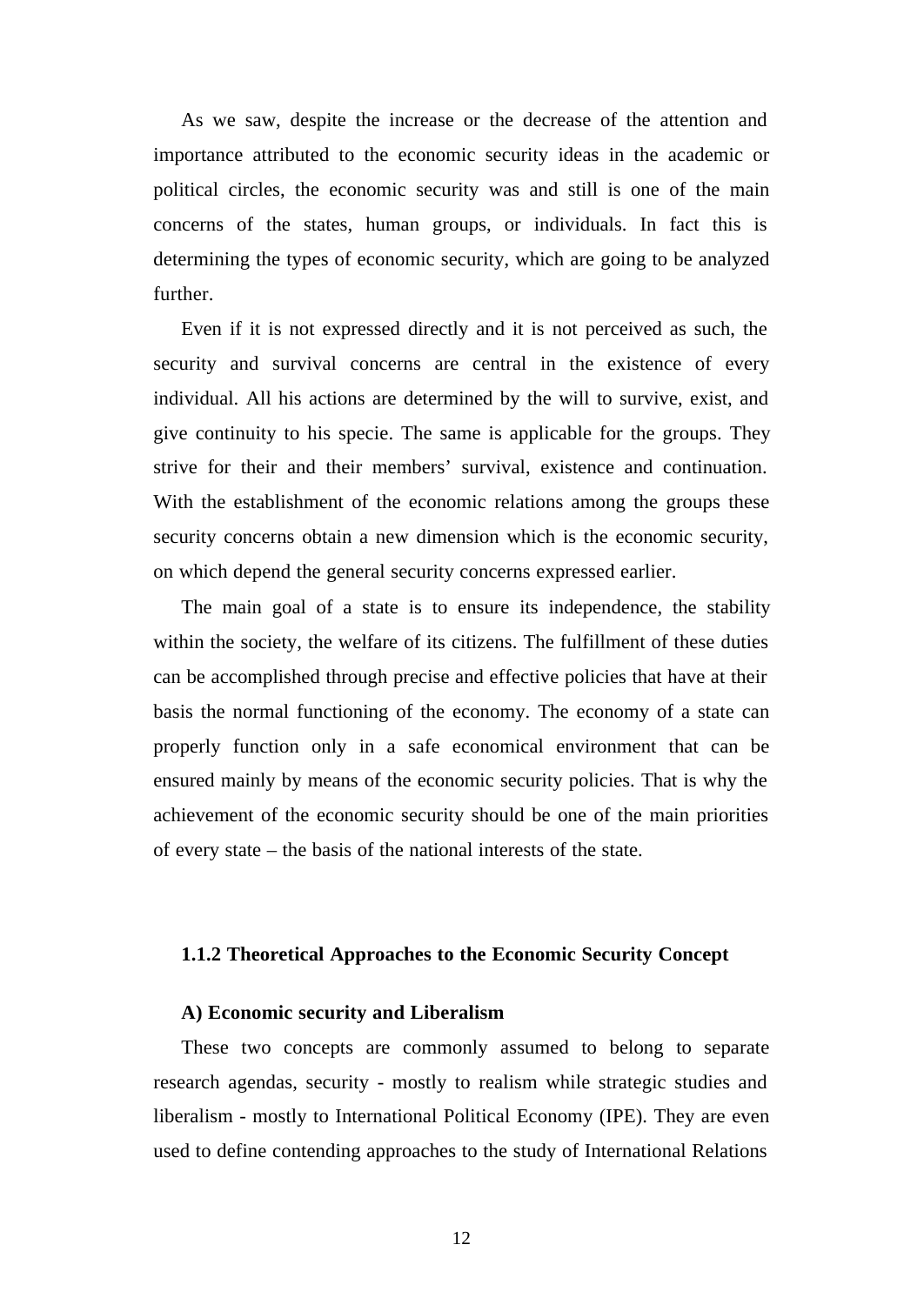As we saw, despite the increase or the decrease of the attention and importance attributed to the economic security ideas in the academic or political circles, the economic security was and still is one of the main concerns of the states, human groups, or individuals. In fact this is determining the types of economic security, which are going to be analyzed further.

Even if it is not expressed directly and it is not perceived as such, the security and survival concerns are central in the existence of every individual. All his actions are determined by the will to survive, exist, and give continuity to his specie. The same is applicable for the groups. They strive for their and their members' survival, existence and continuation. With the establishment of the economic relations among the groups these security concerns obtain a new dimension which is the economic security, on which depend the general security concerns expressed earlier.

The main goal of a state is to ensure its independence, the stability within the society, the welfare of its citizens. The fulfillment of these duties can be accomplished through precise and effective policies that have at their basis the normal functioning of the economy. The economy of a state can properly function only in a safe economical environment that can be ensured mainly by means of the economic security policies. That is why the achievement of the economic security should be one of the main priorities of every state – the basis of the national interests of the state.

### 1.1.2 Theoretical Approaches to the Economic Security Concept

#### A) Economic security and Liberalism

These two concepts are commonly assumed to belong to separate research agendas, security - mostly to realism while strategic studies and liberalism - mostly to International Political Economy (IPE). They are even used to define contending approaches to the study of International Relations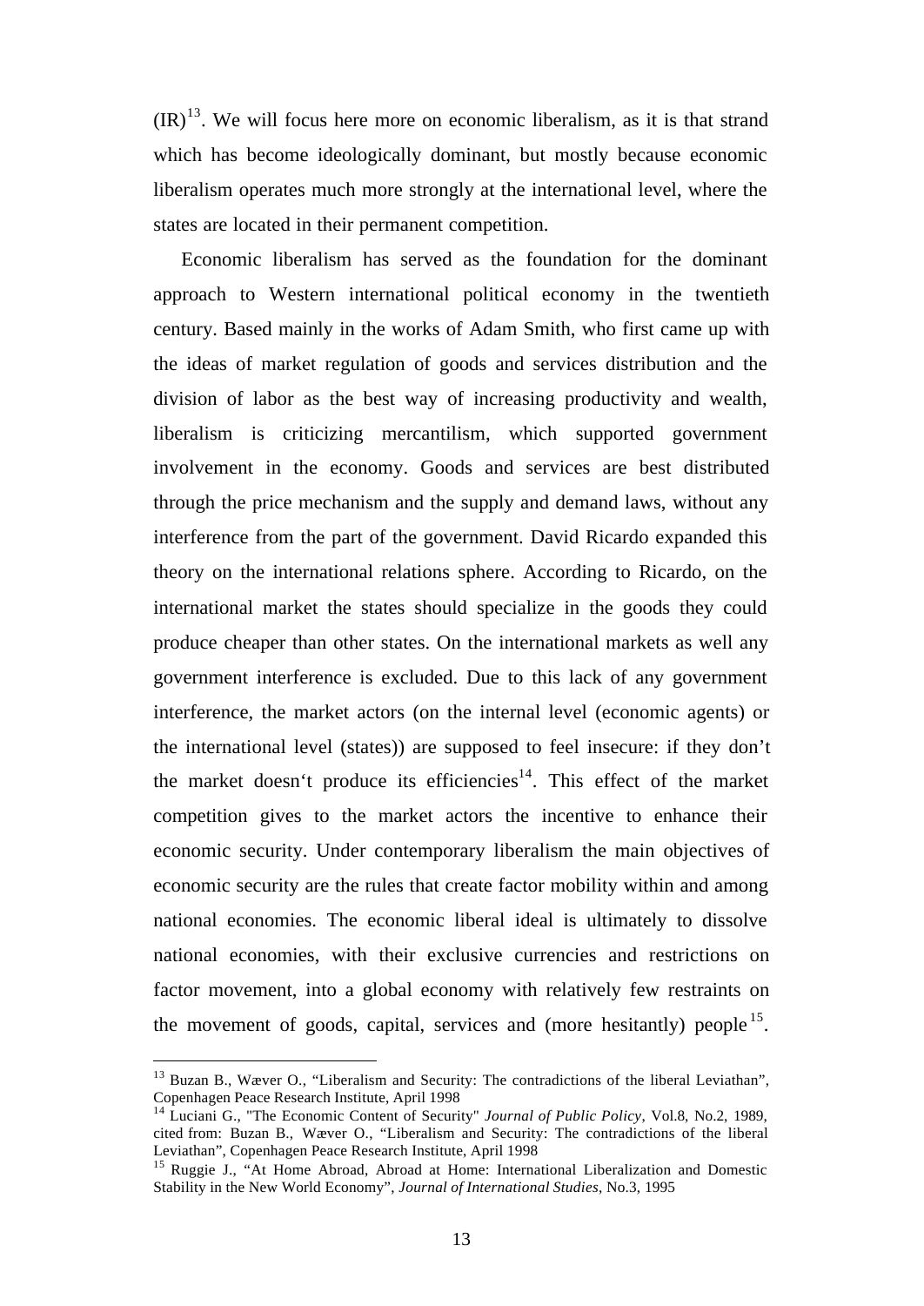(IR)[13]. We will focus here more on economic liberalism, as it is that strand which has become ideologically dominant, but mostly because economic liberalism operates much more strongly at the international level, where the states are located in their permanent competition.

Economic liberalism has served as the foundation for the dominant approach to Western international political economy in the twentieth century. Based mainly in the works of Adam Smith, who first came up with the ideas of market regulation of goods and services distribution and the division of labor as the best way of increasing productivity and wealth, liberalism is criticizing mercantilism, which supported government involvement in the economy. Goods and services are best distributed through the price mechanism and the supply and demand laws, without any interference from the part of the government. David Ricardo expanded this theory on the international relations sphere. According to Ricardo, on the international market the states should specialize in the goods they could produce cheaper than other states. On the international markets as well any government interference is excluded. Due to this lack of any government interference, the market actors (on the internal level (economic agents) or the international level (states)) are supposed to feel insecure: if they don't the market doesn't produce its efficiencies[14]. This effect of the market competition gives to the market actors the incentive to enhance their economic security. Under contemporary liberalism the main objectives of economic security are the rules that create factor mobility within and among national economies. The economic liberal ideal is ultimately to dissolve national economies, with their exclusive currencies and restrictions on factor movement, into a global economy with relatively few restraints on the movement of goods, capital, services and (more hesitantly) people[15].

---

[13] Buzan B., Wæver O., "Liberalism and Security: The contradictions of the liberal Leviathan", Copenhagen Peace Research Institute, April 1998

[14] Luciani G., "The Economic Content of Security" *Journal of Public Policy*, Vol.8, No.2, 1989, cited from: Buzan B., Wæver O., "Liberalism and Security: The contradictions of the liberal Leviathan", Copenhagen Peace Research Institute, April 1998

[15] Ruggie J., "At Home Abroad, Abroad at Home: International Liberalization and Domestic Stability in the New World Economy", *Journal of International Studies*, No.3, 1995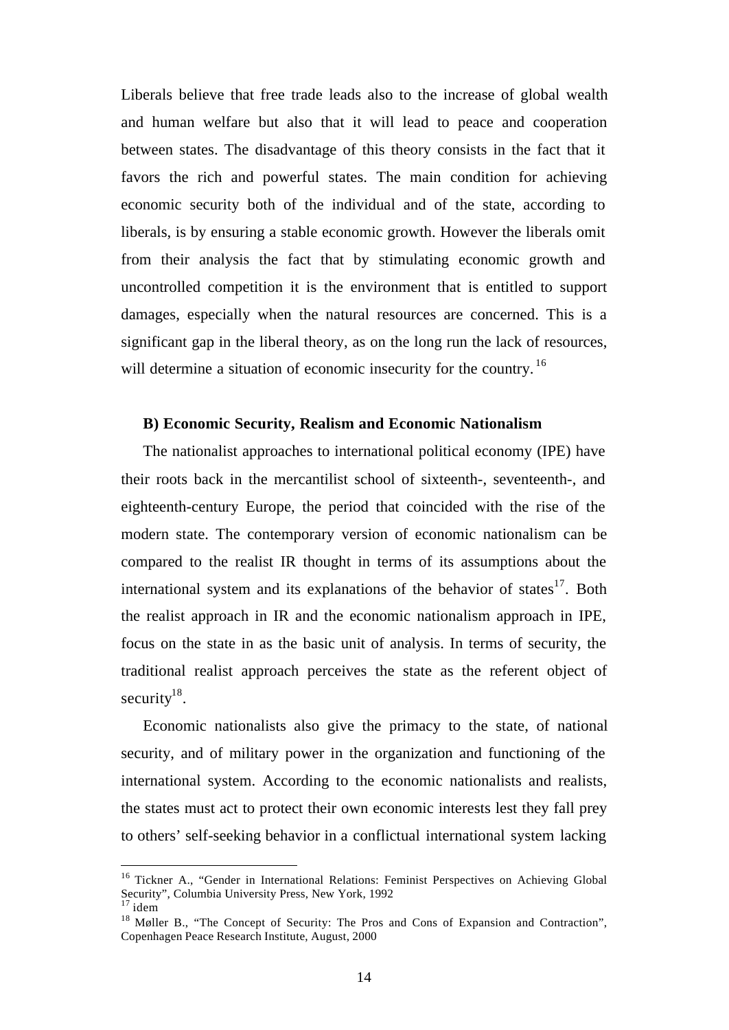Liberals believe that free trade leads also to the increase of global wealth and human welfare but also that it will lead to peace and cooperation between states. The disadvantage of this theory consists in the fact that it favors the rich and powerful states. The main condition for achieving economic security both of the individual and of the state, according to liberals, is by ensuring a stable economic growth. However the liberals omit from their analysis the fact that by stimulating economic growth and uncontrolled competition it is the environment that is entitled to support damages, especially when the natural resources are concerned. This is a significant gap in the liberal theory, as on the long run the lack of resources, will determine a situation of economic insecurity for the country.[16]

**B) Economic Security, Realism and Economic Nationalism**

The nationalist approaches to international political economy (IPE) have their roots back in the mercantilist school of sixteenth-, seventeenth-, and eighteenth-century Europe, the period that coincided with the rise of the modern state. The contemporary version of economic nationalism can be compared to the realist IR thought in terms of its assumptions about the international system and its explanations of the behavior of states[17]. Both the realist approach in IR and the economic nationalism approach in IPE, focus on the state in as the basic unit of analysis. In terms of security, the traditional realist approach perceives the state as the referent object of security[18].

Economic nationalists also give the primacy to the state, of national security, and of military power in the organization and functioning of the international system. According to the economic nationalists and realists, the states must act to protect their own economic interests lest they fall prey to others' self-seeking behavior in a conflictual international system lacking

---

[16] Tickner A., "Gender in International Relations: Feminist Perspectives on Achieving Global Security", Columbia University Press, New York, 1992

[17] idem

[18] Møller B., "The Concept of Security: The Pros and Cons of Expansion and Contraction", Copenhagen Peace Research Institute, August, 2000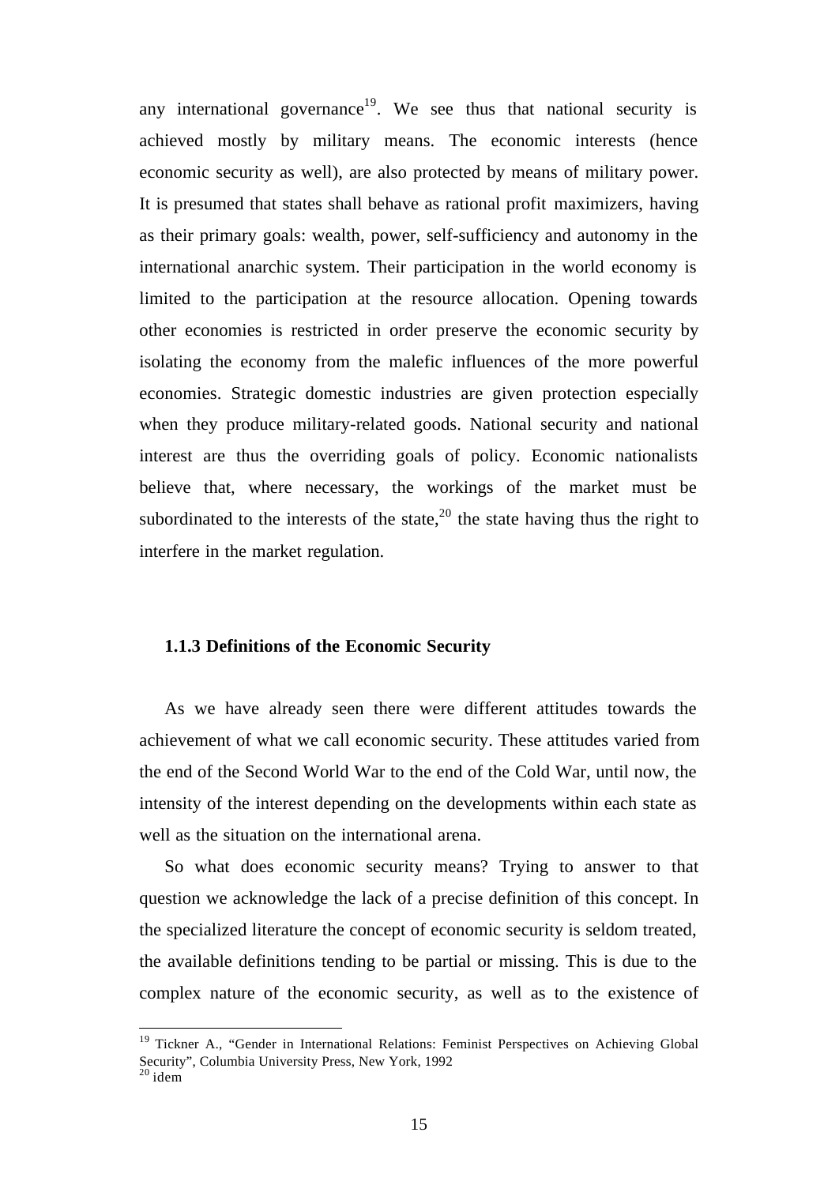any international governance[19]. We see thus that national security is achieved mostly by military means. The economic interests (hence economic security as well), are also protected by means of military power. It is presumed that states shall behave as rational profit maximizers, having as their primary goals: wealth, power, self-sufficiency and autonomy in the international anarchic system. Their participation in the world economy is limited to the participation at the resource allocation. Opening towards other economies is restricted in order preserve the economic security by isolating the economy from the malefic influences of the more powerful economies. Strategic domestic industries are given protection especially when they produce military-related goods. National security and national interest are thus the overriding goals of policy. Economic nationalists believe that, where necessary, the workings of the market must be subordinated to the interests of the state,[20] the state having thus the right to interfere in the market regulation.

### 1.1.3 Definitions of the Economic Security

As we have already seen there were different attitudes towards the achievement of what we call economic security. These attitudes varied from the end of the Second World War to the end of the Cold War, until now, the intensity of the interest depending on the developments within each state as well as the situation on the international arena.

So what does economic security means? Trying to answer to that question we acknowledge the lack of a precise definition of this concept. In the specialized literature the concept of economic security is seldom treated, the available definitions tending to be partial or missing. This is due to the complex nature of the economic security, as well as to the existence of

---

[19] Tickner A., "Gender in International Relations: Feminist Perspectives on Achieving Global Security", Columbia University Press, New York, 1992

[20] idem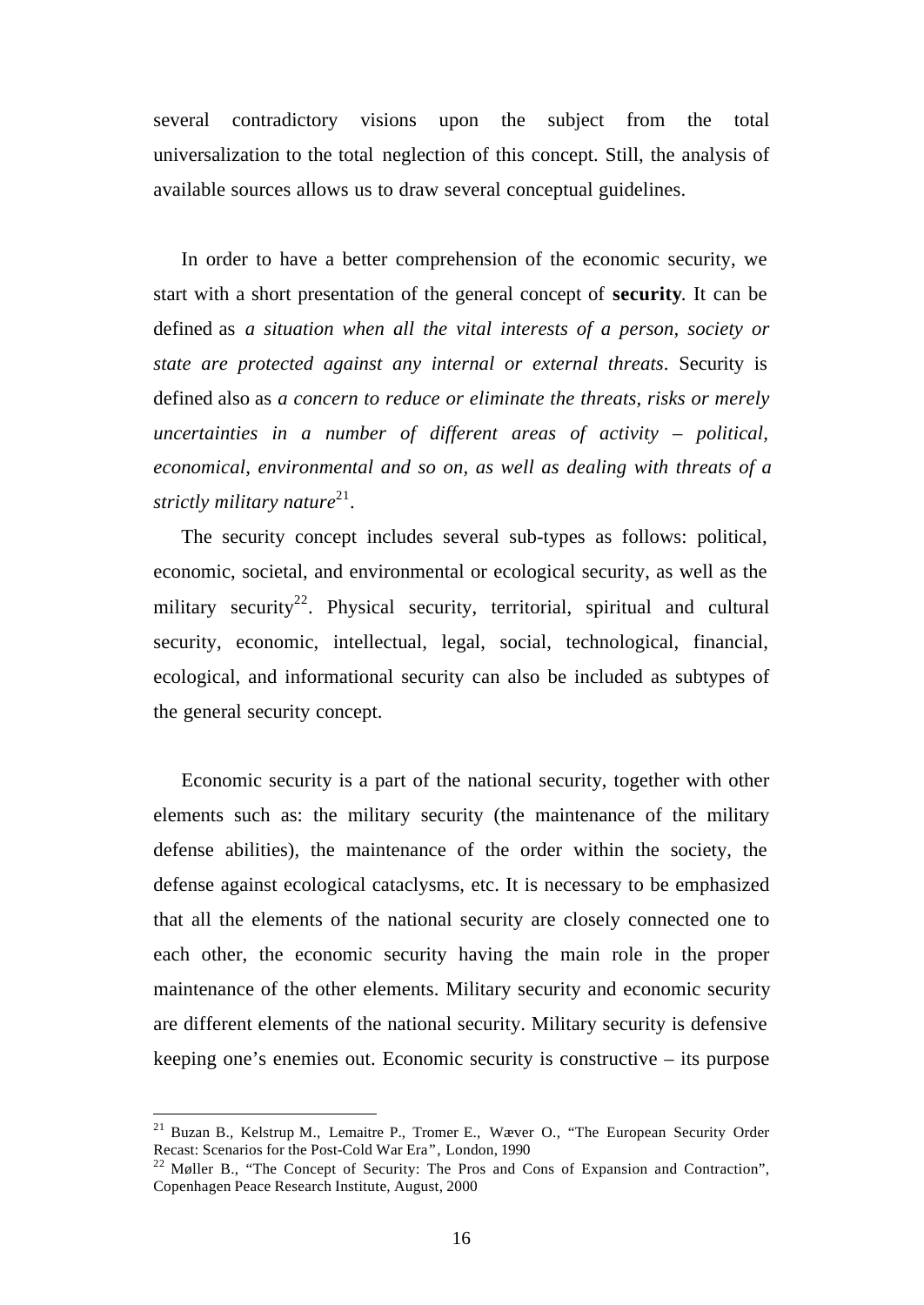several contradictory visions upon the subject from the total universalization to the total neglection of this concept. Still, the analysis of available sources allows us to draw several conceptual guidelines.

In order to have a better comprehension of the economic security, we start with a short presentation of the general concept of **security**. It can be defined as *a situation when all the vital interests of a person, society or state are protected against any internal or external threats*. Security is defined also as *a concern to reduce or eliminate the threats, risks or merely uncertainties in a number of different areas of activity – political, economical, environmental and so on, as well as dealing with threats of a strictly military nature*[21].

The security concept includes several sub-types as follows: political, economic, societal, and environmental or ecological security, as well as the military security[22]. Physical security, territorial, spiritual and cultural security, economic, intellectual, legal, social, technological, financial, ecological, and informational security can also be included as subtypes of the general security concept.

Economic security is a part of the national security, together with other elements such as: the military security (the maintenance of the military defense abilities), the maintenance of the order within the society, the defense against ecological cataclysms, etc. It is necessary to be emphasized that all the elements of the national security are closely connected one to each other, the economic security having the main role in the proper maintenance of the other elements. Military security and economic security are different elements of the national security. Military security is defensive keeping one's enemies out. Economic security is constructive – its purpose

---

[21] Buzan B., Kelstrup M., Lemaitre P., Tromer E., Wæver O., "The European Security Order Recast: Scenarios for the Post-Cold War Era", London, 1990

[22] Møller B., "The Concept of Security: The Pros and Cons of Expansion and Contraction", Copenhagen Peace Research Institute, August, 2000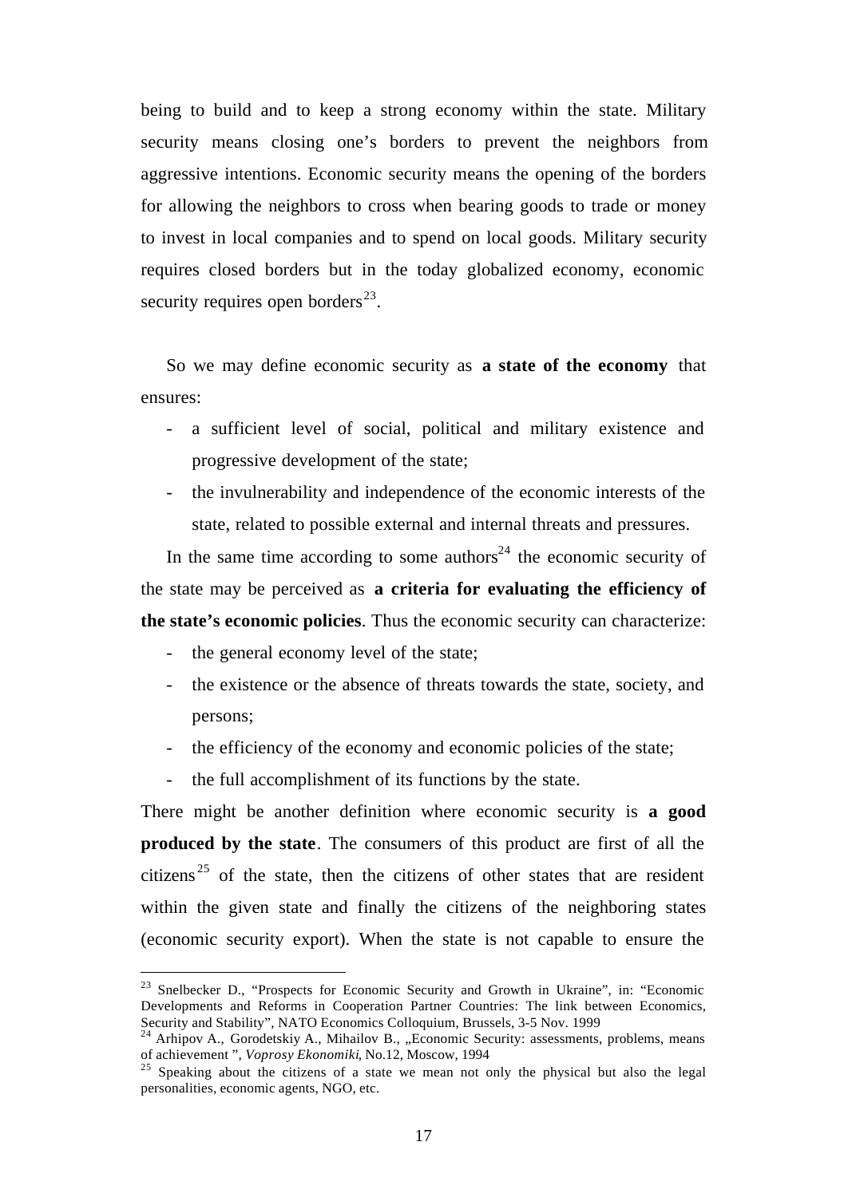being to build and to keep a strong economy within the state. Military security means closing one's borders to prevent the neighbors from aggressive intentions. Economic security means the opening of the borders for allowing the neighbors to cross when bearing goods to trade or money to invest in local companies and to spend on local goods. Military security requires closed borders but in the today globalized economy, economic security requires open borders[23].

So we may define economic security as **a state of the economy** that ensures:

- a sufficient level of social, political and military existence and progressive development of the state;
- the invulnerability and independence of the economic interests of the state, related to possible external and internal threats and pressures.

In the same time according to some authors[24] the economic security of the state may be perceived as **a criteria for evaluating the efficiency of the state's economic policies**. Thus the economic security can characterize:

- the general economy level of the state;
- the existence or the absence of threats towards the state, society, and persons;
- the efficiency of the economy and economic policies of the state;
- the full accomplishment of its functions by the state.

There might be another definition where economic security is **a good produced by the state**. The consumers of this product are first of all the citizens[25] of the state, then the citizens of other states that are resident within the given state and finally the citizens of the neighboring states (economic security export). When the state is not capable to ensure the

---

[23] Snelbecker D., "Prospects for Economic Security and Growth in Ukraine", in: "Economic Developments and Reforms in Cooperation Partner Countries: The link between Economics, Security and Stability", NATO Economics Colloquium, Brussels, 3-5 Nov. 1999

[24] Arhipov A., Gorodetskiy A., Mihailov B., „Economic Security: assessments, problems, means of achievement ", *Voprosy Ekonomiki*, No.12, Moscow, 1994

[25] Speaking about the citizens of a state we mean not only the physical but also the legal personalities, economic agents, NGO, etc.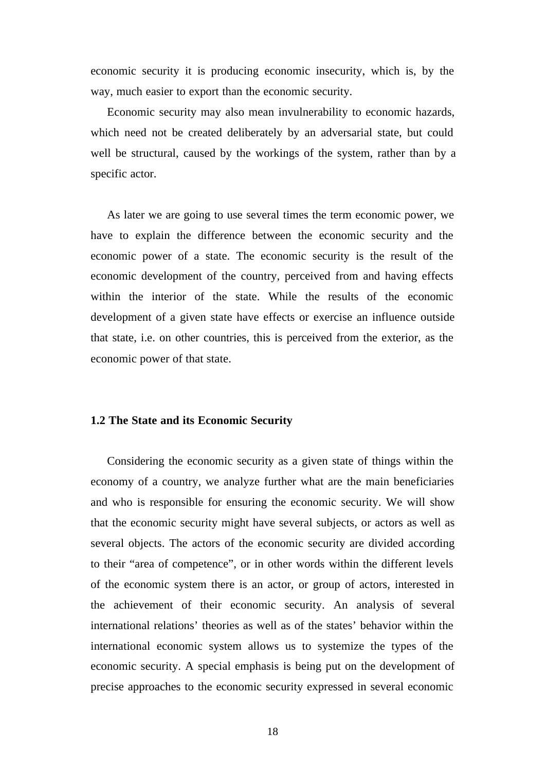economic security it is producing economic insecurity, which is, by the way, much easier to export than the economic security.

Economic security may also mean invulnerability to economic hazards, which need not be created deliberately by an adversarial state, but could well be structural, caused by the workings of the system, rather than by a specific actor.

As later we are going to use several times the term economic power, we have to explain the difference between the economic security and the economic power of a state. The economic security is the result of the economic development of the country, perceived from and having effects within the interior of the state. While the results of the economic development of a given state have effects or exercise an influence outside that state, i.e. on other countries, this is perceived from the exterior, as the economic power of that state.

### 1.2 The State and its Economic Security

Considering the economic security as a given state of things within the economy of a country, we analyze further what are the main beneficiaries and who is responsible for ensuring the economic security. We will show that the economic security might have several subjects, or actors as well as several objects. The actors of the economic security are divided according to their "area of competence", or in other words within the different levels of the economic system there is an actor, or group of actors, interested in the achievement of their economic security. An analysis of several international relations' theories as well as of the states' behavior within the international economic system allows us to systemize the types of the economic security. A special emphasis is being put on the development of precise approaches to the economic security expressed in several economic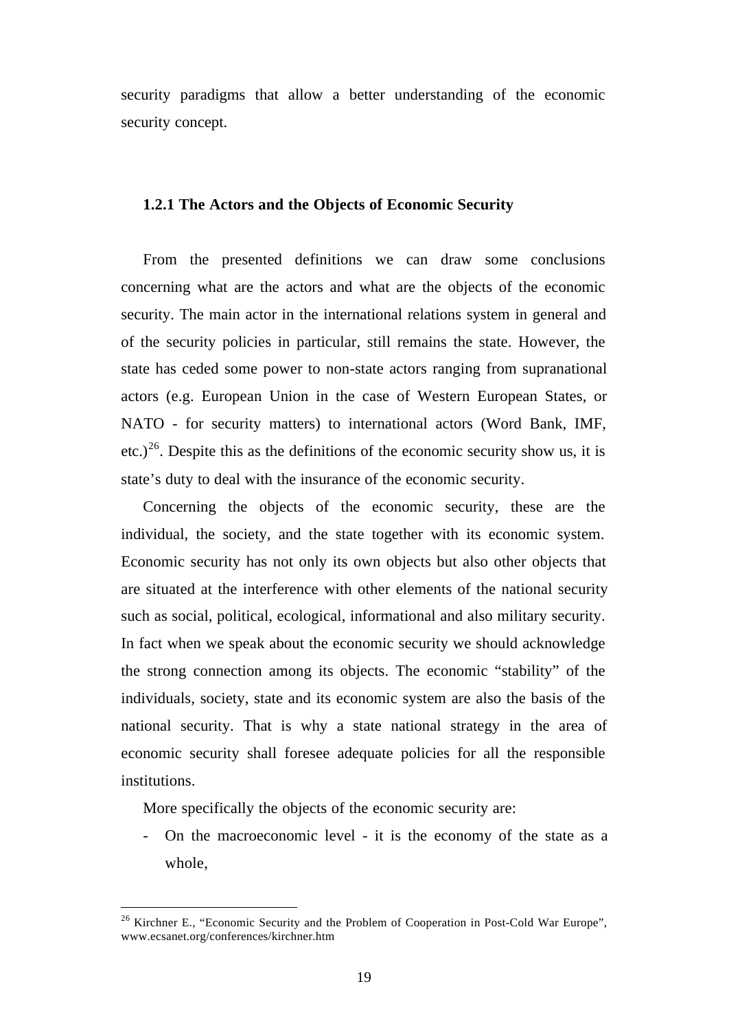security paradigms that allow a better understanding of the economic security concept.

### 1.2.1 The Actors and the Objects of Economic Security

From the presented definitions we can draw some conclusions concerning what are the actors and what are the objects of the economic security. The main actor in the international relations system in general and of the security policies in particular, still remains the state. However, the state has ceded some power to non-state actors ranging from supranational actors (e.g. European Union in the case of Western European States, or NATO - for security matters) to international actors (Word Bank, IMF, etc.)[26]. Despite this as the definitions of the economic security show us, it is state's duty to deal with the insurance of the economic security.

Concerning the objects of the economic security, these are the individual, the society, and the state together with its economic system. Economic security has not only its own objects but also other objects that are situated at the interference with other elements of the national security such as social, political, ecological, informational and also military security. In fact when we speak about the economic security we should acknowledge the strong connection among its objects. The economic "stability" of the individuals, society, state and its economic system are also the basis of the national security. That is why a state national strategy in the area of economic security shall foresee adequate policies for all the responsible institutions.

More specifically the objects of the economic security are:

- On the macroeconomic level - it is the economy of the state as a whole,

---

[26] Kirchner E., "Economic Security and the Problem of Cooperation in Post-Cold War Europe", www.ecsanet.org/conferences/kirchner.htm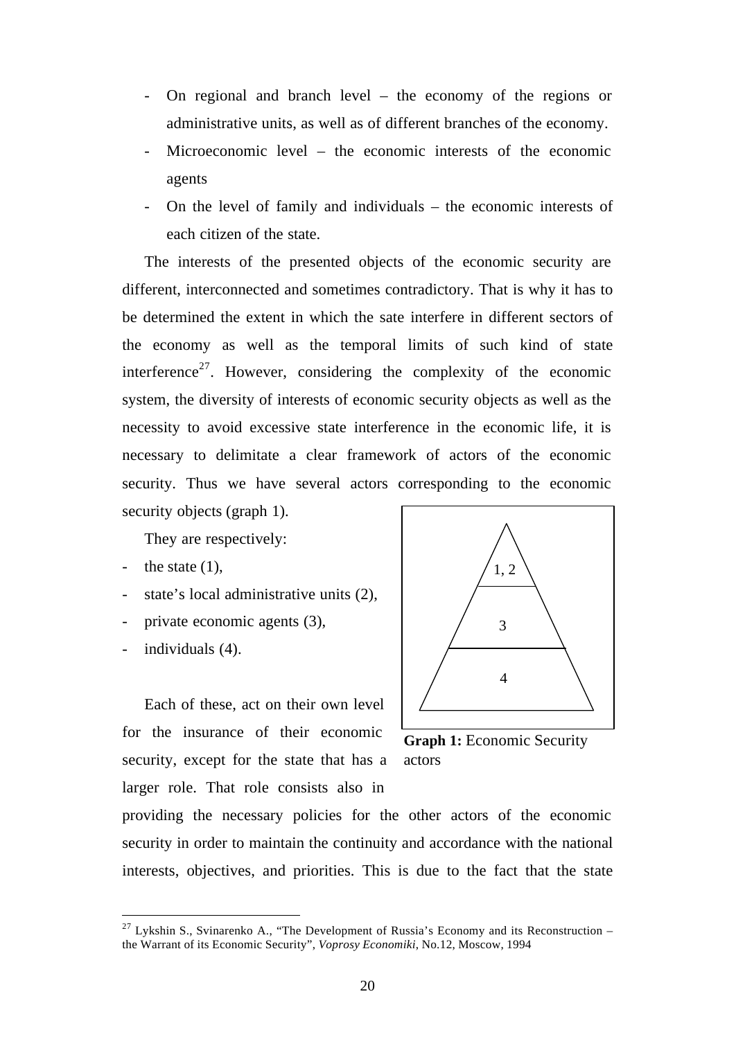- On regional and branch level – the economy of the regions or administrative units, as well as of different branches of the economy.
- Microeconomic level – the economic interests of the economic agents
- On the level of family and individuals – the economic interests of each citizen of the state.

The interests of the presented objects of the economic security are different, interconnected and sometimes contradictory. That is why it has to be determined the extent in which the sate interfere in different sectors of the economy as well as the temporal limits of such kind of state interference[27]. However, considering the complexity of the economic system, the diversity of interests of economic security objects as well as the necessity to avoid excessive state interference in the economic life, it is necessary to delimitate a clear framework of actors of the economic security. Thus we have several actors corresponding to the economic security objects (graph 1).

They are respectively:

- the state (1),
- state's local administrative units (2),
- private economic agents (3),
- individuals (4).

1, 2

3

4

**Graph 1:** Economic Security actors

Each of these, act on their own level for the insurance of their economic security, except for the state that has a larger role. That role consists also in providing the necessary policies for the other actors of the economic security in order to maintain the continuity and accordance with the national interests, objectives, and priorities. This is due to the fact that the state

---

[27] Lykshin S., Svinarenko A., "The Development of Russia's Economy and its Reconstruction – the Warrant of its Economic Security", *Voprosy Economiki*, No.12, Moscow, 1994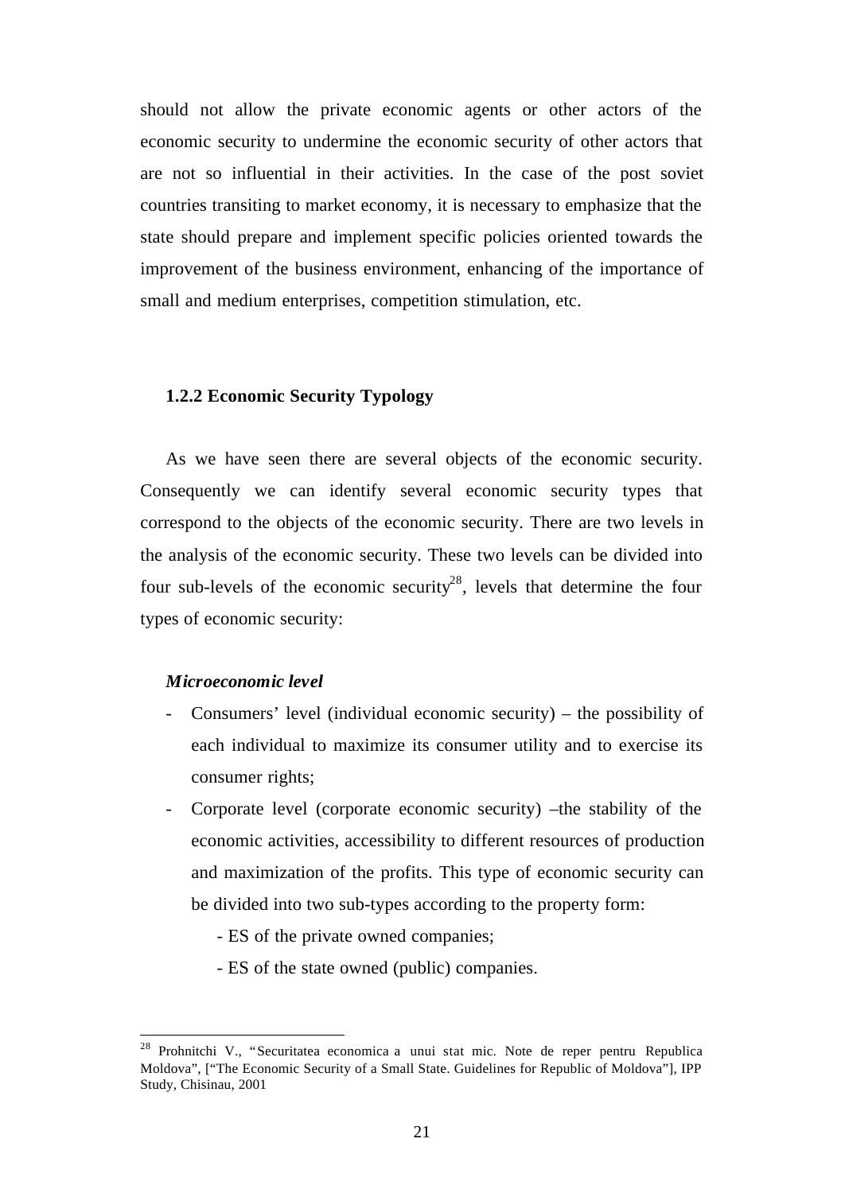should not allow the private economic agents or other actors of the economic security to undermine the economic security of other actors that are not so influential in their activities. In the case of the post soviet countries transiting to market economy, it is necessary to emphasize that the state should prepare and implement specific policies oriented towards the improvement of the business environment, enhancing of the importance of small and medium enterprises, competition stimulation, etc.

### 1.2.2 Economic Security Typology

As we have seen there are several objects of the economic security. Consequently we can identify several economic security types that correspond to the objects of the economic security. There are two levels in the analysis of the economic security. These two levels can be divided into four sub-levels of the economic security[28], levels that determine the four types of economic security:

***Microeconomic level***

- Consumers' level (individual economic security) – the possibility of each individual to maximize its consumer utility and to exercise its consumer rights;
- Corporate level (corporate economic security) –the stability of the economic activities, accessibility to different resources of production and maximization of the profits. This type of economic security can be divided into two sub-types according to the property form:
    - ES of the private owned companies;
    - ES of the state owned (public) companies.

[28] Prohnitchi V., "Securitatea economica a unui stat mic. Note de reper pentru Republica Moldova", ["The Economic Security of a Small State. Guidelines for Republic of Moldova"], IPP Study, Chisinau, 2001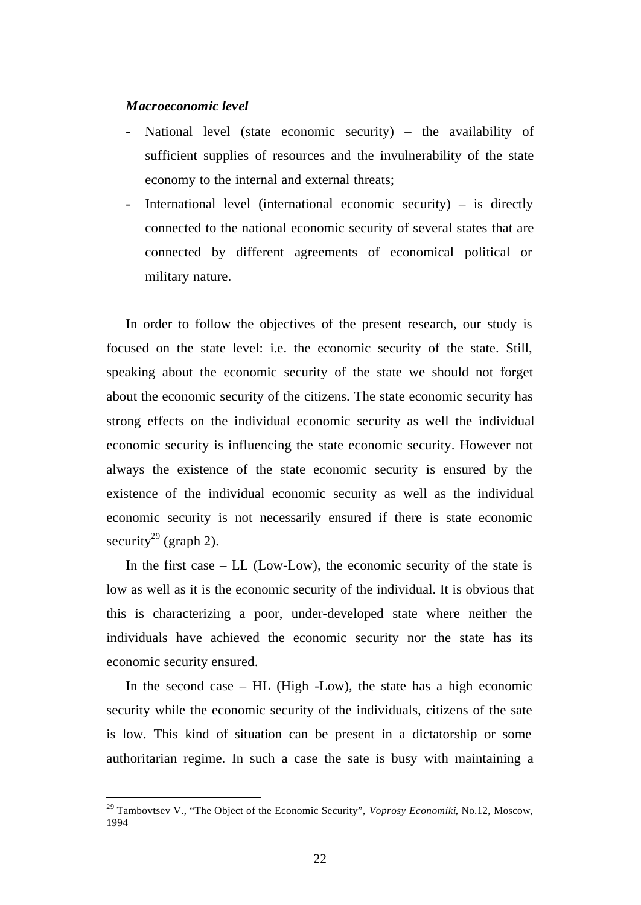***Macroeconomic level***

- National level (state economic security) – the availability of sufficient supplies of resources and the invulnerability of the state economy to the internal and external threats;
- International level (international economic security) – is directly connected to the national economic security of several states that are connected by different agreements of economical political or military nature.

In order to follow the objectives of the present research, our study is focused on the state level: i.e. the economic security of the state. Still, speaking about the economic security of the state we should not forget about the economic security of the citizens. The state economic security has strong effects on the individual economic security as well the individual economic security is influencing the state economic security. However not always the existence of the state economic security is ensured by the existence of the individual economic security as well as the individual economic security is not necessarily ensured if there is state economic security[29] (graph 2).

In the first case – LL (Low-Low), the economic security of the state is low as well as it is the economic security of the individual. It is obvious that this is characterizing a poor, under-developed state where neither the individuals have achieved the economic security nor the state has its economic security ensured.

In the second case – HL (High -Low), the state has a high economic security while the economic security of the individuals, citizens of the sate is low. This kind of situation can be present in a dictatorship or some authoritarian regime. In such a case the sate is busy with maintaining a

[29] Tambovtsev V., "The Object of the Economic Security", *Voprosy Economiki*, No.12, Moscow, 1994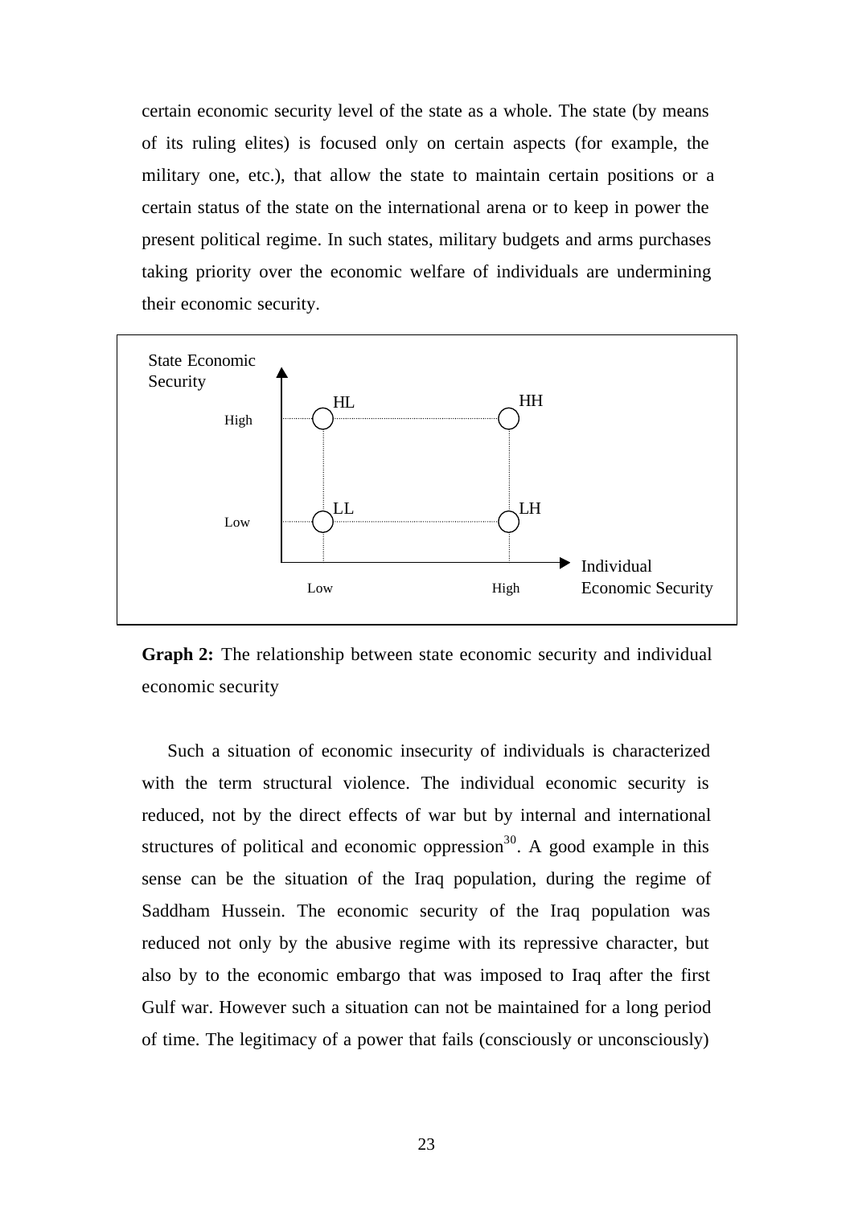certain economic security level of the state as a whole. The state (by means of its ruling elites) is focused only on certain aspects (for example, the military one, etc.), that allow the state to maintain certain positions or a certain status of the state on the international arena or to keep in power the present political regime. In such states, military budgets and arms purchases taking priority over the economic welfare of individuals are undermining their economic security.

**Graph 2:** The relationship between state economic security and individual economic security

Such a situation of economic insecurity of individuals is characterized with the term structural violence. The individual economic security is reduced, not by the direct effects of war but by internal and international structures of political and economic oppression[30]. A good example in this sense can be the situation of the Iraq population, during the regime of Saddham Hussein. The economic security of the Iraq population was reduced not only by the abusive regime with its repressive character, but also by to the economic embargo that was imposed to Iraq after the first Gulf war. However such a situation can not be maintained for a long period of time. The legitimacy of a power that fails (consciously or unconsciously)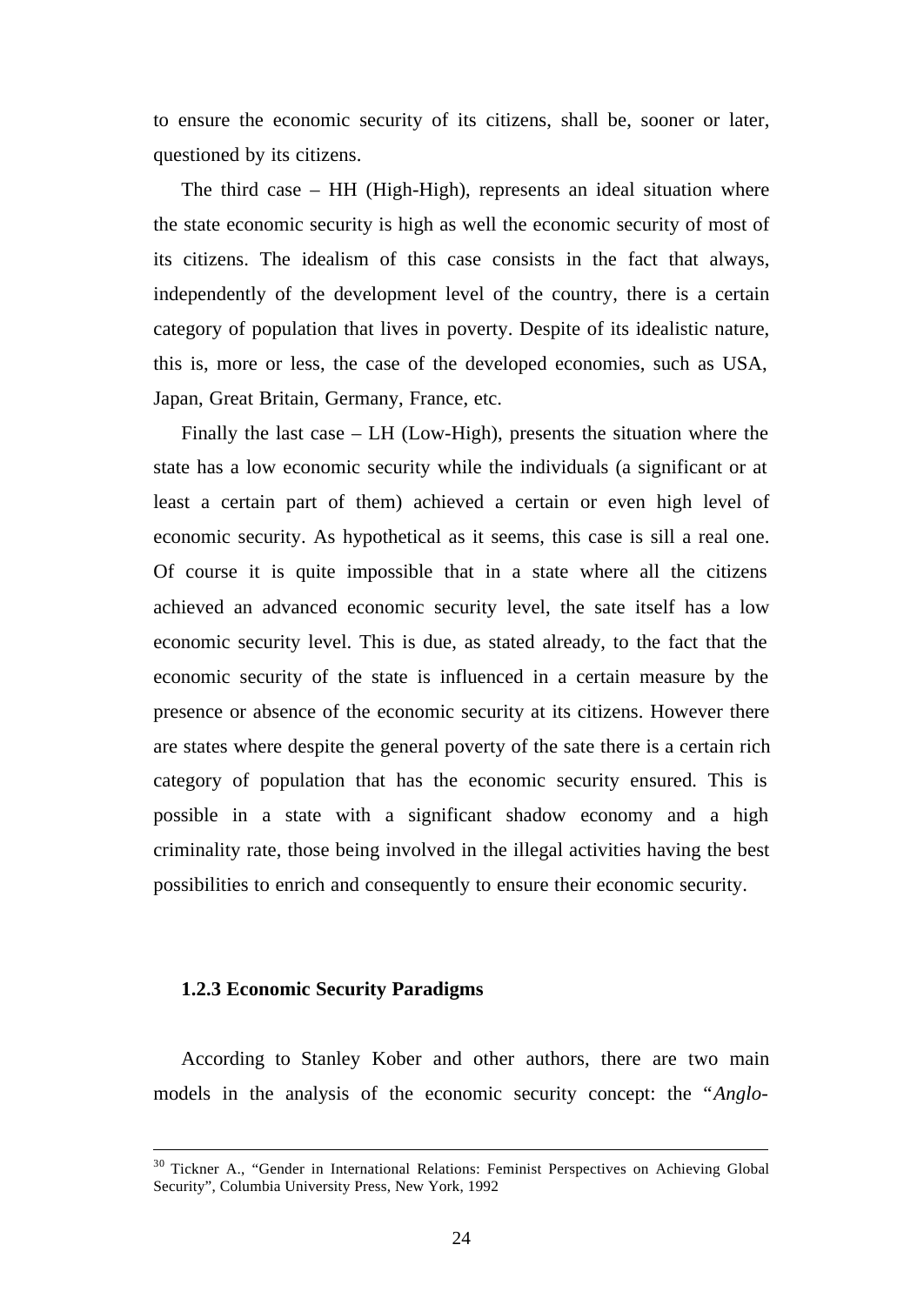to ensure the economic security of its citizens, shall be, sooner or later, questioned by its citizens.

The third case – HH (High-High), represents an ideal situation where the state economic security is high as well the economic security of most of its citizens. The idealism of this case consists in the fact that always, independently of the development level of the country, there is a certain category of population that lives in poverty. Despite of its idealistic nature, this is, more or less, the case of the developed economies, such as USA, Japan, Great Britain, Germany, France, etc.

Finally the last case – LH (Low-High), presents the situation where the state has a low economic security while the individuals (a significant or at least a certain part of them) achieved a certain or even high level of economic security. As hypothetical as it seems, this case is sill a real one. Of course it is quite impossible that in a state where all the citizens achieved an advanced economic security level, the sate itself has a low economic security level. This is due, as stated already, to the fact that the economic security of the state is influenced in a certain measure by the presence or absence of the economic security at its citizens. However there are states where despite the general poverty of the sate there is a certain rich category of population that has the economic security ensured. This is possible in a state with a significant shadow economy and a high criminality rate, those being involved in the illegal activities having the best possibilities to enrich and consequently to ensure their economic security.

### 1.2.3 Economic Security Paradigms

According to Stanley Kober and other authors, there are two main models in the analysis of the economic security concept: the "*Anglo-*

---

[30] Tickner A., "Gender in International Relations: Feminist Perspectives on Achieving Global Security", Columbia University Press, New York, 1992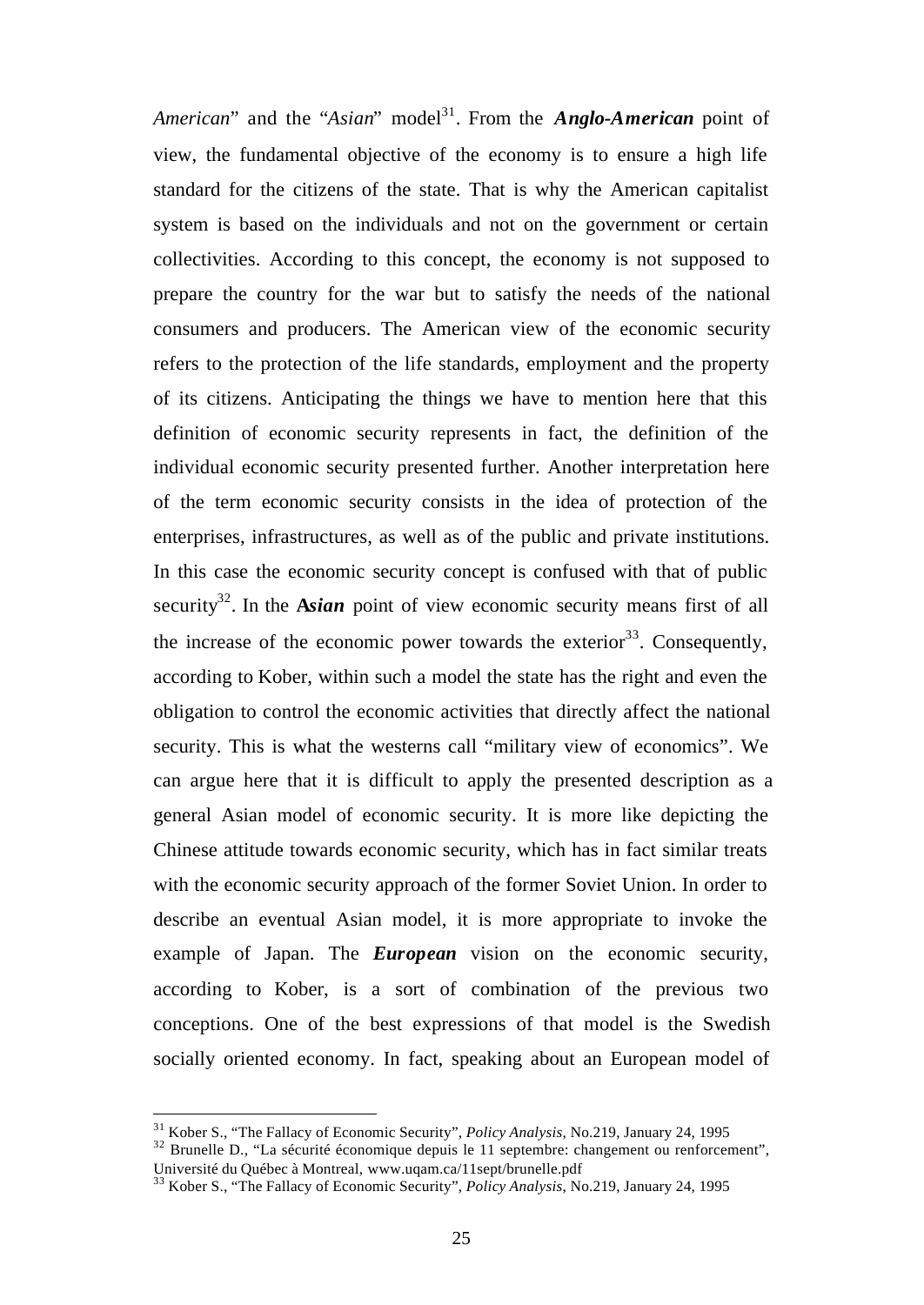*American*" and the "*Asian*" model[31]. From the ***Anglo-American*** point of view, the fundamental objective of the economy is to ensure a high life standard for the citizens of the state. That is why the American capitalist system is based on the individuals and not on the government or certain collectivities. According to this concept, the economy is not supposed to prepare the country for the war but to satisfy the needs of the national consumers and producers. The American view of the economic security refers to the protection of the life standards, employment and the property of its citizens. Anticipating the things we have to mention here that this definition of economic security represents in fact, the definition of the individual economic security presented further. Another interpretation here of the term economic security consists in the idea of protection of the enterprises, infrastructures, as well as of the public and private institutions. In this case the economic security concept is confused with that of public security[32]. In the ***Asian*** point of view economic security means first of all the increase of the economic power towards the exterior[33]. Consequently, according to Kober, within such a model the state has the right and even the obligation to control the economic activities that directly affect the national security. This is what the westerns call "military view of economics". We can argue here that it is difficult to apply the presented description as a general Asian model of economic security. It is more like depicting the Chinese attitude towards economic security, which has in fact similar treats with the economic security approach of the former Soviet Union. In order to describe an eventual Asian model, it is more appropriate to invoke the example of Japan. The ***European*** vision on the economic security, according to Kober, is a sort of combination of the previous two conceptions. One of the best expressions of that model is the Swedish socially oriented economy. In fact, speaking about an European model of

---

[31] Kober S., "The Fallacy of Economic Security", *Policy Analysis*, No.219, January 24, 1995

[32] Brunelle D., "La sécurité économique depuis le 11 septembre: changement ou renforcement", Université du Québec à Montreal, www.uqam.ca/11sept/brunelle.pdf

[33] Kober S., "The Fallacy of Economic Security", *Policy Analysis*, No.219, January 24, 1995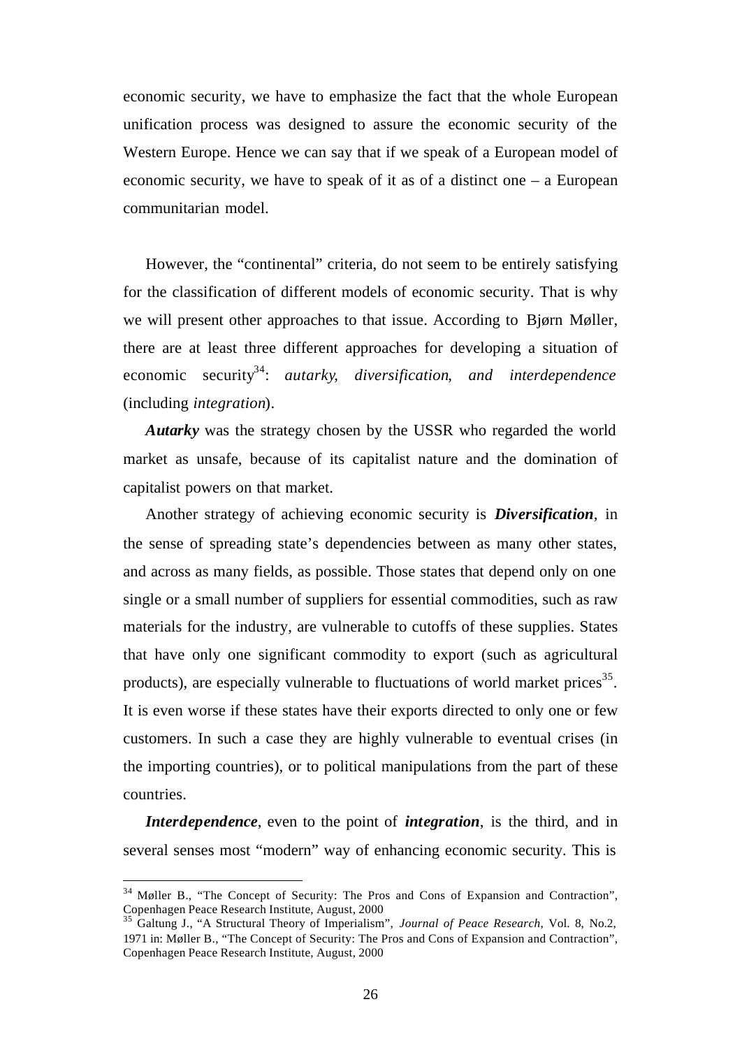economic security, we have to emphasize the fact that the whole European unification process was designed to assure the economic security of the Western Europe. Hence we can say that if we speak of a European model of economic security, we have to speak of it as of a distinct one – a European communitarian model.

However, the "continental" criteria, do not seem to be entirely satisfying for the classification of different models of economic security. That is why we will present other approaches to that issue. According to Bjørn Møller, there are at least three different approaches for developing a situation of economic security[34]: *autarky*, *diversification*, *and interdependence* (including *integration*).

***Autarky*** was the strategy chosen by the USSR who regarded the world market as unsafe, because of its capitalist nature and the domination of capitalist powers on that market.

Another strategy of achieving economic security is ***Diversification***, in the sense of spreading state's dependencies between as many other states, and across as many fields, as possible. Those states that depend only on one single or a small number of suppliers for essential commodities, such as raw materials for the industry, are vulnerable to cutoffs of these supplies. States that have only one significant commodity to export (such as agricultural products), are especially vulnerable to fluctuations of world market prices[35]. It is even worse if these states have their exports directed to only one or few customers. In such a case they are highly vulnerable to eventual crises (in the importing countries), or to political manipulations from the part of these countries.

***Interdependence***, even to the point of ***integration***, is the third, and in several senses most "modern" way of enhancing economic security. This is

---

[34] Møller B., "The Concept of Security: The Pros and Cons of Expansion and Contraction", Copenhagen Peace Research Institute, August, 2000

[35] Galtung J., "A Structural Theory of Imperialism", *Journal of Peace Research*, Vol. 8, No.2, 1971 in: Møller B., "The Concept of Security: The Pros and Cons of Expansion and Contraction", Copenhagen Peace Research Institute, August, 2000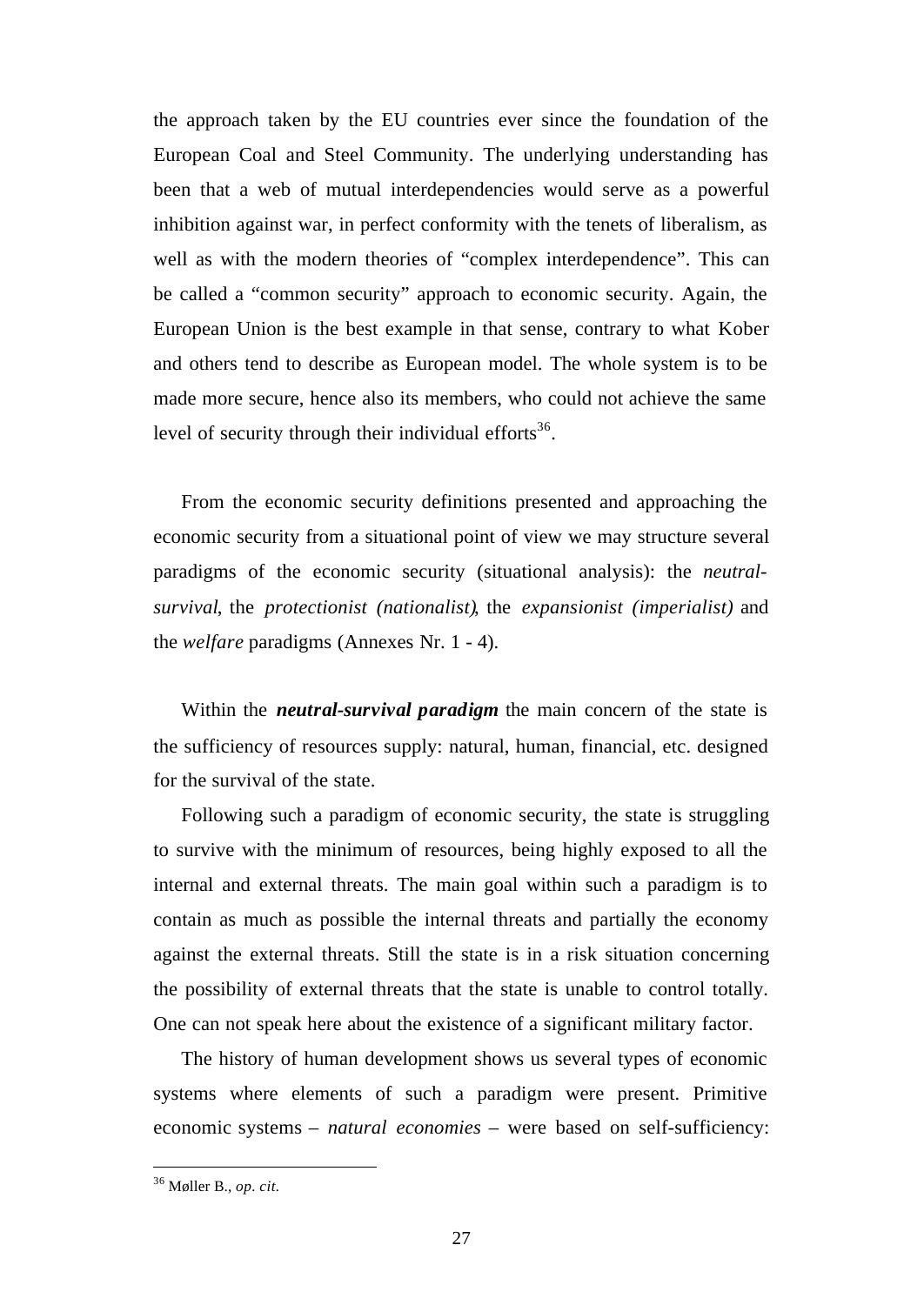the approach taken by the EU countries ever since the foundation of the European Coal and Steel Community. The underlying understanding has been that a web of mutual interdependencies would serve as a powerful inhibition against war, in perfect conformity with the tenets of liberalism, as well as with the modern theories of "complex interdependence". This can be called a "common security" approach to economic security. Again, the European Union is the best example in that sense, contrary to what Kober and others tend to describe as European model. The whole system is to be made more secure, hence also its members, who could not achieve the same level of security through their individual efforts[36].

From the economic security definitions presented and approaching the economic security from a situational point of view we may structure several paradigms of the economic security (situational analysis): the *neutral-survival*, the *protectionist (nationalist)*, the *expansionist (imperialist)* and the *welfare* paradigms (Annexes Nr. 1 - 4).

Within the ***neutral-survival paradigm*** the main concern of the state is the sufficiency of resources supply: natural, human, financial, etc. designed for the survival of the state.

Following such a paradigm of economic security, the state is struggling to survive with the minimum of resources, being highly exposed to all the internal and external threats. The main goal within such a paradigm is to contain as much as possible the internal threats and partially the economy against the external threats. Still the state is in a risk situation concerning the possibility of external threats that the state is unable to control totally. One can not speak here about the existence of a significant military factor.

The history of human development shows us several types of economic systems where elements of such a paradigm were present. Primitive economic systems – *natural economies* – were based on self-sufficiency:

---

[36] Møller B., *op. cit.*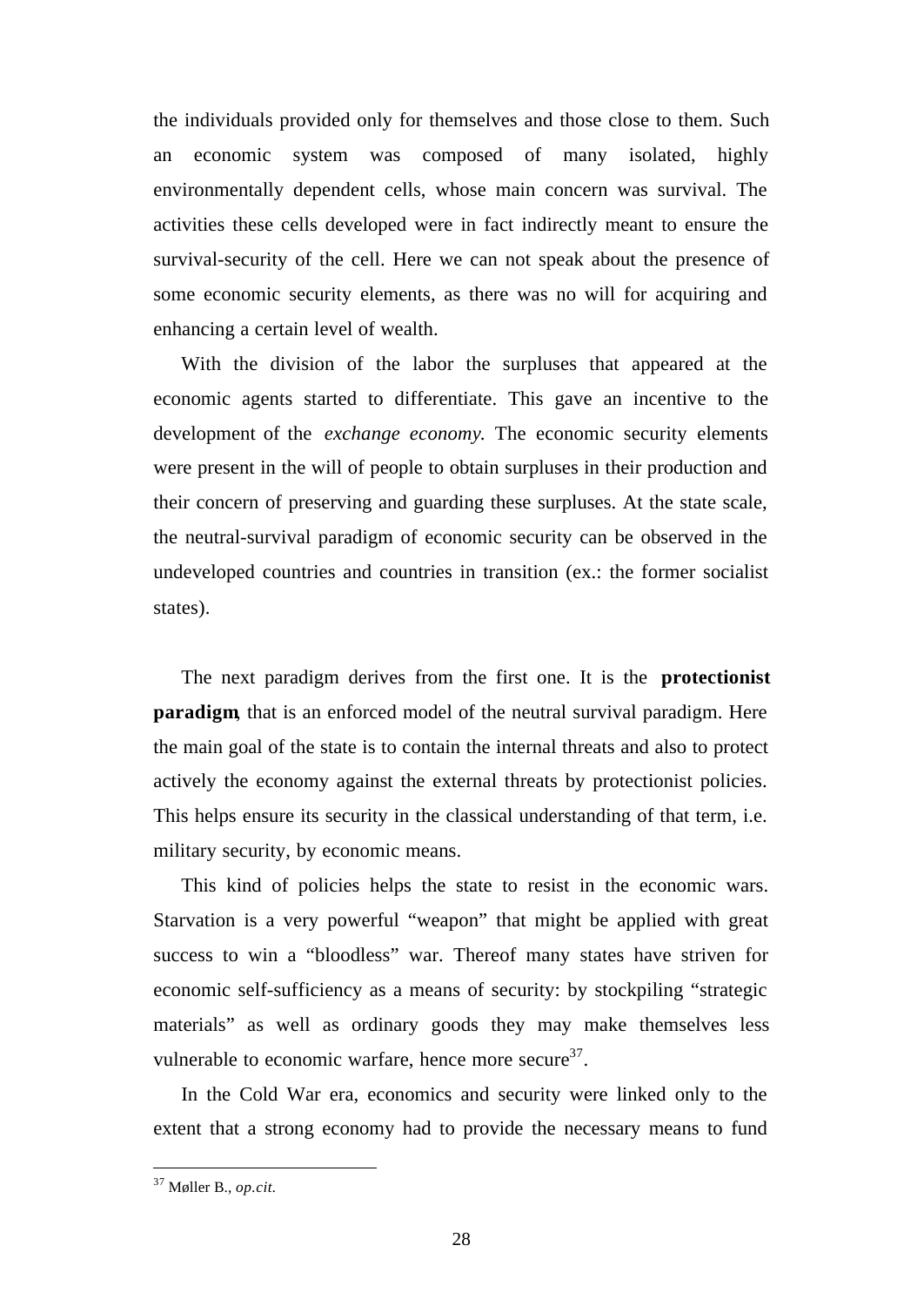the individuals provided only for themselves and those close to them. Such an economic system was composed of many isolated, highly environmentally dependent cells, whose main concern was survival. The activities these cells developed were in fact indirectly meant to ensure the survival-security of the cell. Here we can not speak about the presence of some economic security elements, as there was no will for acquiring and enhancing a certain level of wealth.

With the division of the labor the surpluses that appeared at the economic agents started to differentiate. This gave an incentive to the development of the *exchange economy.* The economic security elements were present in the will of people to obtain surpluses in their production and their concern of preserving and guarding these surpluses. At the state scale, the neutral-survival paradigm of economic security can be observed in the undeveloped countries and countries in transition (ex.: the former socialist states).

The next paradigm derives from the first one. It is the **protectionist paradigm**, that is an enforced model of the neutral survival paradigm. Here the main goal of the state is to contain the internal threats and also to protect actively the economy against the external threats by protectionist policies. This helps ensure its security in the classical understanding of that term, i.e. military security, by economic means.

This kind of policies helps the state to resist in the economic wars. Starvation is a very powerful "weapon" that might be applied with great success to win a "bloodless" war. Thereof many states have striven for economic self-sufficiency as a means of security: by stockpiling "strategic materials" as well as ordinary goods they may make themselves less vulnerable to economic warfare, hence more secure[37].

In the Cold War era, economics and security were linked only to the extent that a strong economy had to provide the necessary means to fund

---

[37] Møller B., *op.cit.*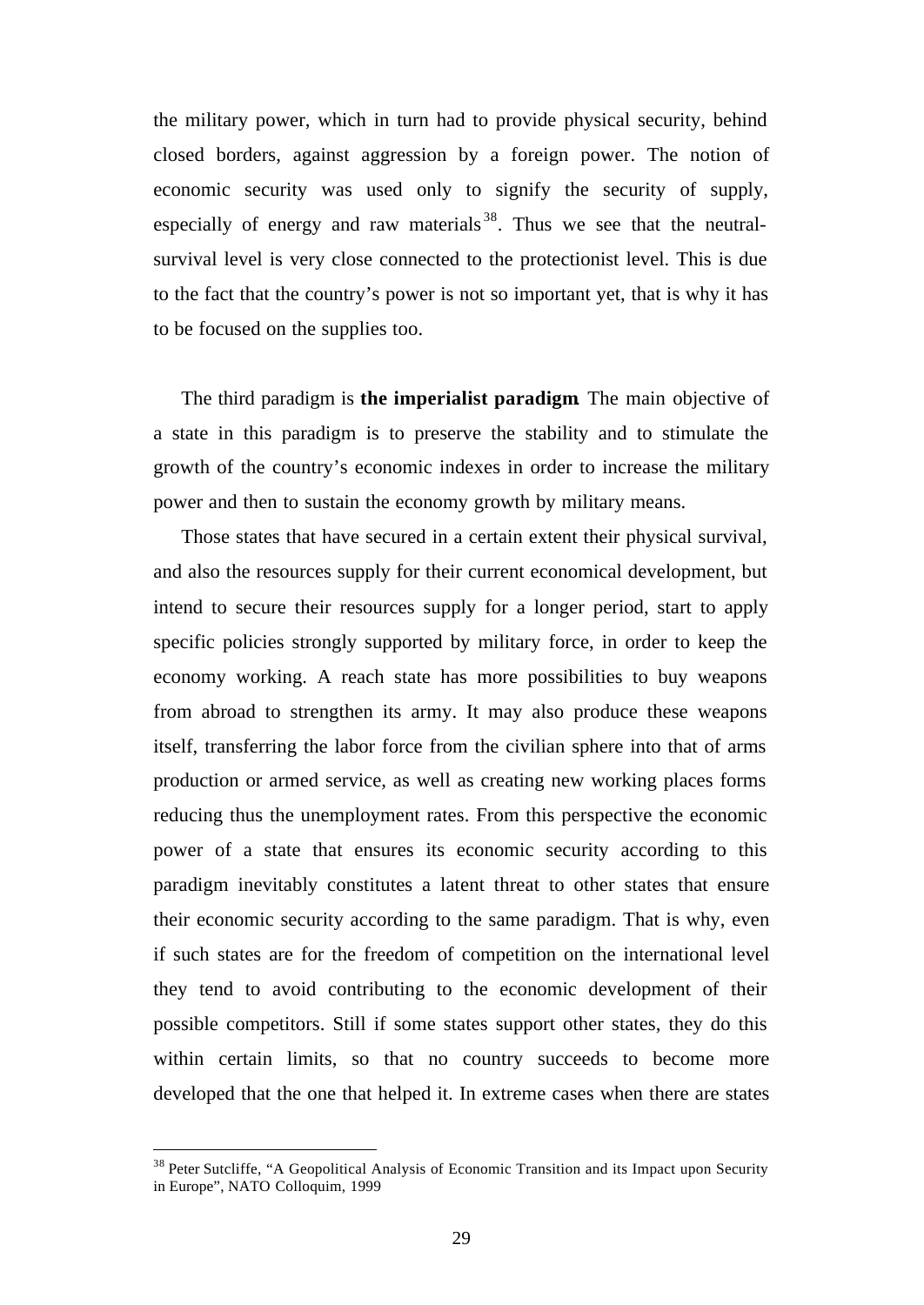the military power, which in turn had to provide physical security, behind closed borders, against aggression by a foreign power. The notion of economic security was used only to signify the security of supply, especially of energy and raw materials[38]. Thus we see that the neutral-survival level is very close connected to the protectionist level. This is due to the fact that the country's power is not so important yet, that is why it has to be focused on the supplies too.

The third paradigm is **the imperialist paradigm**. The main objective of a state in this paradigm is to preserve the stability and to stimulate the growth of the country's economic indexes in order to increase the military power and then to sustain the economy growth by military means.

Those states that have secured in a certain extent their physical survival, and also the resources supply for their current economical development, but intend to secure their resources supply for a longer period, start to apply specific policies strongly supported by military force, in order to keep the economy working. A reach state has more possibilities to buy weapons from abroad to strengthen its army. It may also produce these weapons itself, transferring the labor force from the civilian sphere into that of arms production or armed service, as well as creating new working places forms reducing thus the unemployment rates. From this perspective the economic power of a state that ensures its economic security according to this paradigm inevitably constitutes a latent threat to other states that ensure their economic security according to the same paradigm. That is why, even if such states are for the freedom of competition on the international level they tend to avoid contributing to the economic development of their possible competitors. Still if some states support other states, they do this within certain limits, so that no country succeeds to become more developed that the one that helped it. In extreme cases when there are states

---

[38] Peter Sutcliffe, "A Geopolitical Analysis of Economic Transition and its Impact upon Security in Europe", NATO Colloquim, 1999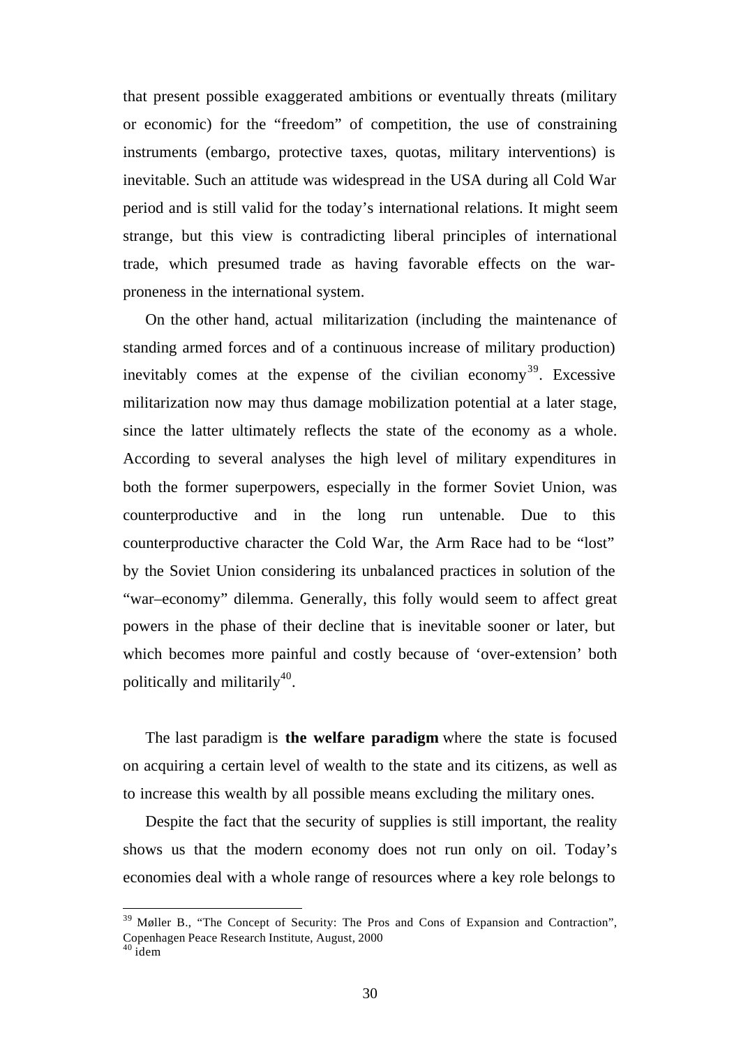that present possible exaggerated ambitions or eventually threats (military or economic) for the "freedom" of competition, the use of constraining instruments (embargo, protective taxes, quotas, military interventions) is inevitable. Such an attitude was widespread in the USA during all Cold War period and is still valid for the today's international relations. It might seem strange, but this view is contradicting liberal principles of international trade, which presumed trade as having favorable effects on the war-proneness in the international system.

On the other hand, actual militarization (including the maintenance of standing armed forces and of a continuous increase of military production) inevitably comes at the expense of the civilian economy[39]. Excessive militarization now may thus damage mobilization potential at a later stage, since the latter ultimately reflects the state of the economy as a whole. According to several analyses the high level of military expenditures in both the former superpowers, especially in the former Soviet Union, was counterproductive and in the long run untenable. Due to this counterproductive character the Cold War, the Arm Race had to be "lost" by the Soviet Union considering its unbalanced practices in solution of the "war–economy" dilemma. Generally, this folly would seem to affect great powers in the phase of their decline that is inevitable sooner or later, but which becomes more painful and costly because of 'over-extension' both politically and militarily[40].

The last paradigm is **the welfare paradigm** where the state is focused on acquiring a certain level of wealth to the state and its citizens, as well as to increase this wealth by all possible means excluding the military ones.

Despite the fact that the security of supplies is still important, the reality shows us that the modern economy does not run only on oil. Today's economies deal with a whole range of resources where a key role belongs to

---

[39] Møller B., "The Concept of Security: The Pros and Cons of Expansion and Contraction", Copenhagen Peace Research Institute, August, 2000

[40] idem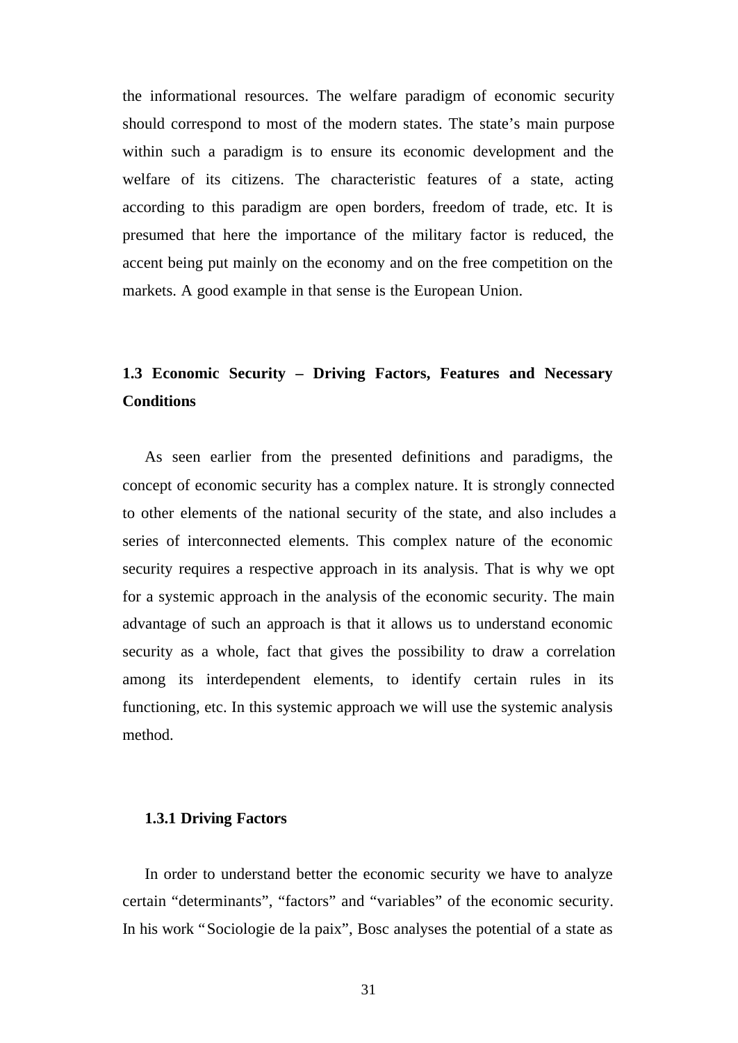the informational resources. The welfare paradigm of economic security should correspond to most of the modern states. The state's main purpose within such a paradigm is to ensure its economic development and the welfare of its citizens. The characteristic features of a state, acting according to this paradigm are open borders, freedom of trade, etc. It is presumed that here the importance of the military factor is reduced, the accent being put mainly on the economy and on the free competition on the markets. A good example in that sense is the European Union.

## 1.3 Economic Security – Driving Factors, Features and Necessary Conditions

As seen earlier from the presented definitions and paradigms, the concept of economic security has a complex nature. It is strongly connected to other elements of the national security of the state, and also includes a series of interconnected elements. This complex nature of the economic security requires a respective approach in its analysis. That is why we opt for a systemic approach in the analysis of the economic security. The main advantage of such an approach is that it allows us to understand economic security as a whole, fact that gives the possibility to draw a correlation among its interdependent elements, to identify certain rules in its functioning, etc. In this systemic approach we will use the systemic analysis method.

### 1.3.1 Driving Factors

In order to understand better the economic security we have to analyze certain "determinants", "factors" and "variables" of the economic security. In his work "Sociologie de la paix", Bosc analyses the potential of a state as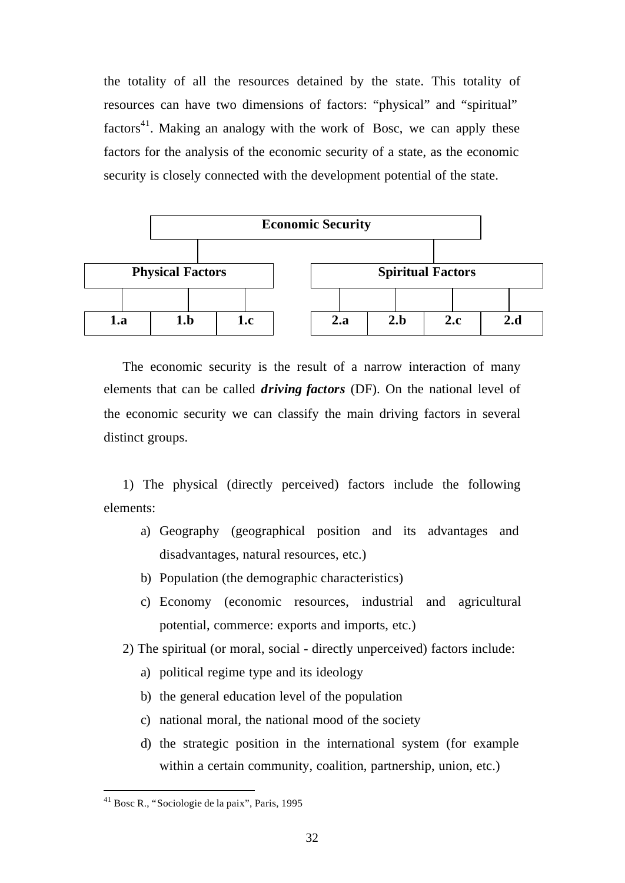the totality of all the resources detained by the state. This totality of resources can have two dimensions of factors: "physical" and "spiritual" factors[41]. Making an analogy with the work of Bosc, we can apply these factors for the analysis of the economic security of a state, as the economic security is closely connected with the development potential of the state.

| Economic Security | | | | | | |
|---|---|---|---|---|---|---|
| **Physical Factors** | | | **Spiritual Factors** | | | |
| **1.a** | **1.b** | **1.c** | **2.a** | **2.b** | **2.c** | **2.d** |

The economic security is the result of a narrow interaction of many elements that can be called ***driving factors*** (DF). On the national level of the economic security we can classify the main driving factors in several distinct groups.

1) The physical (directly perceived) factors include the following elements:

   a) Geography (geographical position and its advantages and disadvantages, natural resources, etc.)
   b) Population (the demographic characteristics)
   c) Economy (economic resources, industrial and agricultural potential, commerce: exports and imports, etc.)

2) The spiritual (or moral, social - directly unperceived) factors include:

   a) political regime type and its ideology
   b) the general education level of the population
   c) national moral, the national mood of the society
   d) the strategic position in the international system (for example within a certain community, coalition, partnership, union, etc.)

[41] Bosc R., "Sociologie de la paix", Paris, 1995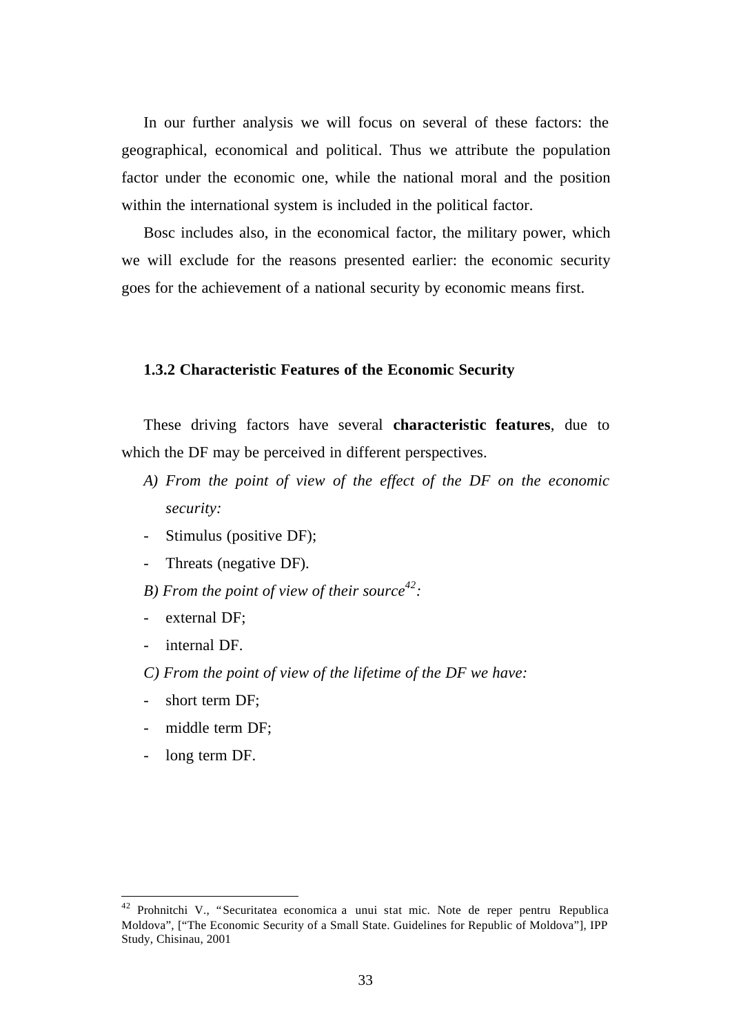In our further analysis we will focus on several of these factors: the geographical, economical and political. Thus we attribute the population factor under the economic one, while the national moral and the position within the international system is included in the political factor.

Bosc includes also, in the economical factor, the military power, which we will exclude for the reasons presented earlier: the economic security goes for the achievement of a national security by economic means first.

### 1.3.2 Characteristic Features of the Economic Security

These driving factors have several **characteristic features**, due to which the DF may be perceived in different perspectives.

*A) From the point of view of the effect of the DF on the economic security:*

- Stimulus (positive DF);
- Threats (negative DF).

*B) From the point of view of their source*[42]*:*

- external DF;
- internal DF.

*C) From the point of view of the lifetime of the DF we have:*

- short term DF;
- middle term DF;
- long term DF.

---

[42] Prohnitchi V., "Securitatea economica a unui stat mic. Note de reper pentru Republica Moldova", ["The Economic Security of a Small State. Guidelines for Republic of Moldova"], IPP Study, Chisinau, 2001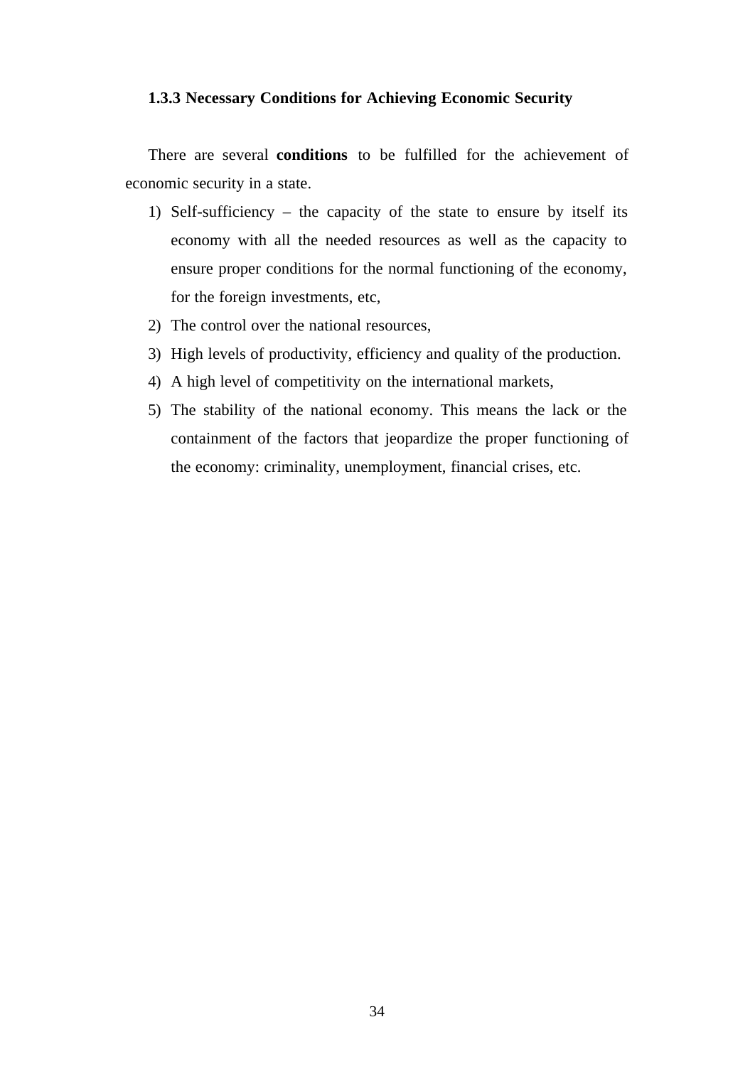### 1.3.3 Necessary Conditions for Achieving Economic Security

There are several **conditions** to be fulfilled for the achievement of economic security in a state.

1) Self-sufficiency – the capacity of the state to ensure by itself its economy with all the needed resources as well as the capacity to ensure proper conditions for the normal functioning of the economy, for the foreign investments, etc,
2) The control over the national resources,
3) High levels of productivity, efficiency and quality of the production.
4) A high level of competitivity on the international markets,
5) The stability of the national economy. This means the lack or the containment of the factors that jeopardize the proper functioning of the economy: criminality, unemployment, financial crises, etc.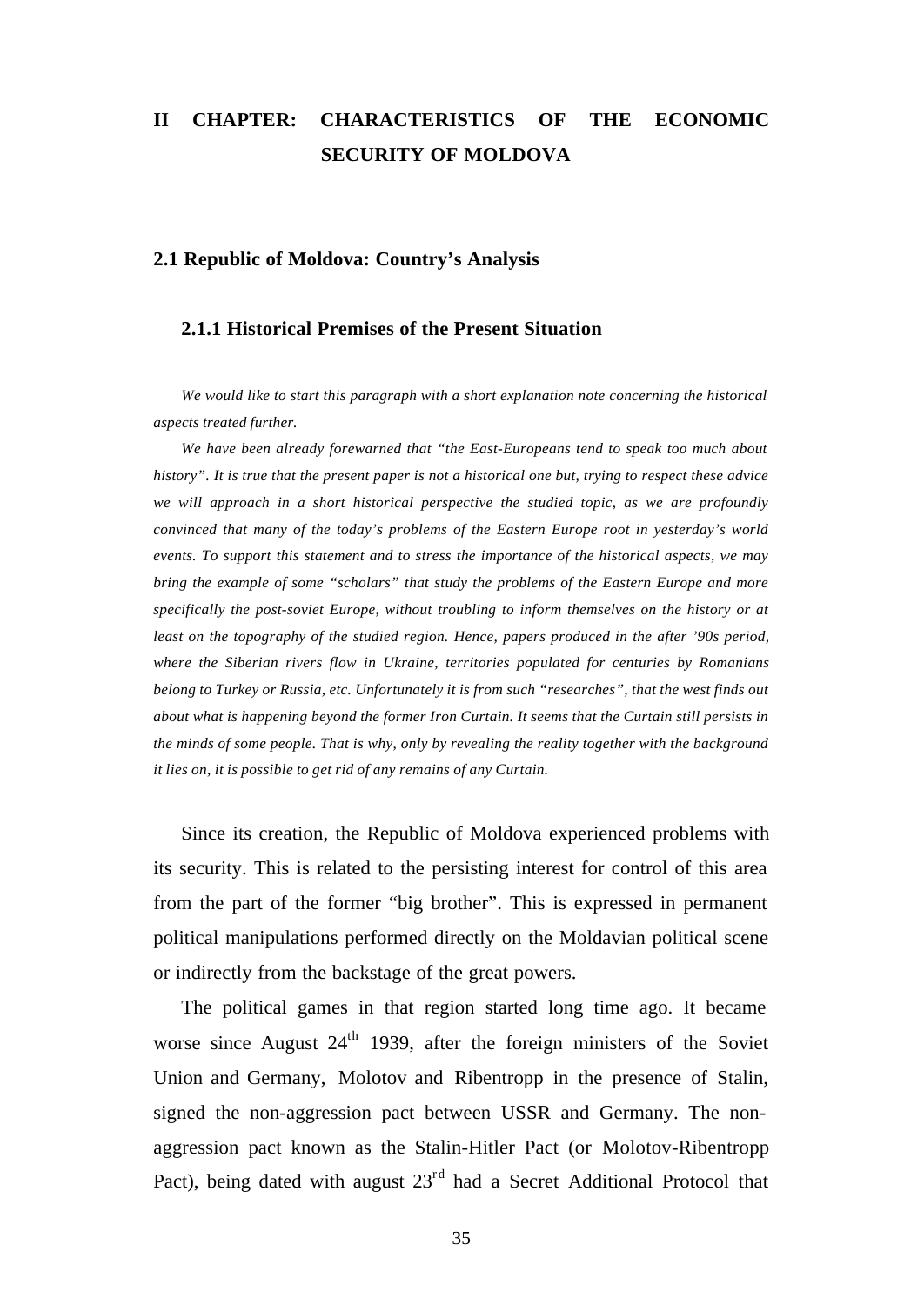# II CHAPTER: CHARACTERISTICS OF THE ECONOMIC SECURITY OF MOLDOVA

## 2.1 Republic of Moldova: Country's Analysis

### 2.1.1 Historical Premises of the Present Situation

*We would like to start this paragraph with a short explanation note concerning the historical aspects treated further.*

*We have been already forewarned that "the East-Europeans tend to speak too much about history". It is true that the present paper is not a historical one but, trying to respect these advice we will approach in a short historical perspective the studied topic, as we are profoundly convinced that many of the today's problems of the Eastern Europe root in yesterday's world events. To support this statement and to stress the importance of the historical aspects, we may bring the example of some "scholars" that study the problems of the Eastern Europe and more specifically the post-soviet Europe, without troubling to inform themselves on the history or at least on the topography of the studied region. Hence, papers produced in the after '90s period, where the Siberian rivers flow in Ukraine, territories populated for centuries by Romanians belong to Turkey or Russia, etc. Unfortunately it is from such "researches", that the west finds out about what is happening beyond the former Iron Curtain. It seems that the Curtain still persists in the minds of some people. That is why, only by revealing the reality together with the background it lies on, it is possible to get rid of any remains of any Curtain.*

Since its creation, the Republic of Moldova experienced problems with its security. This is related to the persisting interest for control of this area from the part of the former "big brother". This is expressed in permanent political manipulations performed directly on the Moldavian political scene or indirectly from the backstage of the great powers.

The political games in that region started long time ago. It became worse since August 24th 1939, after the foreign ministers of the Soviet Union and Germany, Molotov and Ribentropp in the presence of Stalin, signed the non-aggression pact between USSR and Germany. The non-aggression pact known as the Stalin-Hitler Pact (or Molotov-Ribentropp Pact), being dated with august 23rd had a Secret Additional Protocol that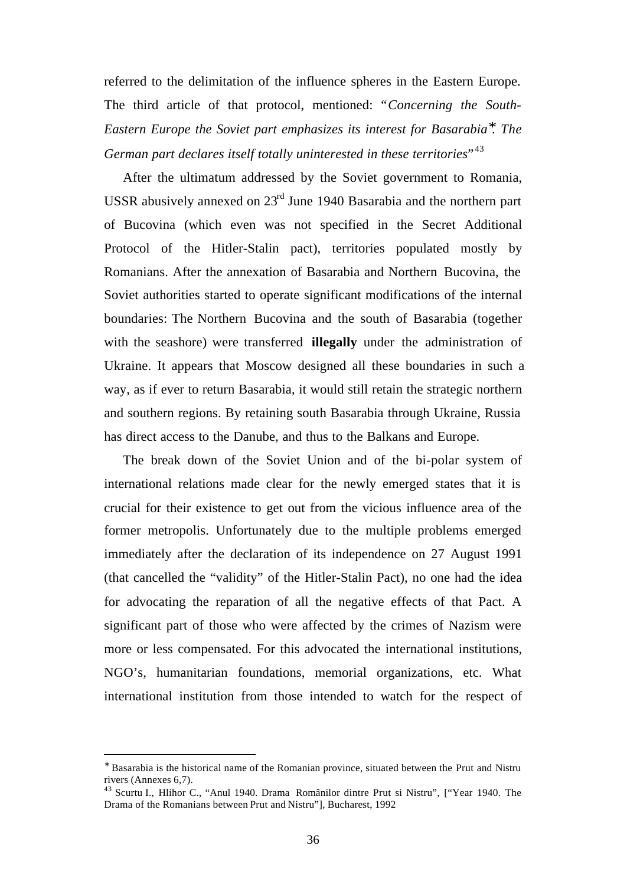referred to the delimitation of the influence spheres in the Eastern Europe. The third article of that protocol, mentioned: "*Concerning the South-Eastern Europe the Soviet part emphasizes its interest for Basarabia*∗*. The German part declares itself totally uninterested in these territories*"[43]

After the ultimatum addressed by the Soviet government to Romania, USSR abusively annexed on 23rd June 1940 Basarabia and the northern part of Bucovina (which even was not specified in the Secret Additional Protocol of the Hitler-Stalin pact), territories populated mostly by Romanians. After the annexation of Basarabia and Northern Bucovina, the Soviet authorities started to operate significant modifications of the internal boundaries: The Northern Bucovina and the south of Basarabia (together with the seashore) were transferred **illegally** under the administration of Ukraine. It appears that Moscow designed all these boundaries in such a way, as if ever to return Basarabia, it would still retain the strategic northern and southern regions. By retaining south Basarabia through Ukraine, Russia has direct access to the Danube, and thus to the Balkans and Europe.

The break down of the Soviet Union and of the bi-polar system of international relations made clear for the newly emerged states that it is crucial for their existence to get out from the vicious influence area of the former metropolis. Unfortunately due to the multiple problems emerged immediately after the declaration of its independence on 27 August 1991 (that cancelled the "validity" of the Hitler-Stalin Pact), no one had the idea for advocating the reparation of all the negative effects of that Pact. A significant part of those who were affected by the crimes of Nazism were more or less compensated. For this advocated the international institutions, NGO's, humanitarian foundations, memorial organizations, etc. What international institution from those intended to watch for the respect of

---

∗ Basarabia is the historical name of the Romanian province, situated between the Prut and Nistru rivers (Annexes 6,7).

[43] Scurtu I., Hlihor C., "Anul 1940. Drama Românilor dintre Prut si Nistru", ["Year 1940. The Drama of the Romanians between Prut and Nistru"], Bucharest, 1992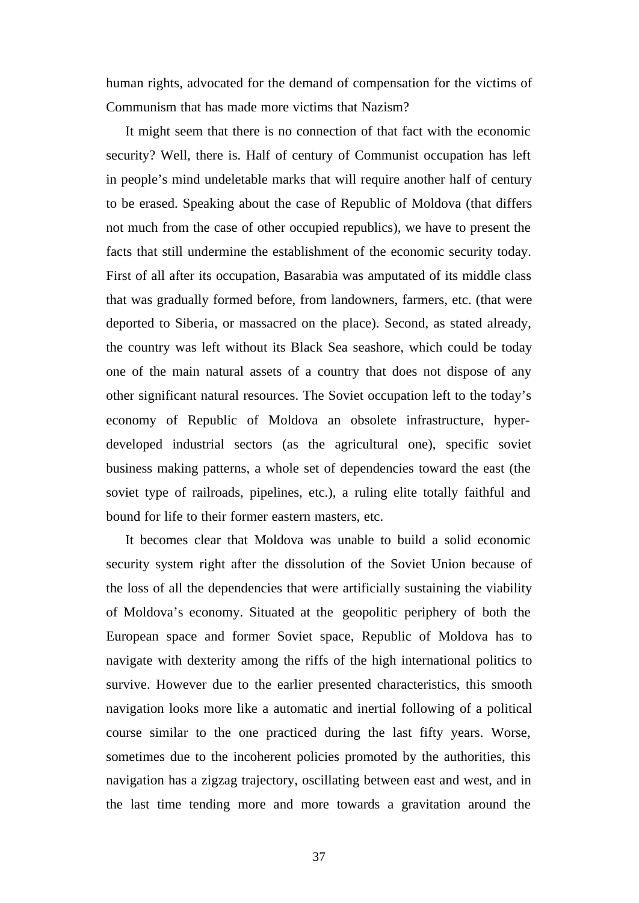human rights, advocated for the demand of compensation for the victims of Communism that has made more victims that Nazism?

It might seem that there is no connection of that fact with the economic security? Well, there is. Half of century of Communist occupation has left in people's mind undeletable marks that will require another half of century to be erased. Speaking about the case of Republic of Moldova (that differs not much from the case of other occupied republics), we have to present the facts that still undermine the establishment of the economic security today. First of all after its occupation, Basarabia was amputated of its middle class that was gradually formed before, from landowners, farmers, etc. (that were deported to Siberia, or massacred on the place). Second, as stated already, the country was left without its Black Sea seashore, which could be today one of the main natural assets of a country that does not dispose of any other significant natural resources. The Soviet occupation left to the today's economy of Republic of Moldova an obsolete infrastructure, hyper-developed industrial sectors (as the agricultural one), specific soviet business making patterns, a whole set of dependencies toward the east (the soviet type of railroads, pipelines, etc.), a ruling elite totally faithful and bound for life to their former eastern masters, etc.

It becomes clear that Moldova was unable to build a solid economic security system right after the dissolution of the Soviet Union because of the loss of all the dependencies that were artificially sustaining the viability of Moldova's economy. Situated at the geopolitic periphery of both the European space and former Soviet space, Republic of Moldova has to navigate with dexterity among the riffs of the high international politics to survive. However due to the earlier presented characteristics, this smooth navigation looks more like a automatic and inertial following of a political course similar to the one practiced during the last fifty years. Worse, sometimes due to the incoherent policies promoted by the authorities, this navigation has a zigzag trajectory, oscillating between east and west, and in the last time tending more and more towards a gravitation around the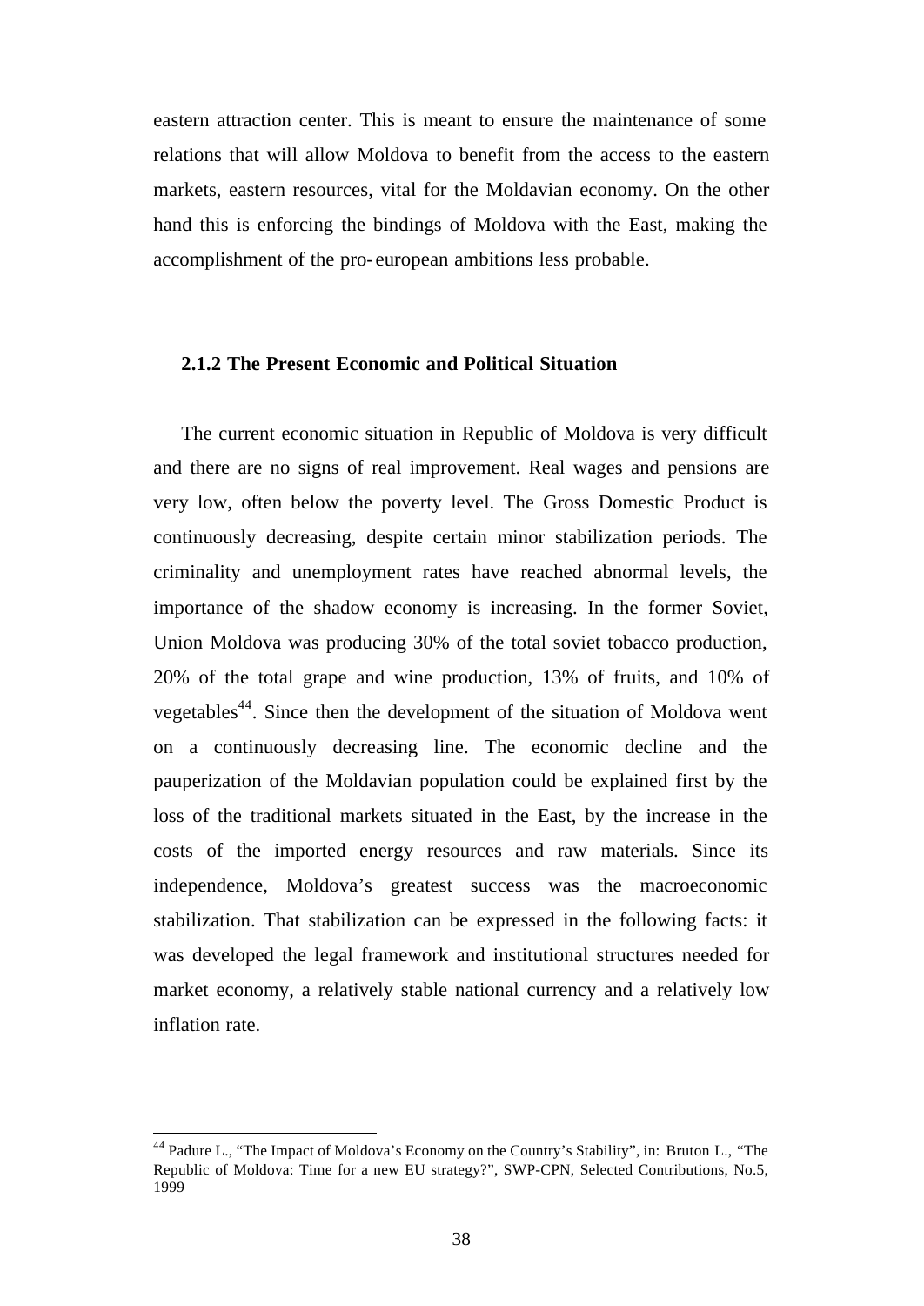eastern attraction center. This is meant to ensure the maintenance of some relations that will allow Moldova to benefit from the access to the eastern markets, eastern resources, vital for the Moldavian economy. On the other hand this is enforcing the bindings of Moldova with the East, making the accomplishment of the pro-european ambitions less probable.

### 2.1.2 The Present Economic and Political Situation

The current economic situation in Republic of Moldova is very difficult and there are no signs of real improvement. Real wages and pensions are very low, often below the poverty level. The Gross Domestic Product is continuously decreasing, despite certain minor stabilization periods. The criminality and unemployment rates have reached abnormal levels, the importance of the shadow economy is increasing. In the former Soviet, Union Moldova was producing 30% of the total soviet tobacco production, 20% of the total grape and wine production, 13% of fruits, and 10% of vegetables[44]. Since then the development of the situation of Moldova went on a continuously decreasing line. The economic decline and the pauperization of the Moldavian population could be explained first by the loss of the traditional markets situated in the East, by the increase in the costs of the imported energy resources and raw materials. Since its independence, Moldova's greatest success was the macroeconomic stabilization. That stabilization can be expressed in the following facts: it was developed the legal framework and institutional structures needed for market economy, a relatively stable national currency and a relatively low inflation rate.

---

[44] Padure L., "The Impact of Moldova's Economy on the Country's Stability", in: Bruton L., "The Republic of Moldova: Time for a new EU strategy?", SWP-CPN, Selected Contributions, No.5, 1999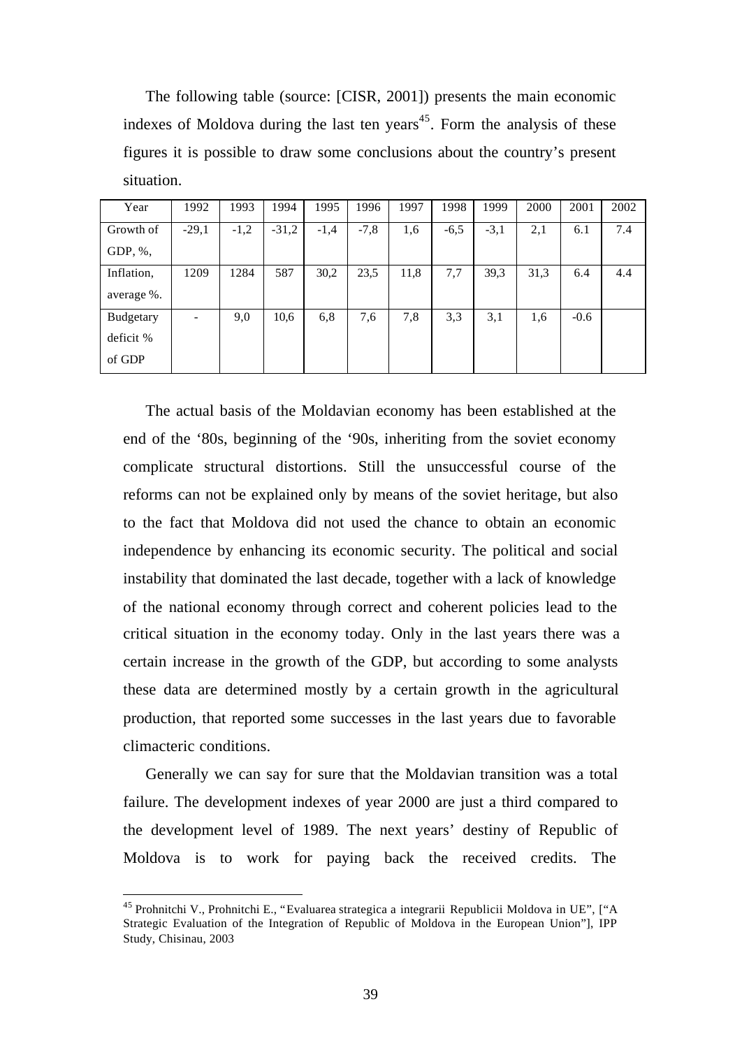The following table (source: [CISR, 2001]) presents the main economic indexes of Moldova during the last ten years[45]. Form the analysis of these figures it is possible to draw some conclusions about the country's present situation.

| Year | 1992 | 1993 | 1994 | 1995 | 1996 | 1997 | 1998 | 1999 | 2000 | 2001 | 2002 |
|---|---|---|---|---|---|---|---|---|---|---|---|
| Growth of GDP, %, | -29,1 | -1,2 | -31,2 | -1,4 | -7,8 | 1,6 | -6,5 | -3,1 | 2,1 | 6.1 | 7.4 |
| Inflation, average %. | 1209 | 1284 | 587 | 30,2 | 23,5 | 11,8 | 7,7 | 39,3 | 31,3 | 6.4 | 4.4 |
| Budgetary deficit % of GDP | - | 9,0 | 10,6 | 6,8 | 7,6 | 7,8 | 3,3 | 3,1 | 1,6 | -0.6 | |

The actual basis of the Moldavian economy has been established at the end of the '80s, beginning of the '90s, inheriting from the soviet economy complicate structural distortions. Still the unsuccessful course of the reforms can not be explained only by means of the soviet heritage, but also to the fact that Moldova did not used the chance to obtain an economic independence by enhancing its economic security. The political and social instability that dominated the last decade, together with a lack of knowledge of the national economy through correct and coherent policies lead to the critical situation in the economy today. Only in the last years there was a certain increase in the growth of the GDP, but according to some analysts these data are determined mostly by a certain growth in the agricultural production, that reported some successes in the last years due to favorable climacteric conditions.

Generally we can say for sure that the Moldavian transition was a total failure. The development indexes of year 2000 are just a third compared to the development level of 1989. The next years' destiny of Republic of Moldova is to work for paying back the received credits. The

[45] Prohnitchi V., Prohnitchi E., "Evaluarea strategica a integrarii Republicii Moldova in UE", ["A Strategic Evaluation of the Integration of Republic of Moldova in the European Union"], IPP Study, Chisinau, 2003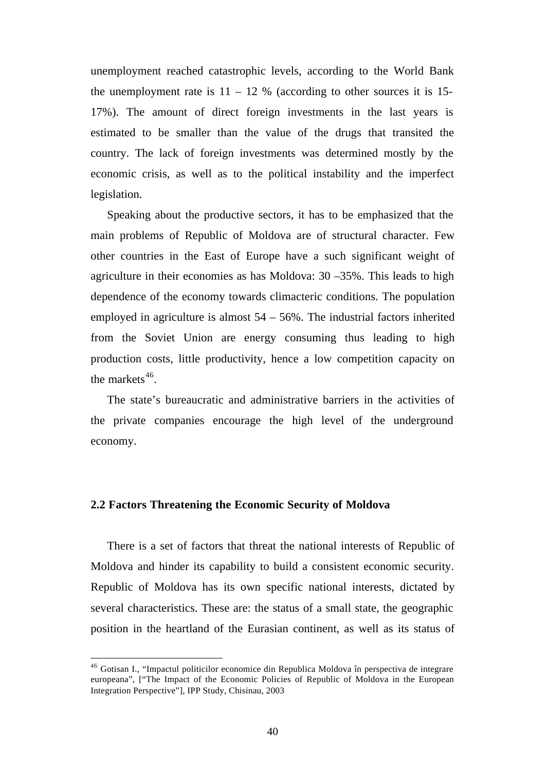unemployment reached catastrophic levels, according to the World Bank the unemployment rate is 11 – 12 % (according to other sources it is 15-17%). The amount of direct foreign investments in the last years is estimated to be smaller than the value of the drugs that transited the country. The lack of foreign investments was determined mostly by the economic crisis, as well as to the political instability and the imperfect legislation.

Speaking about the productive sectors, it has to be emphasized that the main problems of Republic of Moldova are of structural character. Few other countries in the East of Europe have a such significant weight of agriculture in their economies as has Moldova: 30 –35%. This leads to high dependence of the economy towards climacteric conditions. The population employed in agriculture is almost 54 – 56%. The industrial factors inherited from the Soviet Union are energy consuming thus leading to high production costs, little productivity, hence a low competition capacity on the markets[46].

The state's bureaucratic and administrative barriers in the activities of the private companies encourage the high level of the underground economy.

### 2.2 Factors Threatening the Economic Security of Moldova

There is a set of factors that threat the national interests of Republic of Moldova and hinder its capability to build a consistent economic security. Republic of Moldova has its own specific national interests, dictated by several characteristics. These are: the status of a small state, the geographic position in the heartland of the Eurasian continent, as well as its status of

---

[46] Gotisan I., "Impactul politicilor economice din Republica Moldova în perspectiva de integrare europeana", ["The Impact of the Economic Policies of Republic of Moldova in the European Integration Perspective"], IPP Study, Chisinau, 2003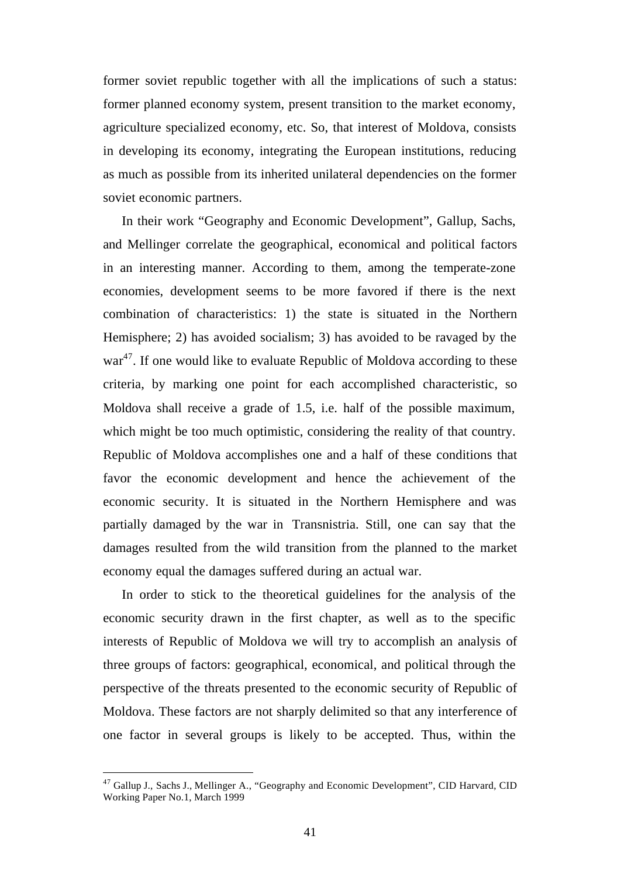former soviet republic together with all the implications of such a status: former planned economy system, present transition to the market economy, agriculture specialized economy, etc. So, that interest of Moldova, consists in developing its economy, integrating the European institutions, reducing as much as possible from its inherited unilateral dependencies on the former soviet economic partners.

In their work "Geography and Economic Development", Gallup, Sachs, and Mellinger correlate the geographical, economical and political factors in an interesting manner. According to them, among the temperate-zone economies, development seems to be more favored if there is the next combination of characteristics: 1) the state is situated in the Northern Hemisphere; 2) has avoided socialism; 3) has avoided to be ravaged by the war[47]. If one would like to evaluate Republic of Moldova according to these criteria, by marking one point for each accomplished characteristic, so Moldova shall receive a grade of 1.5, i.e. half of the possible maximum, which might be too much optimistic, considering the reality of that country. Republic of Moldova accomplishes one and a half of these conditions that favor the economic development and hence the achievement of the economic security. It is situated in the Northern Hemisphere and was partially damaged by the war in Transnistria. Still, one can say that the damages resulted from the wild transition from the planned to the market economy equal the damages suffered during an actual war.

In order to stick to the theoretical guidelines for the analysis of the economic security drawn in the first chapter, as well as to the specific interests of Republic of Moldova we will try to accomplish an analysis of three groups of factors: geographical, economical, and political through the perspective of the threats presented to the economic security of Republic of Moldova. These factors are not sharply delimited so that any interference of one factor in several groups is likely to be accepted. Thus, within the

---

[47] Gallup J., Sachs J., Mellinger A., "Geography and Economic Development", CID Harvard, CID Working Paper No.1, March 1999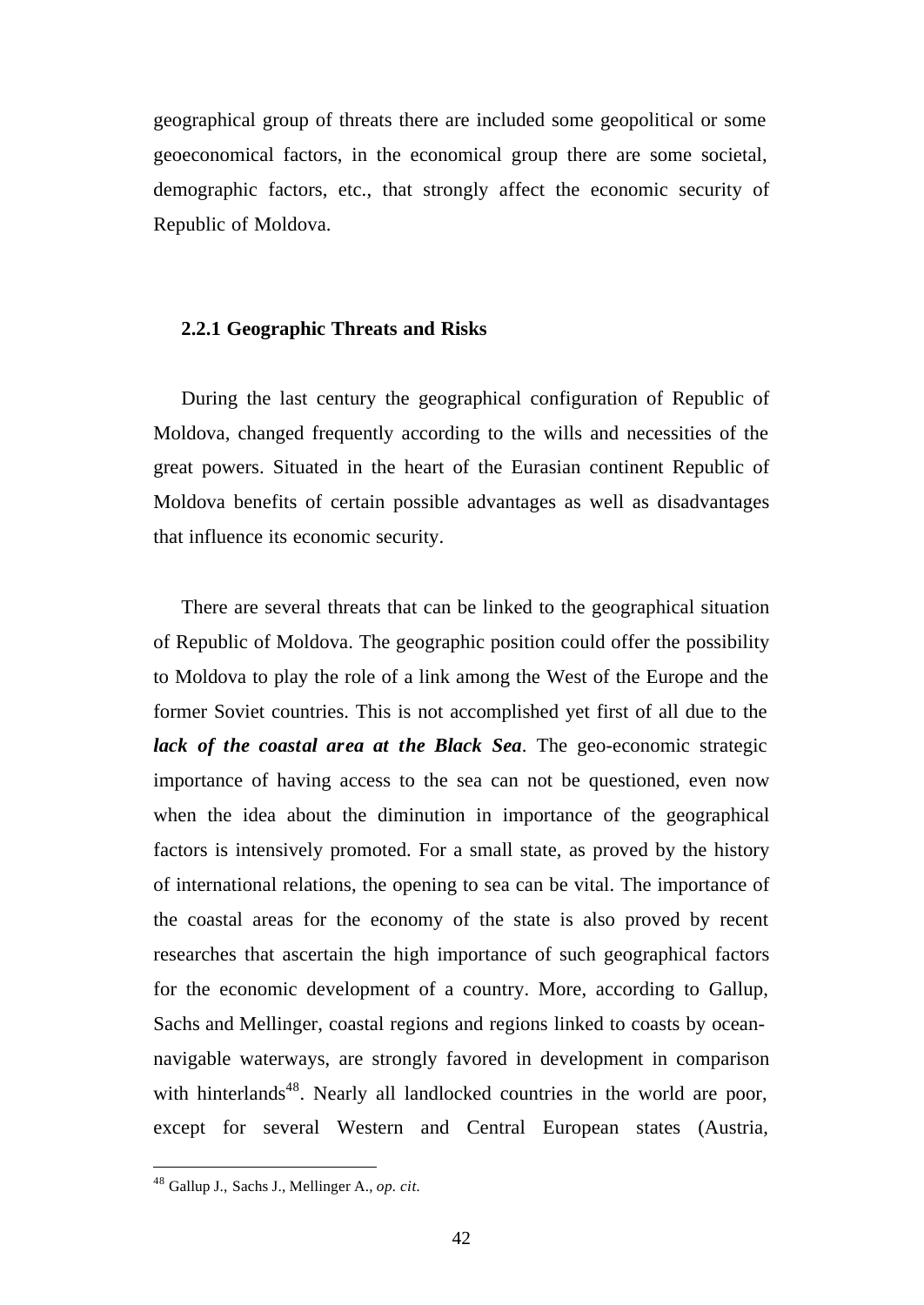geographical group of threats there are included some geopolitical or some geoeconomical factors, in the economical group there are some societal, demographic factors, etc., that strongly affect the economic security of Republic of Moldova.

### 2.2.1 Geographic Threats and Risks

During the last century the geographical configuration of Republic of Moldova, changed frequently according to the wills and necessities of the great powers. Situated in the heart of the Eurasian continent Republic of Moldova benefits of certain possible advantages as well as disadvantages that influence its economic security.

There are several threats that can be linked to the geographical situation of Republic of Moldova. The geographic position could offer the possibility to Moldova to play the role of a link among the West of the Europe and the former Soviet countries. This is not accomplished yet first of all due to the ***lack of the coastal area at the Black Sea***. The geo-economic strategic importance of having access to the sea can not be questioned, even now when the idea about the diminution in importance of the geographical factors is intensively promoted. For a small state, as proved by the history of international relations, the opening to sea can be vital. The importance of the coastal areas for the economy of the state is also proved by recent researches that ascertain the high importance of such geographical factors for the economic development of a country. More, according to Gallup, Sachs and Mellinger, coastal regions and regions linked to coasts by ocean-navigable waterways, are strongly favored in development in comparison with hinterlands[48]. Nearly all landlocked countries in the world are poor, except for several Western and Central European states (Austria,

---

[48] Gallup J., Sachs J., Mellinger A., *op. cit.*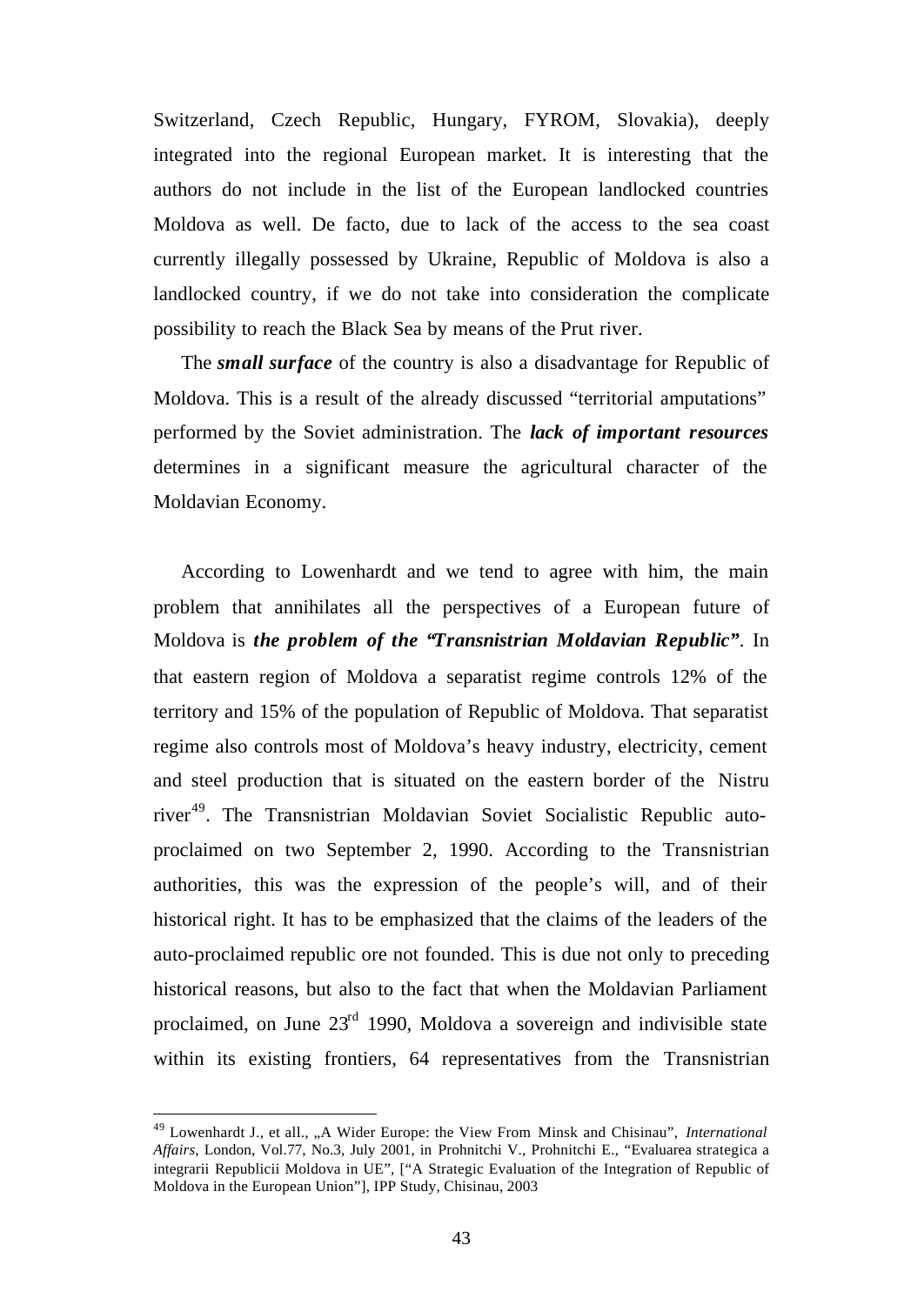Switzerland, Czech Republic, Hungary, FYROM, Slovakia), deeply integrated into the regional European market. It is interesting that the authors do not include in the list of the European landlocked countries Moldova as well. De facto, due to lack of the access to the sea coast currently illegally possessed by Ukraine, Republic of Moldova is also a landlocked country, if we do not take into consideration the complicate possibility to reach the Black Sea by means of the Prut river.

The ***small surface*** of the country is also a disadvantage for Republic of Moldova. This is a result of the already discussed "territorial amputations" performed by the Soviet administration. The ***lack of important resources*** determines in a significant measure the agricultural character of the Moldavian Economy.

According to Lowenhardt and we tend to agree with him, the main problem that annihilates all the perspectives of a European future of Moldova is ***the problem of the "Transnistrian Moldavian Republic"***. In that eastern region of Moldova a separatist regime controls 12% of the territory and 15% of the population of Republic of Moldova. That separatist regime also controls most of Moldova's heavy industry, electricity, cement and steel production that is situated on the eastern border of the Nistru river[49]. The Transnistrian Moldavian Soviet Socialistic Republic auto-proclaimed on two September 2, 1990. According to the Transnistrian authorities, this was the expression of the people's will, and of their historical right. It has to be emphasized that the claims of the leaders of the auto-proclaimed republic ore not founded. This is due not only to preceding historical reasons, but also to the fact that when the Moldavian Parliament proclaimed, on June 23rd 1990, Moldova a sovereign and indivisible state within its existing frontiers, 64 representatives from the Transnistrian

---

[49] Lowenhardt J., et all., „A Wider Europe: the View From Minsk and Chisinau", *International Affairs*, London, Vol.77, No.3, July 2001, in Prohnitchi V., Prohnitchi E., "Evaluarea strategica a integrarii Republicii Moldova in UE", ["A Strategic Evaluation of the Integration of Republic of Moldova in the European Union"], IPP Study, Chisinau, 2003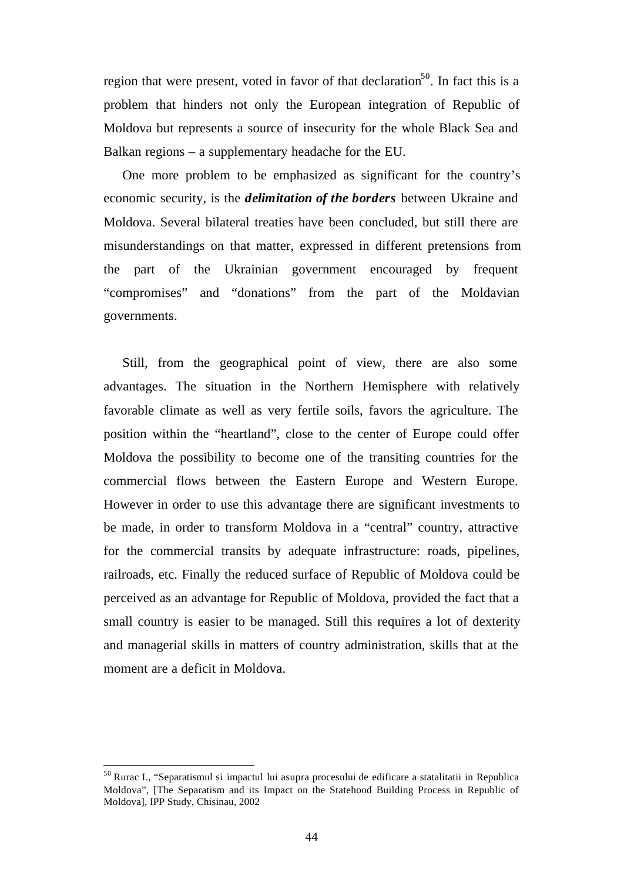region that were present, voted in favor of that declaration[50]. In fact this is a problem that hinders not only the European integration of Republic of Moldova but represents a source of insecurity for the whole Black Sea and Balkan regions – a supplementary headache for the EU.

One more problem to be emphasized as significant for the country's economic security, is the ***delimitation of the borders*** between Ukraine and Moldova. Several bilateral treaties have been concluded, but still there are misunderstandings on that matter, expressed in different pretensions from the part of the Ukrainian government encouraged by frequent "compromises" and "donations" from the part of the Moldavian governments.

Still, from the geographical point of view, there are also some advantages. The situation in the Northern Hemisphere with relatively favorable climate as well as very fertile soils, favors the agriculture. The position within the "heartland", close to the center of Europe could offer Moldova the possibility to become one of the transiting countries for the commercial flows between the Eastern Europe and Western Europe. However in order to use this advantage there are significant investments to be made, in order to transform Moldova in a "central" country, attractive for the commercial transits by adequate infrastructure: roads, pipelines, railroads, etc. Finally the reduced surface of Republic of Moldova could be perceived as an advantage for Republic of Moldova, provided the fact that a small country is easier to be managed. Still this requires a lot of dexterity and managerial skills in matters of country administration, skills that at the moment are a deficit in Moldova.

---

[50] Rurac I., "Separatismul si impactul lui asupra procesului de edificare a statalitatii in Republica Moldova", [The Separatism and its Impact on the Statehood Building Process in Republic of Moldova], IPP Study, Chisinau, 2002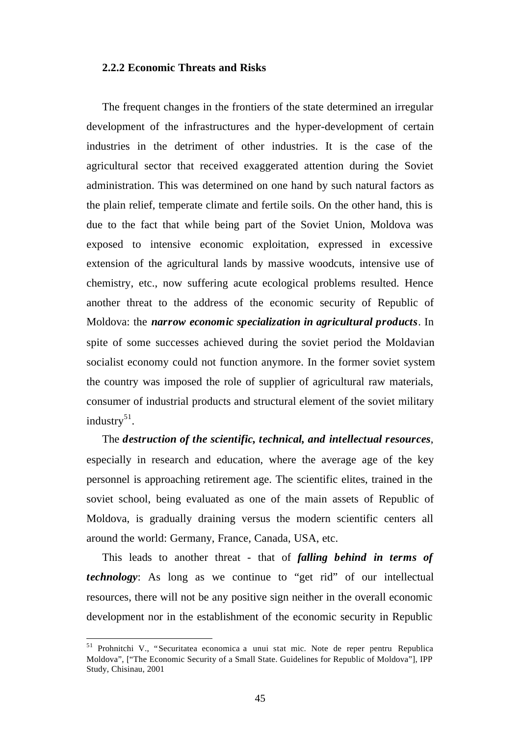### 2.2.2 Economic Threats and Risks

The frequent changes in the frontiers of the state determined an irregular development of the infrastructures and the hyper-development of certain industries in the detriment of other industries. It is the case of the agricultural sector that received exaggerated attention during the Soviet administration. This was determined on one hand by such natural factors as the plain relief, temperate climate and fertile soils. On the other hand, this is due to the fact that while being part of the Soviet Union, Moldova was exposed to intensive economic exploitation, expressed in excessive extension of the agricultural lands by massive woodcuts, intensive use of chemistry, etc., now suffering acute ecological problems resulted. Hence another threat to the address of the economic security of Republic of Moldova: the ***narrow economic specialization in agricultural products***. In spite of some successes achieved during the soviet period the Moldavian socialist economy could not function anymore. In the former soviet system the country was imposed the role of supplier of agricultural raw materials, consumer of industrial products and structural element of the soviet military industry[51].

The ***destruction of the scientific, technical, and intellectual resources***, especially in research and education, where the average age of the key personnel is approaching retirement age. The scientific elites, trained in the soviet school, being evaluated as one of the main assets of Republic of Moldova, is gradually draining versus the modern scientific centers all around the world: Germany, France, Canada, USA, etc.

This leads to another threat - that of ***falling behind in terms of technology***: As long as we continue to "get rid" of our intellectual resources, there will not be any positive sign neither in the overall economic development nor in the establishment of the economic security in Republic

[51] Prohnitchi V., "Securitatea economica a unui stat mic. Note de reper pentru Republica Moldova", ["The Economic Security of a Small State. Guidelines for Republic of Moldova"], IPP Study, Chisinau, 2001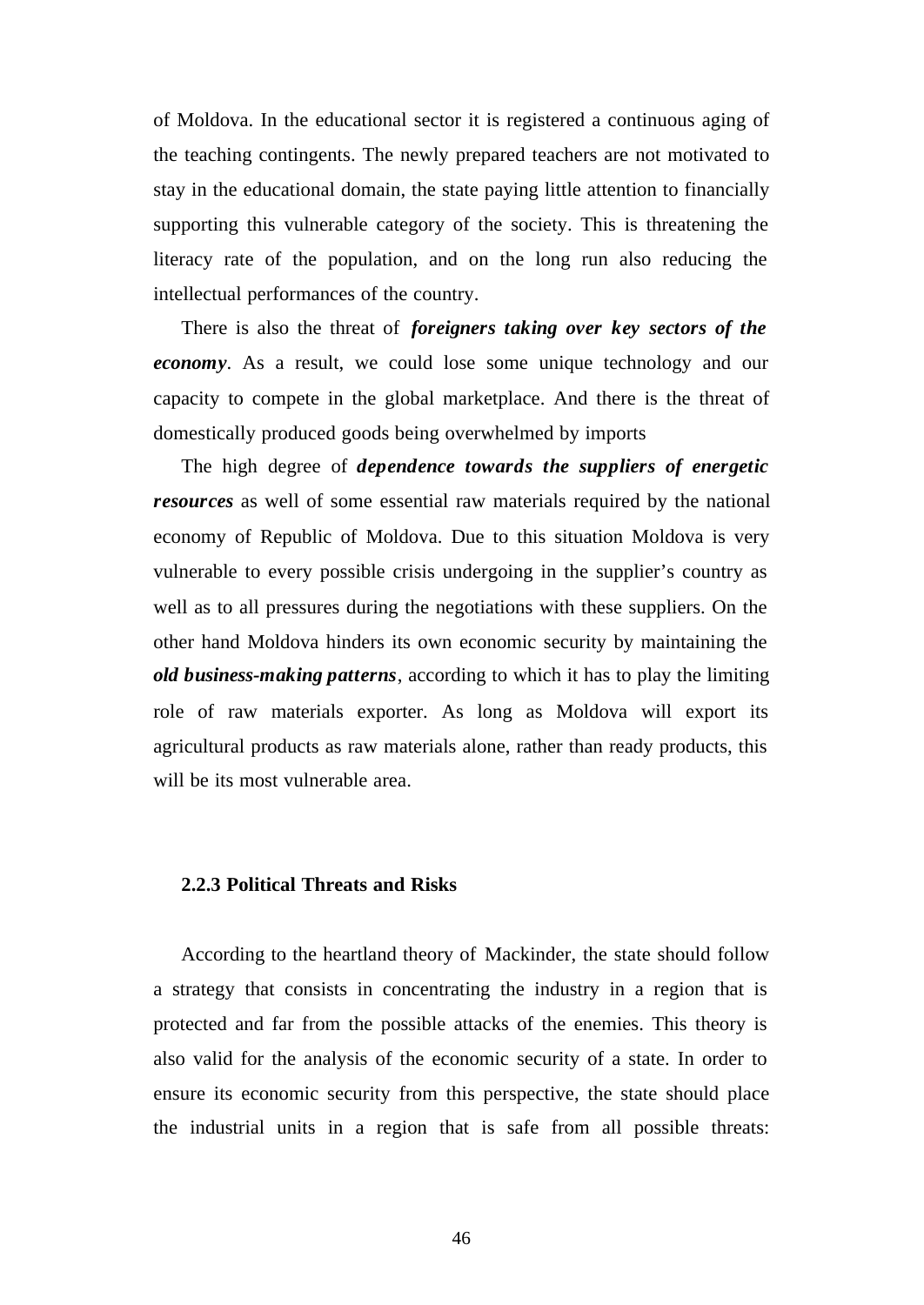of Moldova. In the educational sector it is registered a continuous aging of the teaching contingents. The newly prepared teachers are not motivated to stay in the educational domain, the state paying little attention to financially supporting this vulnerable category of the society. This is threatening the literacy rate of the population, and on the long run also reducing the intellectual performances of the country.

There is also the threat of ***foreigners taking over key sectors of the economy***. As a result, we could lose some unique technology and our capacity to compete in the global marketplace. And there is the threat of domestically produced goods being overwhelmed by imports

The high degree of ***dependence towards the suppliers of energetic resources*** as well of some essential raw materials required by the national economy of Republic of Moldova. Due to this situation Moldova is very vulnerable to every possible crisis undergoing in the supplier's country as well as to all pressures during the negotiations with these suppliers. On the other hand Moldova hinders its own economic security by maintaining the ***old business-making patterns***, according to which it has to play the limiting role of raw materials exporter. As long as Moldova will export its agricultural products as raw materials alone, rather than ready products, this will be its most vulnerable area.

### 2.2.3 Political Threats and Risks

According to the heartland theory of Mackinder, the state should follow a strategy that consists in concentrating the industry in a region that is protected and far from the possible attacks of the enemies. This theory is also valid for the analysis of the economic security of a state. In order to ensure its economic security from this perspective, the state should place the industrial units in a region that is safe from all possible threats: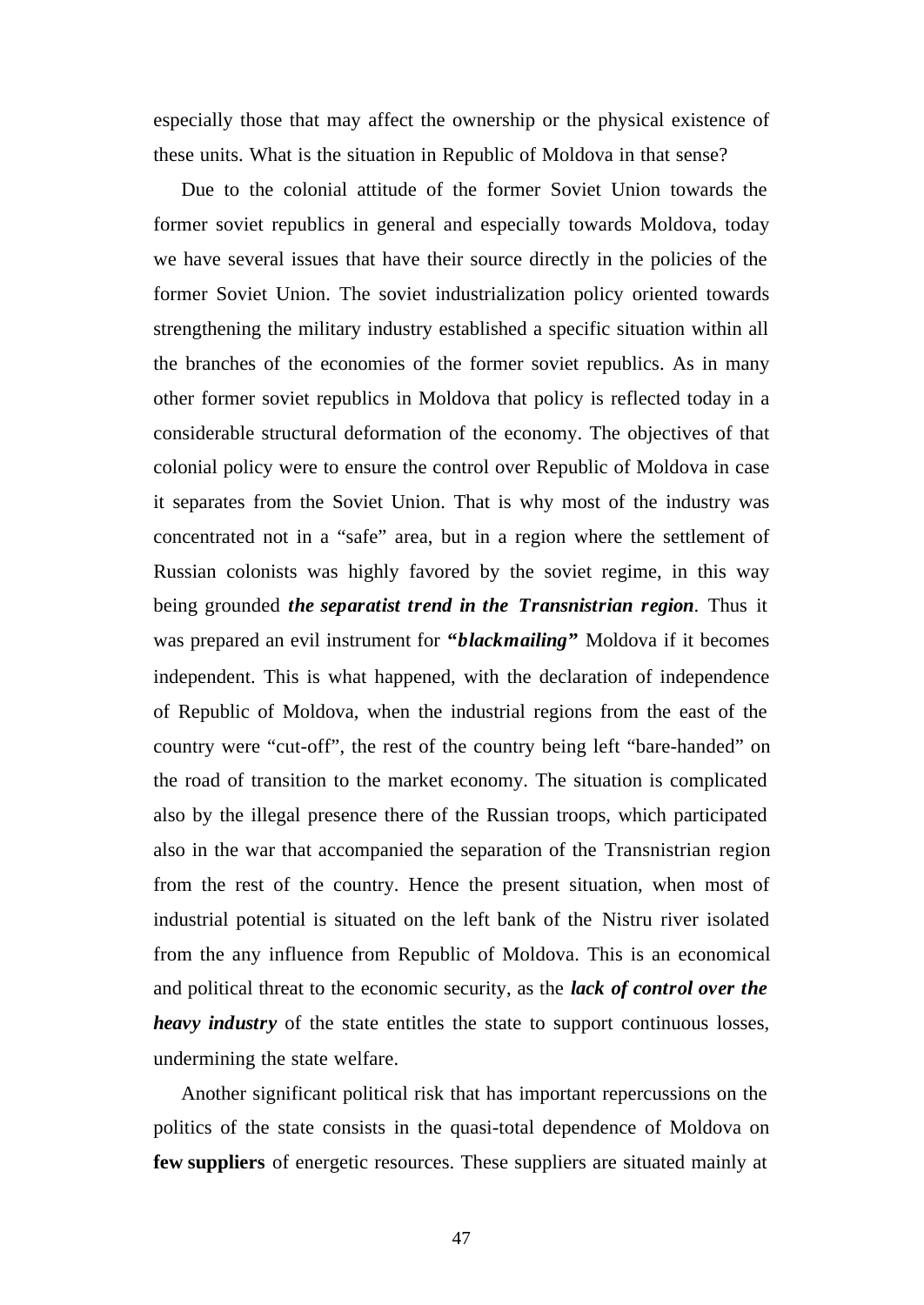especially those that may affect the ownership or the physical existence of these units. What is the situation in Republic of Moldova in that sense?

Due to the colonial attitude of the former Soviet Union towards the former soviet republics in general and especially towards Moldova, today we have several issues that have their source directly in the policies of the former Soviet Union. The soviet industrialization policy oriented towards strengthening the military industry established a specific situation within all the branches of the economies of the former soviet republics. As in many other former soviet republics in Moldova that policy is reflected today in a considerable structural deformation of the economy. The objectives of that colonial policy were to ensure the control over Republic of Moldova in case it separates from the Soviet Union. That is why most of the industry was concentrated not in a "safe" area, but in a region where the settlement of Russian colonists was highly favored by the soviet regime, in this way being grounded ***the separatist trend in the Transnistrian region***. Thus it was prepared an evil instrument for ***"blackmailing"*** Moldova if it becomes independent. This is what happened, with the declaration of independence of Republic of Moldova, when the industrial regions from the east of the country were "cut-off", the rest of the country being left "bare-handed" on the road of transition to the market economy. The situation is complicated also by the illegal presence there of the Russian troops, which participated also in the war that accompanied the separation of the Transnistrian region from the rest of the country. Hence the present situation, when most of industrial potential is situated on the left bank of the Nistru river isolated from the any influence from Republic of Moldova. This is an economical and political threat to the economic security, as the ***lack of control over the heavy industry*** of the state entitles the state to support continuous losses, undermining the state welfare.

Another significant political risk that has important repercussions on the politics of the state consists in the quasi-total dependence of Moldova on **few suppliers** of energetic resources. These suppliers are situated mainly at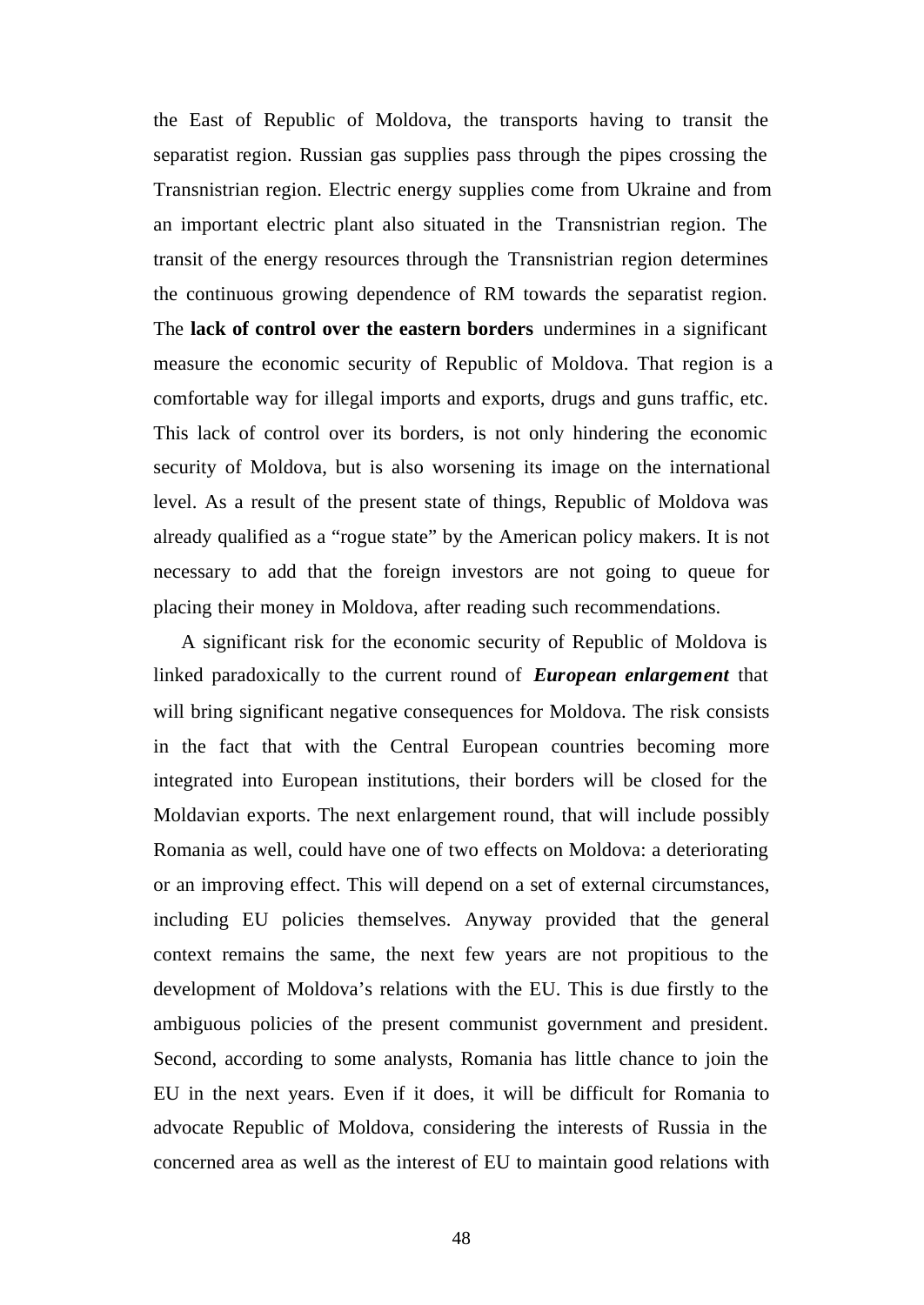the East of Republic of Moldova, the transports having to transit the separatist region. Russian gas supplies pass through the pipes crossing the Transnistrian region. Electric energy supplies come from Ukraine and from an important electric plant also situated in the Transnistrian region. The transit of the energy resources through the Transnistrian region determines the continuous growing dependence of RM towards the separatist region. The **lack of control over the eastern borders** undermines in a significant measure the economic security of Republic of Moldova. That region is a comfortable way for illegal imports and exports, drugs and guns traffic, etc. This lack of control over its borders, is not only hindering the economic security of Moldova, but is also worsening its image on the international level. As a result of the present state of things, Republic of Moldova was already qualified as a "rogue state" by the American policy makers. It is not necessary to add that the foreign investors are not going to queue for placing their money in Moldova, after reading such recommendations.

A significant risk for the economic security of Republic of Moldova is linked paradoxically to the current round of ***European enlargement*** that will bring significant negative consequences for Moldova. The risk consists in the fact that with the Central European countries becoming more integrated into European institutions, their borders will be closed for the Moldavian exports. The next enlargement round, that will include possibly Romania as well, could have one of two effects on Moldova: a deteriorating or an improving effect. This will depend on a set of external circumstances, including EU policies themselves. Anyway provided that the general context remains the same, the next few years are not propitious to the development of Moldova's relations with the EU. This is due firstly to the ambiguous policies of the present communist government and president. Second, according to some analysts, Romania has little chance to join the EU in the next years. Even if it does, it will be difficult for Romania to advocate Republic of Moldova, considering the interests of Russia in the concerned area as well as the interest of EU to maintain good relations with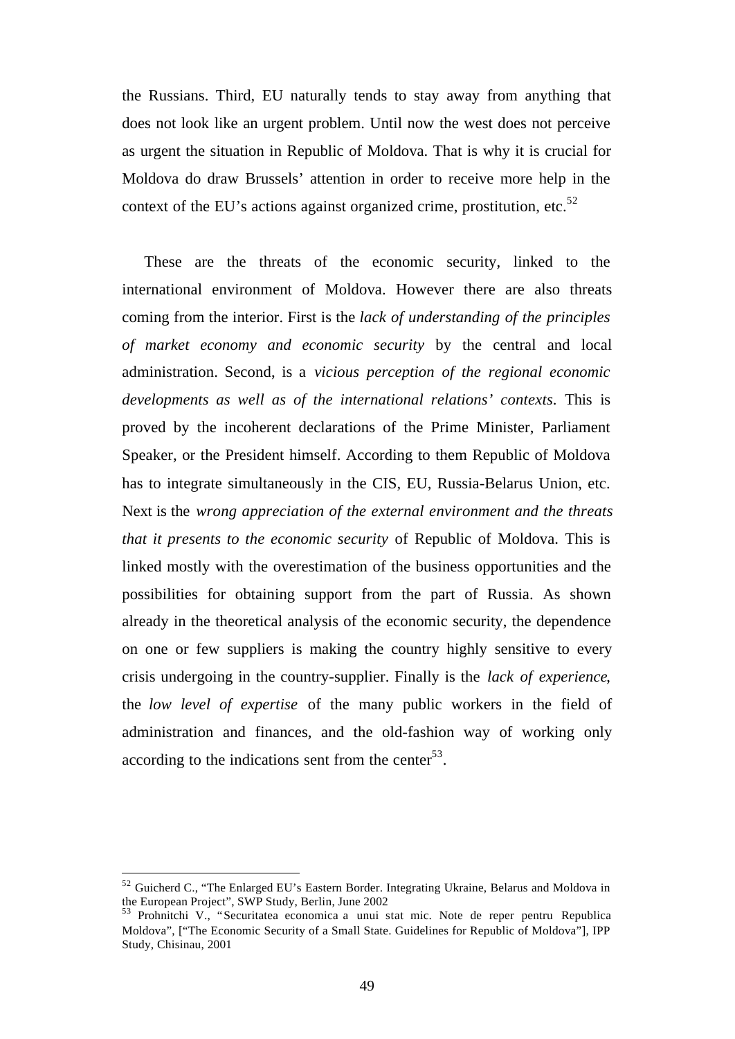the Russians. Third, EU naturally tends to stay away from anything that does not look like an urgent problem. Until now the west does not perceive as urgent the situation in Republic of Moldova. That is why it is crucial for Moldova do draw Brussels' attention in order to receive more help in the context of the EU's actions against organized crime, prostitution, etc.[52]

These are the threats of the economic security, linked to the international environment of Moldova. However there are also threats coming from the interior. First is the *lack of understanding of the principles of market economy and economic security* by the central and local administration. Second, is a *vicious perception of the regional economic developments as well as of the international relations' contexts*. This is proved by the incoherent declarations of the Prime Minister, Parliament Speaker, or the President himself. According to them Republic of Moldova has to integrate simultaneously in the CIS, EU, Russia-Belarus Union, etc. Next is the *wrong appreciation of the external environment and the threats that it presents to the economic security* of Republic of Moldova. This is linked mostly with the overestimation of the business opportunities and the possibilities for obtaining support from the part of Russia. As shown already in the theoretical analysis of the economic security, the dependence on one or few suppliers is making the country highly sensitive to every crisis undergoing in the country-supplier. Finally is the *lack of experience*, the *low level of expertise* of the many public workers in the field of administration and finances, and the old-fashion way of working only according to the indications sent from the center[53].

---

[52] Guicherd C., "The Enlarged EU's Eastern Border. Integrating Ukraine, Belarus and Moldova in the European Project", SWP Study, Berlin, June 2002

[53] Prohnitchi V., "Securitatea economica a unui stat mic. Note de reper pentru Republica Moldova", ["The Economic Security of a Small State. Guidelines for Republic of Moldova"], IPP Study, Chisinau, 2001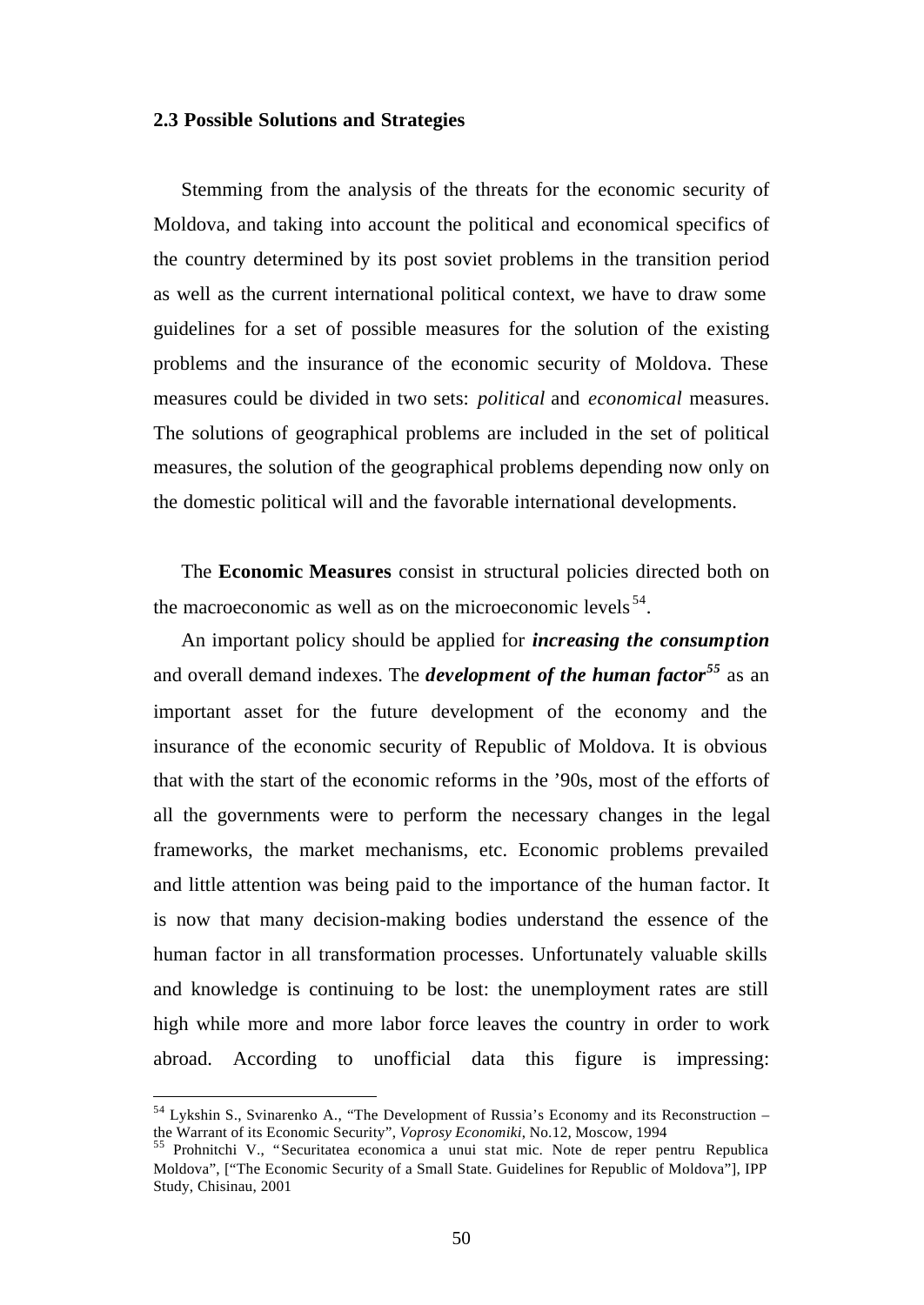### 2.3 Possible Solutions and Strategies

Stemming from the analysis of the threats for the economic security of Moldova, and taking into account the political and economical specifics of the country determined by its post soviet problems in the transition period as well as the current international political context, we have to draw some guidelines for a set of possible measures for the solution of the existing problems and the insurance of the economic security of Moldova. These measures could be divided in two sets: *political* and *economical* measures. The solutions of geographical problems are included in the set of political measures, the solution of the geographical problems depending now only on the domestic political will and the favorable international developments.

The **Economic Measures** consist in structural policies directed both on the macroeconomic as well as on the microeconomic levels[54].

An important policy should be applied for ***increasing the consumption*** and overall demand indexes. The ***development of the human factor***[55] as an important asset for the future development of the economy and the insurance of the economic security of Republic of Moldova. It is obvious that with the start of the economic reforms in the '90s, most of the efforts of all the governments were to perform the necessary changes in the legal frameworks, the market mechanisms, etc. Economic problems prevailed and little attention was being paid to the importance of the human factor. It is now that many decision-making bodies understand the essence of the human factor in all transformation processes. Unfortunately valuable skills and knowledge is continuing to be lost: the unemployment rates are still high while more and more labor force leaves the country in order to work abroad. According to unofficial data this figure is impressing:

---

[54] Lykshin S., Svinarenko A., "The Development of Russia's Economy and its Reconstruction – the Warrant of its Economic Security", *Voprosy Economiki*, No.12, Moscow, 1994

[55] Prohnitchi V., "Securitatea economica a unui stat mic. Note de reper pentru Republica Moldova", ["The Economic Security of a Small State. Guidelines for Republic of Moldova"], IPP Study, Chisinau, 2001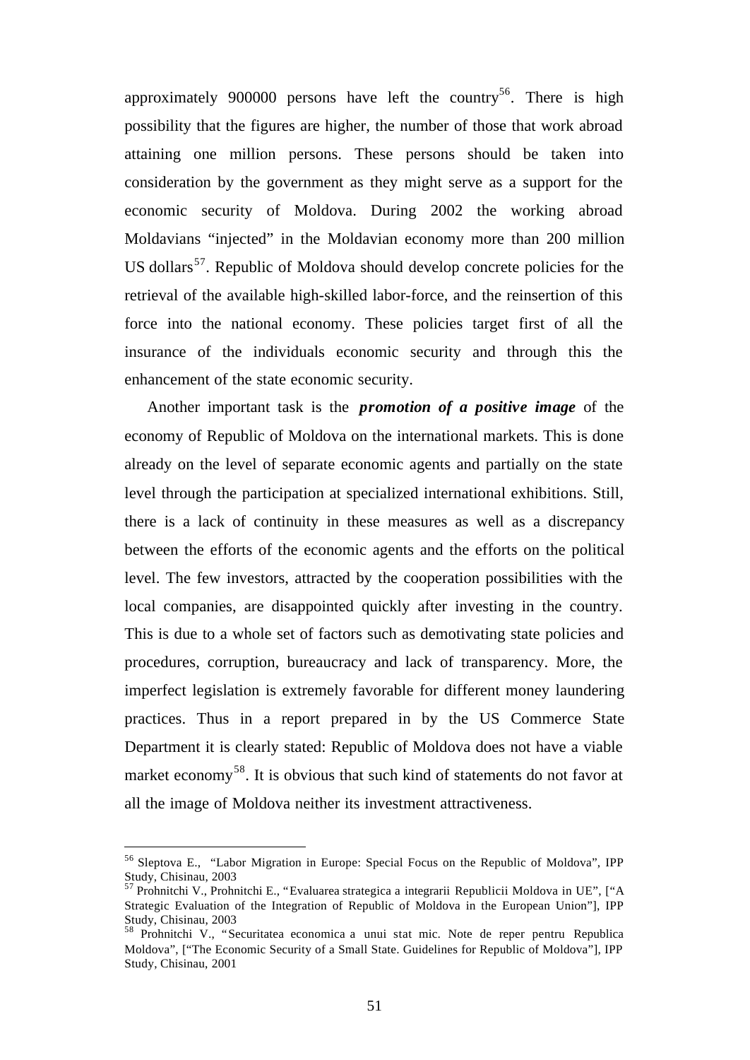approximately 900000 persons have left the country[56]. There is high possibility that the figures are higher, the number of those that work abroad attaining one million persons. These persons should be taken into consideration by the government as they might serve as a support for the economic security of Moldova. During 2002 the working abroad Moldavians "injected" in the Moldavian economy more than 200 million US dollars[57]. Republic of Moldova should develop concrete policies for the retrieval of the available high-skilled labor-force, and the reinsertion of this force into the national economy. These policies target first of all the insurance of the individuals economic security and through this the enhancement of the state economic security.

Another important task is the ***promotion of a positive image*** of the economy of Republic of Moldova on the international markets. This is done already on the level of separate economic agents and partially on the state level through the participation at specialized international exhibitions. Still, there is a lack of continuity in these measures as well as a discrepancy between the efforts of the economic agents and the efforts on the political level. The few investors, attracted by the cooperation possibilities with the local companies, are disappointed quickly after investing in the country. This is due to a whole set of factors such as demotivating state policies and procedures, corruption, bureaucracy and lack of transparency. More, the imperfect legislation is extremely favorable for different money laundering practices. Thus in a report prepared in by the US Commerce State Department it is clearly stated: Republic of Moldova does not have a viable market economy[58]. It is obvious that such kind of statements do not favor at all the image of Moldova neither its investment attractiveness.

---

[56] Sleptova E., "Labor Migration in Europe: Special Focus on the Republic of Moldova", IPP Study, Chisinau, 2003

[57] Prohnitchi V., Prohnitchi E., "Evaluarea strategica a integrarii Republicii Moldova in UE", ["A Strategic Evaluation of the Integration of Republic of Moldova in the European Union"], IPP Study, Chisinau, 2003

[58] Prohnitchi V., "Securitatea economica a unui stat mic. Note de reper pentru Republica Moldova", ["The Economic Security of a Small State. Guidelines for Republic of Moldova"], IPP Study, Chisinau, 2001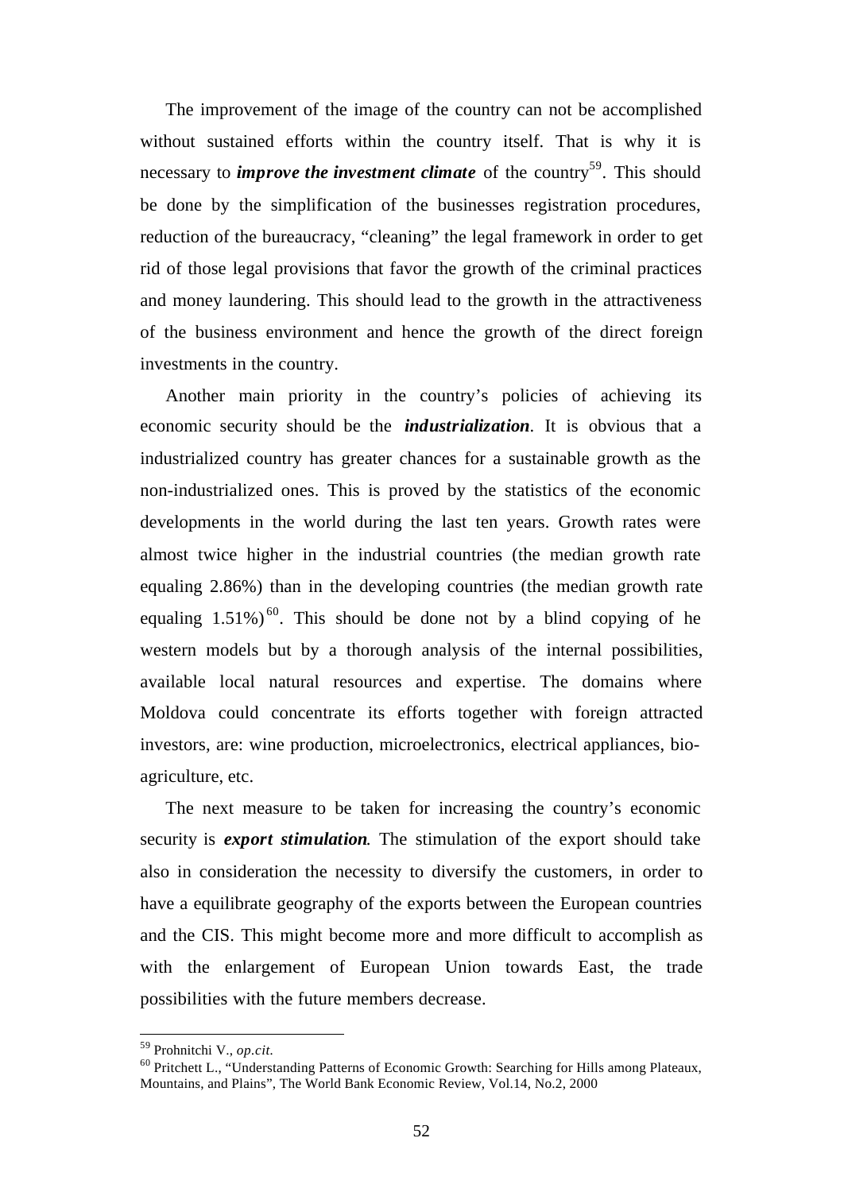The improvement of the image of the country can not be accomplished without sustained efforts within the country itself. That is why it is necessary to ***improve the investment climate*** of the country[59]. This should be done by the simplification of the businesses registration procedures, reduction of the bureaucracy, "cleaning" the legal framework in order to get rid of those legal provisions that favor the growth of the criminal practices and money laundering. This should lead to the growth in the attractiveness of the business environment and hence the growth of the direct foreign investments in the country.

Another main priority in the country's policies of achieving its economic security should be the ***industrialization***. It is obvious that a industrialized country has greater chances for a sustainable growth as the non-industrialized ones. This is proved by the statistics of the economic developments in the world during the last ten years. Growth rates were almost twice higher in the industrial countries (the median growth rate equaling 2.86%) than in the developing countries (the median growth rate equaling 1.51%)[60]. This should be done not by a blind copying of he western models but by a thorough analysis of the internal possibilities, available local natural resources and expertise. The domains where Moldova could concentrate its efforts together with foreign attracted investors, are: wine production, microelectronics, electrical appliances, bio-agriculture, etc.

The next measure to be taken for increasing the country's economic security is ***export stimulation***. The stimulation of the export should take also in consideration the necessity to diversify the customers, in order to have a equilibrate geography of the exports between the European countries and the CIS. This might become more and more difficult to accomplish as with the enlargement of European Union towards East, the trade possibilities with the future members decrease.

---

[59] Prohnitchi V., *op.cit.*

[60] Pritchett L., "Understanding Patterns of Economic Growth: Searching for Hills among Plateaux, Mountains, and Plains", The World Bank Economic Review, Vol.14, No.2, 2000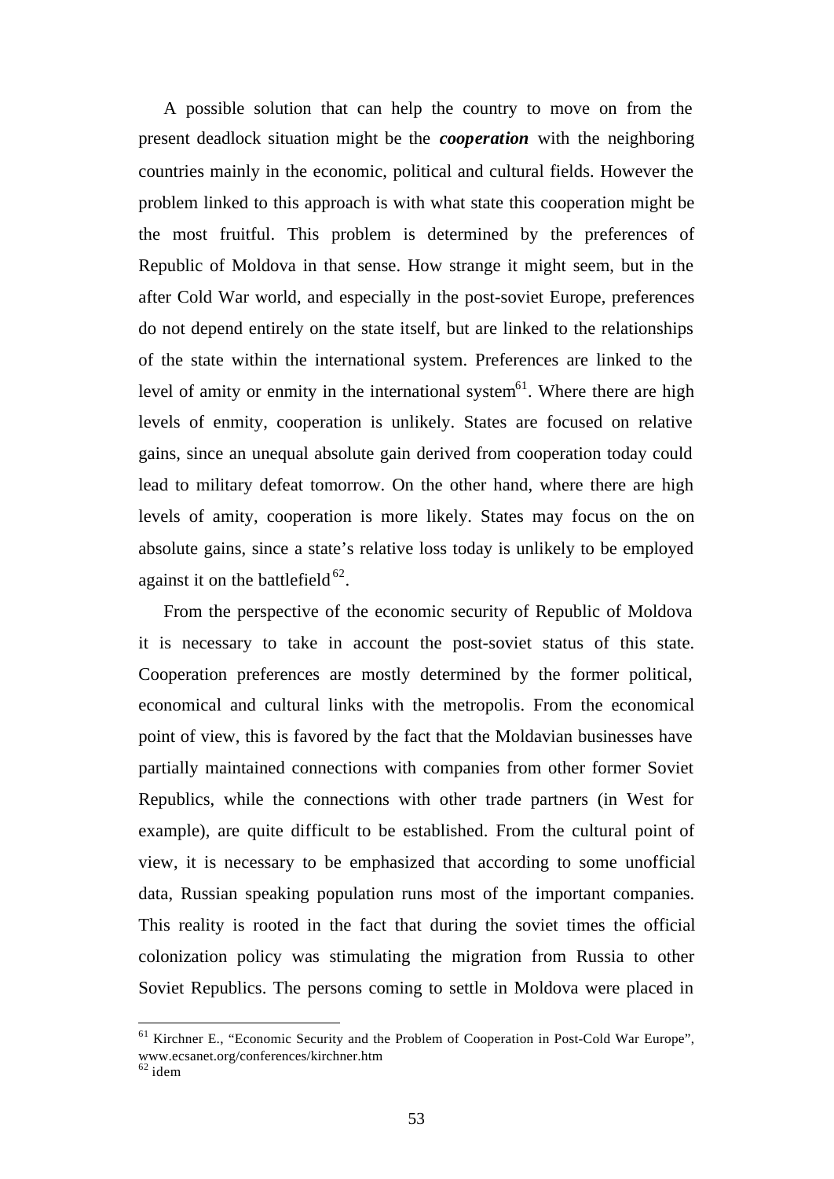A possible solution that can help the country to move on from the present deadlock situation might be the ***cooperation*** with the neighboring countries mainly in the economic, political and cultural fields. However the problem linked to this approach is with what state this cooperation might be the most fruitful. This problem is determined by the preferences of Republic of Moldova in that sense. How strange it might seem, but in the after Cold War world, and especially in the post-soviet Europe, preferences do not depend entirely on the state itself, but are linked to the relationships of the state within the international system. Preferences are linked to the level of amity or enmity in the international system[61]. Where there are high levels of enmity, cooperation is unlikely. States are focused on relative gains, since an unequal absolute gain derived from cooperation today could lead to military defeat tomorrow. On the other hand, where there are high levels of amity, cooperation is more likely. States may focus on the on absolute gains, since a state's relative loss today is unlikely to be employed against it on the battlefield[62].

From the perspective of the economic security of Republic of Moldova it is necessary to take in account the post-soviet status of this state. Cooperation preferences are mostly determined by the former political, economical and cultural links with the metropolis. From the economical point of view, this is favored by the fact that the Moldavian businesses have partially maintained connections with companies from other former Soviet Republics, while the connections with other trade partners (in West for example), are quite difficult to be established. From the cultural point of view, it is necessary to be emphasized that according to some unofficial data, Russian speaking population runs most of the important companies. This reality is rooted in the fact that during the soviet times the official colonization policy was stimulating the migration from Russia to other Soviet Republics. The persons coming to settle in Moldova were placed in

---

[61] Kirchner E., "Economic Security and the Problem of Cooperation in Post-Cold War Europe", www.ecsanet.org/conferences/kirchner.htm

[62] idem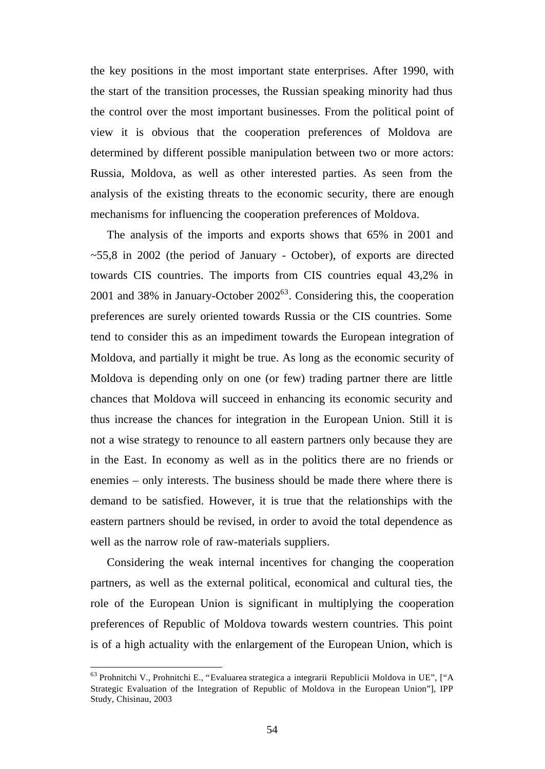the key positions in the most important state enterprises. After 1990, with the start of the transition processes, the Russian speaking minority had thus the control over the most important businesses. From the political point of view it is obvious that the cooperation preferences of Moldova are determined by different possible manipulation between two or more actors: Russia, Moldova, as well as other interested parties. As seen from the analysis of the existing threats to the economic security, there are enough mechanisms for influencing the cooperation preferences of Moldova.

The analysis of the imports and exports shows that 65% in 2001 and ~55,8 in 2002 (the period of January - October), of exports are directed towards CIS countries. The imports from CIS countries equal 43,2% in 2001 and 38% in January-October 2002[63]. Considering this, the cooperation preferences are surely oriented towards Russia or the CIS countries. Some tend to consider this as an impediment towards the European integration of Moldova, and partially it might be true. As long as the economic security of Moldova is depending only on one (or few) trading partner there are little chances that Moldova will succeed in enhancing its economic security and thus increase the chances for integration in the European Union. Still it is not a wise strategy to renounce to all eastern partners only because they are in the East. In economy as well as in the politics there are no friends or enemies – only interests. The business should be made there where there is demand to be satisfied. However, it is true that the relationships with the eastern partners should be revised, in order to avoid the total dependence as well as the narrow role of raw-materials suppliers.

Considering the weak internal incentives for changing the cooperation partners, as well as the external political, economical and cultural ties, the role of the European Union is significant in multiplying the cooperation preferences of Republic of Moldova towards western countries. This point is of a high actuality with the enlargement of the European Union, which is

[63] Prohnitchi V., Prohnitchi E., "Evaluarea strategica a integrarii Republicii Moldova in UE", ["A Strategic Evaluation of the Integration of Republic of Moldova in the European Union"], IPP Study, Chisinau, 2003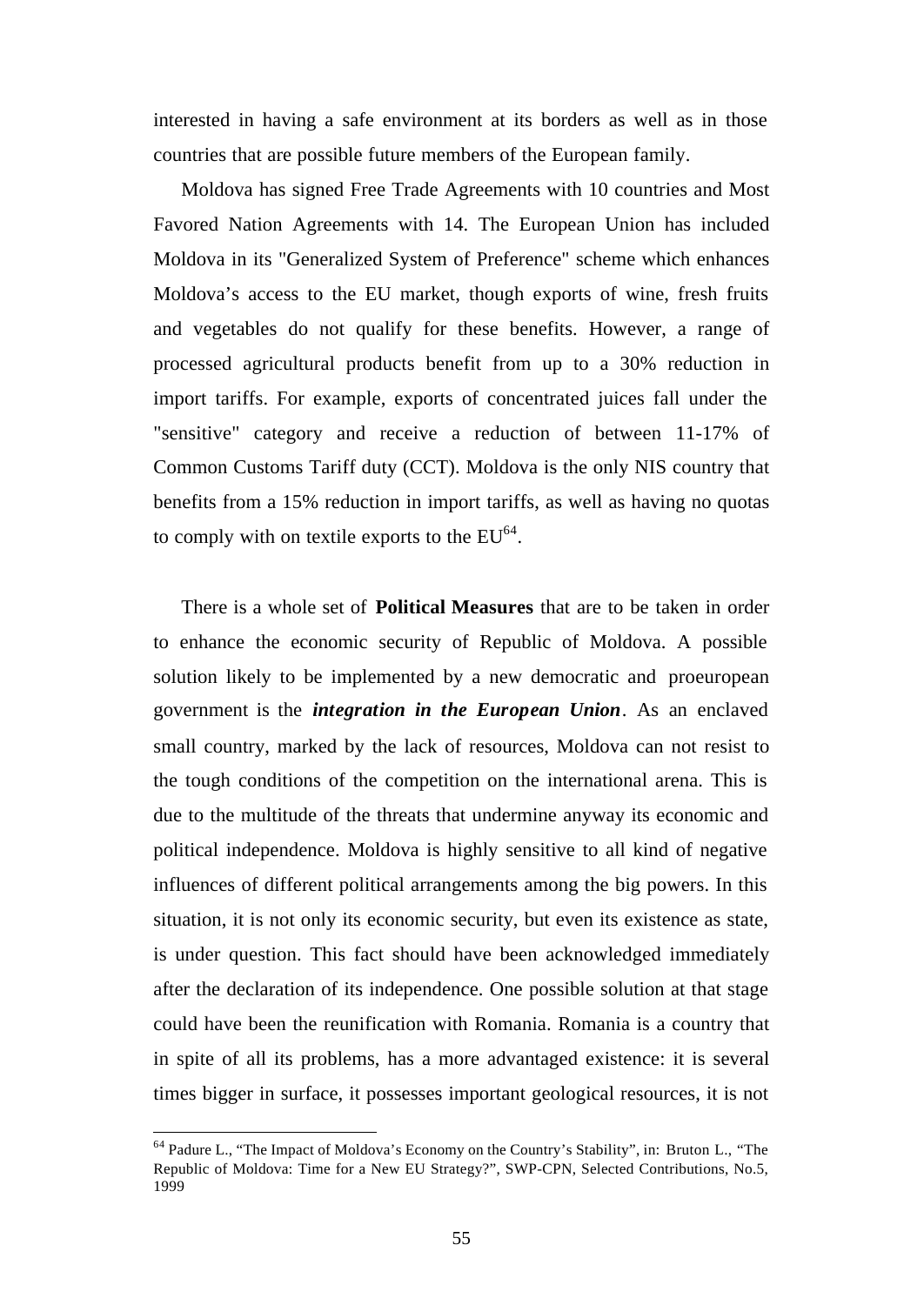interested in having a safe environment at its borders as well as in those countries that are possible future members of the European family.

Moldova has signed Free Trade Agreements with 10 countries and Most Favored Nation Agreements with 14. The European Union has included Moldova in its "Generalized System of Preference" scheme which enhances Moldova's access to the EU market, though exports of wine, fresh fruits and vegetables do not qualify for these benefits. However, a range of processed agricultural products benefit from up to a 30% reduction in import tariffs. For example, exports of concentrated juices fall under the "sensitive" category and receive a reduction of between 11-17% of Common Customs Tariff duty (CCT). Moldova is the only NIS country that benefits from a 15% reduction in import tariffs, as well as having no quotas to comply with on textile exports to the EU[64].

There is a whole set of **Political Measures** that are to be taken in order to enhance the economic security of Republic of Moldova. A possible solution likely to be implemented by a new democratic and proeuropean government is the ***integration in the European Union***. As an enclaved small country, marked by the lack of resources, Moldova can not resist to the tough conditions of the competition on the international arena. This is due to the multitude of the threats that undermine anyway its economic and political independence. Moldova is highly sensitive to all kind of negative influences of different political arrangements among the big powers. In this situation, it is not only its economic security, but even its existence as state, is under question. This fact should have been acknowledged immediately after the declaration of its independence. One possible solution at that stage could have been the reunification with Romania. Romania is a country that in spite of all its problems, has a more advantaged existence: it is several times bigger in surface, it possesses important geological resources, it is not

---

[64] Padure L., "The Impact of Moldova's Economy on the Country's Stability", in: Bruton L., "The Republic of Moldova: Time for a New EU Strategy?", SWP-CPN, Selected Contributions, No.5, 1999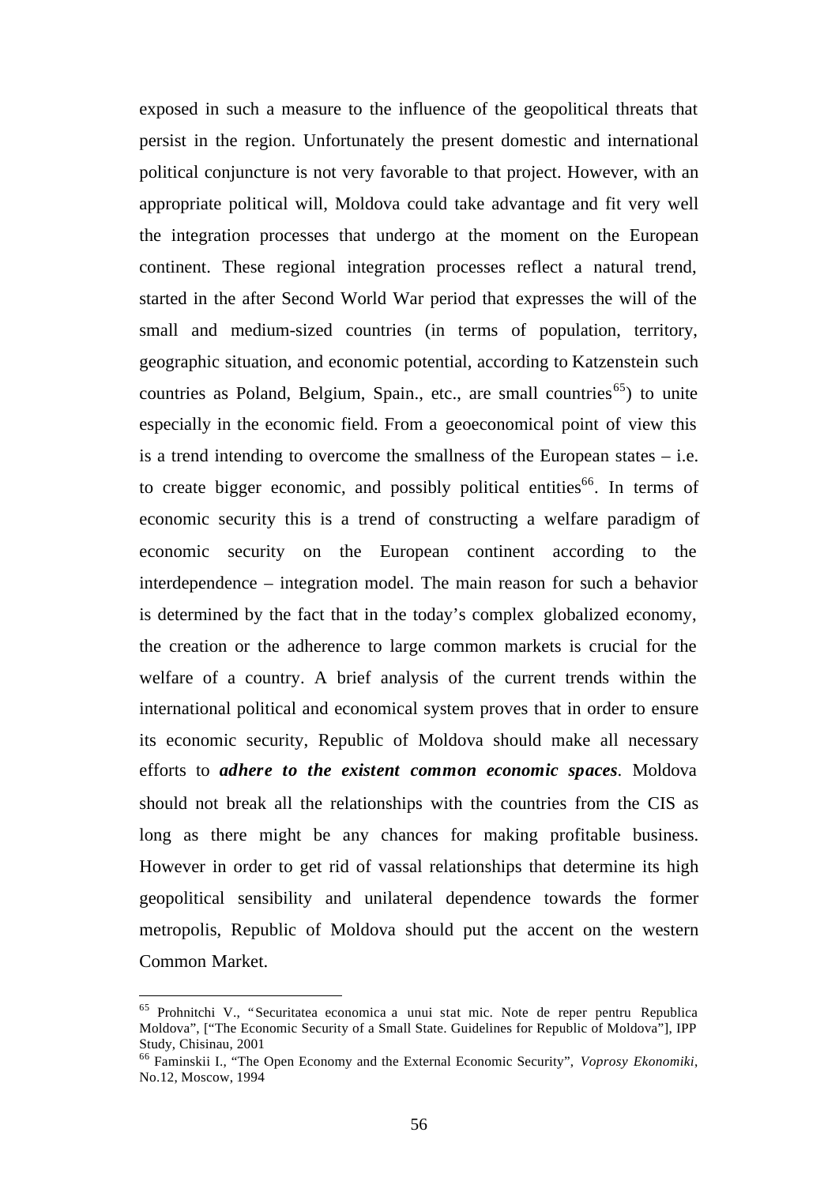exposed in such a measure to the influence of the geopolitical threats that persist in the region. Unfortunately the present domestic and international political conjuncture is not very favorable to that project. However, with an appropriate political will, Moldova could take advantage and fit very well the integration processes that undergo at the moment on the European continent. These regional integration processes reflect a natural trend, started in the after Second World War period that expresses the will of the small and medium-sized countries (in terms of population, territory, geographic situation, and economic potential, according to Katzenstein such countries as Poland, Belgium, Spain., etc., are small countries[65]) to unite especially in the economic field. From a geoeconomical point of view this is a trend intending to overcome the smallness of the European states – i.e. to create bigger economic, and possibly political entities[66]. In terms of economic security this is a trend of constructing a welfare paradigm of economic security on the European continent according to the interdependence – integration model. The main reason for such a behavior is determined by the fact that in the today's complex globalized economy, the creation or the adherence to large common markets is crucial for the welfare of a country. A brief analysis of the current trends within the international political and economical system proves that in order to ensure its economic security, Republic of Moldova should make all necessary efforts to ***adhere to the existent common economic spaces***. Moldova should not break all the relationships with the countries from the CIS as long as there might be any chances for making profitable business. However in order to get rid of vassal relationships that determine its high geopolitical sensibility and unilateral dependence towards the former metropolis, Republic of Moldova should put the accent on the western Common Market.

---

[65] Prohnitchi V., "Securitatea economica a unui stat mic. Note de reper pentru Republica Moldova", ["The Economic Security of a Small State. Guidelines for Republic of Moldova"], IPP Study, Chisinau, 2001

[66] Faminskii I., "The Open Economy and the External Economic Security", *Voprosy Ekonomiki*, No.12, Moscow, 1994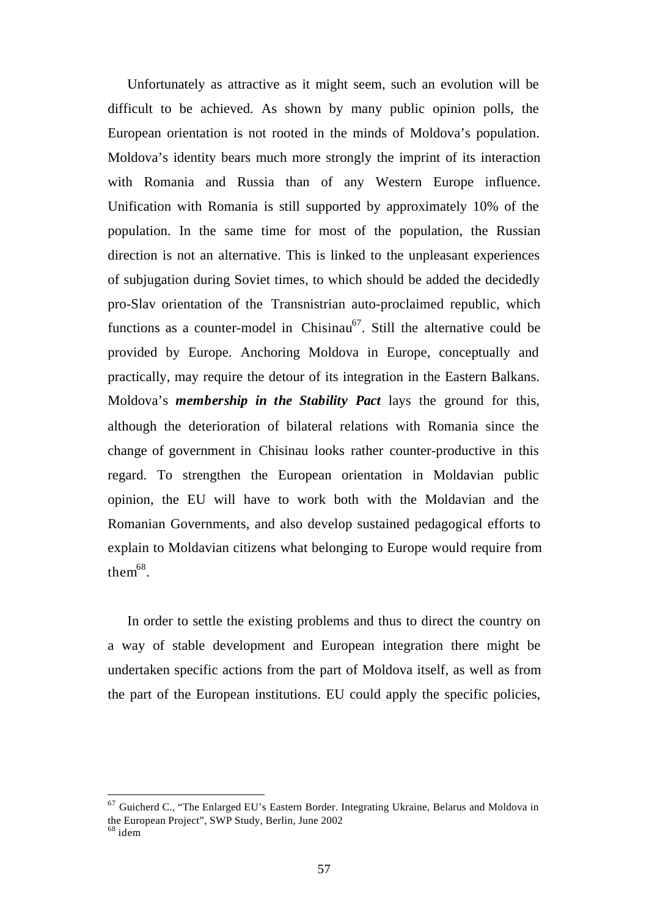Unfortunately as attractive as it might seem, such an evolution will be difficult to be achieved. As shown by many public opinion polls, the European orientation is not rooted in the minds of Moldova's population. Moldova's identity bears much more strongly the imprint of its interaction with Romania and Russia than of any Western Europe influence. Unification with Romania is still supported by approximately 10% of the population. In the same time for most of the population, the Russian direction is not an alternative. This is linked to the unpleasant experiences of subjugation during Soviet times, to which should be added the decidedly pro-Slav orientation of the Transnistrian auto-proclaimed republic, which functions as a counter-model in Chisinau[67]. Still the alternative could be provided by Europe. Anchoring Moldova in Europe, conceptually and practically, may require the detour of its integration in the Eastern Balkans. Moldova's ***membership in the Stability Pact*** lays the ground for this, although the deterioration of bilateral relations with Romania since the change of government in Chisinau looks rather counter-productive in this regard. To strengthen the European orientation in Moldavian public opinion, the EU will have to work both with the Moldavian and the Romanian Governments, and also develop sustained pedagogical efforts to explain to Moldavian citizens what belonging to Europe would require from them[68].

In order to settle the existing problems and thus to direct the country on a way of stable development and European integration there might be undertaken specific actions from the part of Moldova itself, as well as from the part of the European institutions. EU could apply the specific policies,

[67] Guicherd C., "The Enlarged EU's Eastern Border. Integrating Ukraine, Belarus and Moldova in the European Project", SWP Study, Berlin, June 2002

[68] idem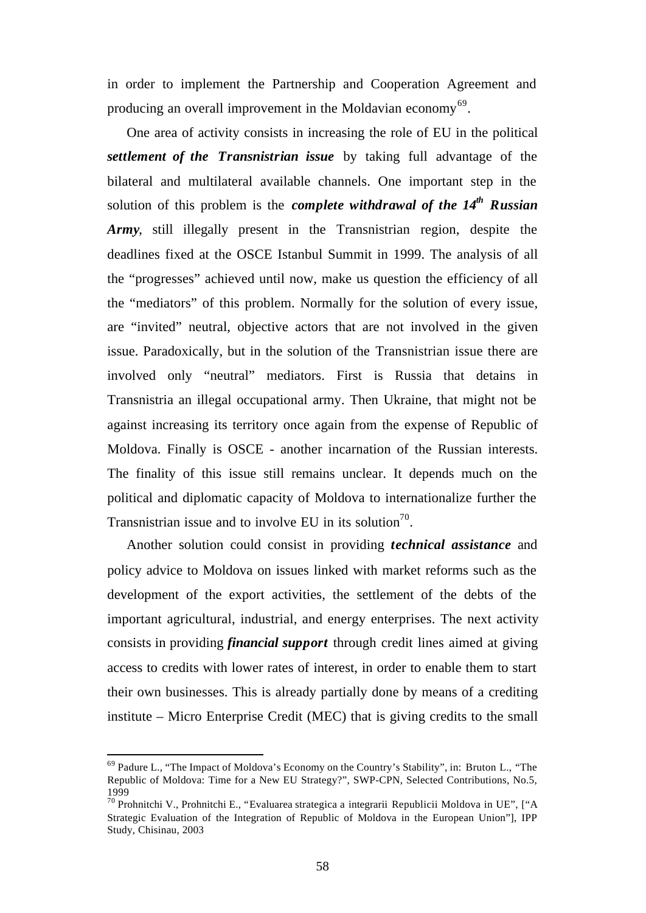in order to implement the Partnership and Cooperation Agreement and producing an overall improvement in the Moldavian economy[69].

One area of activity consists in increasing the role of EU in the political ***settlement of the Transnistrian issue*** by taking full advantage of the bilateral and multilateral available channels. One important step in the solution of this problem is the ***complete withdrawal of the 14th Russian Army***, still illegally present in the Transnistrian region, despite the deadlines fixed at the OSCE Istanbul Summit in 1999. The analysis of all the "progresses" achieved until now, make us question the efficiency of all the "mediators" of this problem. Normally for the solution of every issue, are "invited" neutral, objective actors that are not involved in the given issue. Paradoxically, but in the solution of the Transnistrian issue there are involved only "neutral" mediators. First is Russia that detains in Transnistria an illegal occupational army. Then Ukraine, that might not be against increasing its territory once again from the expense of Republic of Moldova. Finally is OSCE - another incarnation of the Russian interests. The finality of this issue still remains unclear. It depends much on the political and diplomatic capacity of Moldova to internationalize further the Transnistrian issue and to involve EU in its solution[70].

Another solution could consist in providing ***technical assistance*** and policy advice to Moldova on issues linked with market reforms such as the development of the export activities, the settlement of the debts of the important agricultural, industrial, and energy enterprises. The next activity consists in providing ***financial support*** through credit lines aimed at giving access to credits with lower rates of interest, in order to enable them to start their own businesses. This is already partially done by means of a crediting institute – Micro Enterprise Credit (MEC) that is giving credits to the small

---

[69] Padure L., "The Impact of Moldova's Economy on the Country's Stability", in: Bruton L., "The Republic of Moldova: Time for a New EU Strategy?", SWP-CPN, Selected Contributions, No.5, 1999

[70] Prohnitchi V., Prohnitchi E., "Evaluarea strategica a integrarii Republicii Moldova in UE", ["A Strategic Evaluation of the Integration of Republic of Moldova in the European Union"], IPP Study, Chisinau, 2003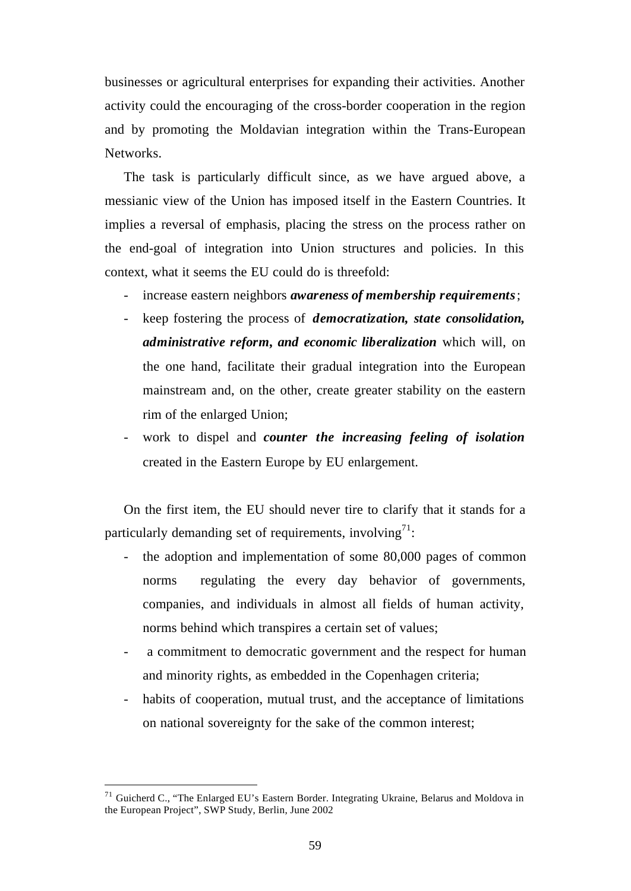businesses or agricultural enterprises for expanding their activities. Another activity could the encouraging of the cross-border cooperation in the region and by promoting the Moldavian integration within the Trans-European Networks.

The task is particularly difficult since, as we have argued above, a messianic view of the Union has imposed itself in the Eastern Countries. It implies a reversal of emphasis, placing the stress on the process rather on the end-goal of integration into Union structures and policies. In this context, what it seems the EU could do is threefold:

- increase eastern neighbors ***awareness of membership requirements***;
- keep fostering the process of ***democratization, state consolidation, administrative reform, and economic liberalization*** which will, on the one hand, facilitate their gradual integration into the European mainstream and, on the other, create greater stability on the eastern rim of the enlarged Union;
- work to dispel and ***counter the increasing feeling of isolation*** created in the Eastern Europe by EU enlargement.

On the first item, the EU should never tire to clarify that it stands for a particularly demanding set of requirements, involving[71]:

- the adoption and implementation of some 80,000 pages of common norms regulating the every day behavior of governments, companies, and individuals in almost all fields of human activity, norms behind which transpires a certain set of values;
- a commitment to democratic government and the respect for human and minority rights, as embedded in the Copenhagen criteria;
- habits of cooperation, mutual trust, and the acceptance of limitations on national sovereignty for the sake of the common interest;

[71] Guicherd C., "The Enlarged EU's Eastern Border. Integrating Ukraine, Belarus and Moldova in the European Project", SWP Study, Berlin, June 2002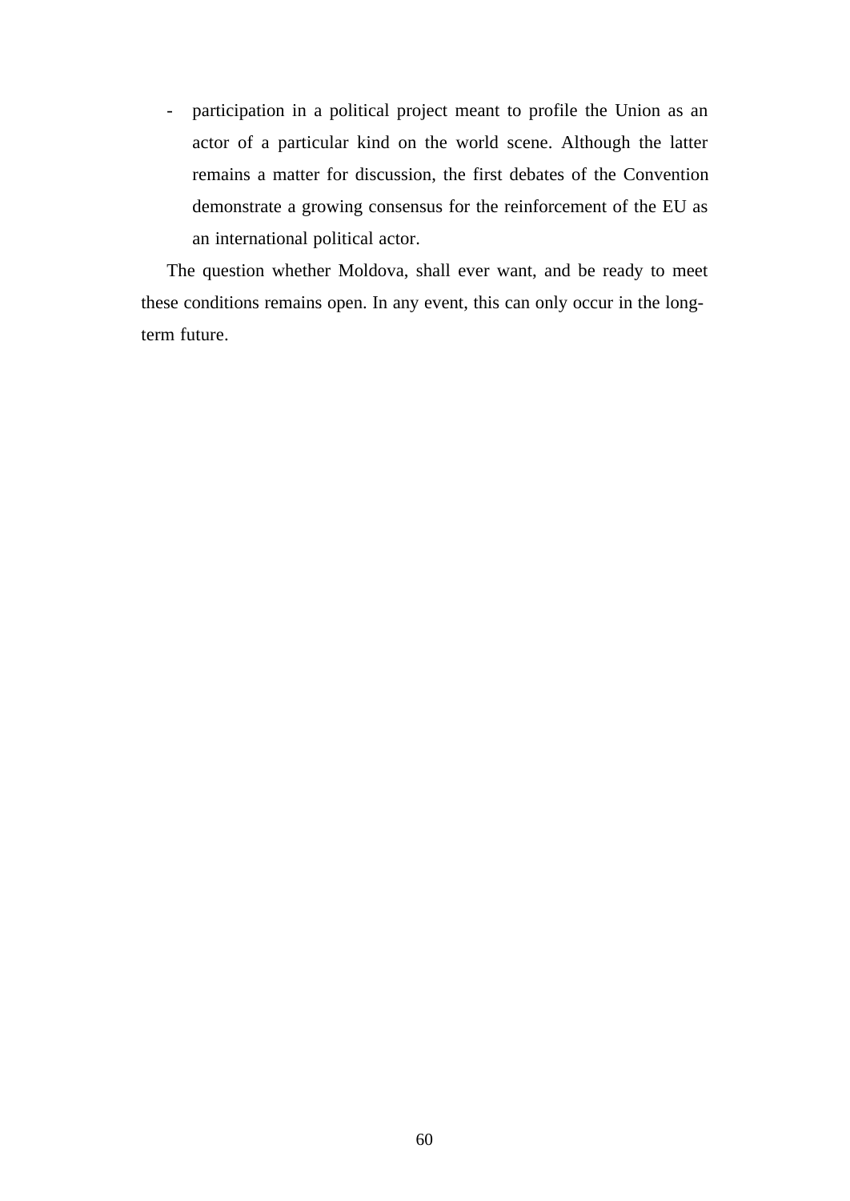- participation in a political project meant to profile the Union as an actor of a particular kind on the world scene. Although the latter remains a matter for discussion, the first debates of the Convention demonstrate a growing consensus for the reinforcement of the EU as an international political actor.

The question whether Moldova, shall ever want, and be ready to meet these conditions remains open. In any event, this can only occur in the long-term future.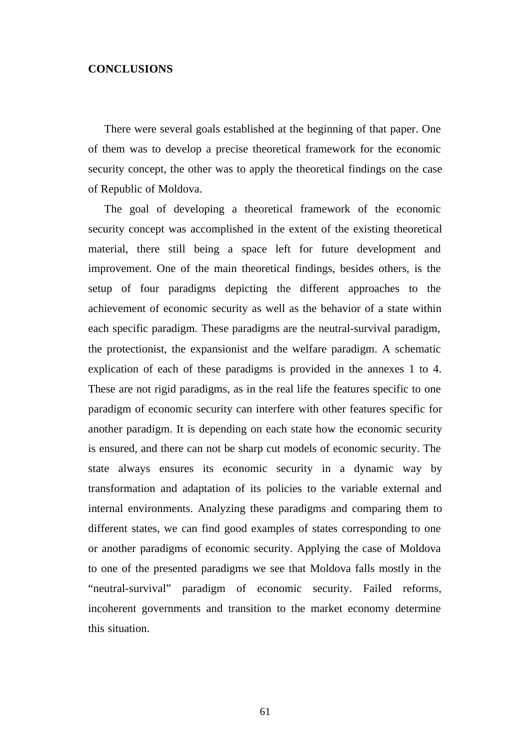## CONCLUSIONS

There were several goals established at the beginning of that paper. One of them was to develop a precise theoretical framework for the economic security concept, the other was to apply the theoretical findings on the case of Republic of Moldova.

The goal of developing a theoretical framework of the economic security concept was accomplished in the extent of the existing theoretical material, there still being a space left for future development and improvement. One of the main theoretical findings, besides others, is the setup of four paradigms depicting the different approaches to the achievement of economic security as well as the behavior of a state within each specific paradigm. These paradigms are the neutral-survival paradigm, the protectionist, the expansionist and the welfare paradigm. A schematic explication of each of these paradigms is provided in the annexes 1 to 4. These are not rigid paradigms, as in the real life the features specific to one paradigm of economic security can interfere with other features specific for another paradigm. It is depending on each state how the economic security is ensured, and there can not be sharp cut models of economic security. The state always ensures its economic security in a dynamic way by transformation and adaptation of its policies to the variable external and internal environments. Analyzing these paradigms and comparing them to different states, we can find good examples of states corresponding to one or another paradigms of economic security. Applying the case of Moldova to one of the presented paradigms we see that Moldova falls mostly in the "neutral-survival" paradigm of economic security. Failed reforms, incoherent governments and transition to the market economy determine this situation.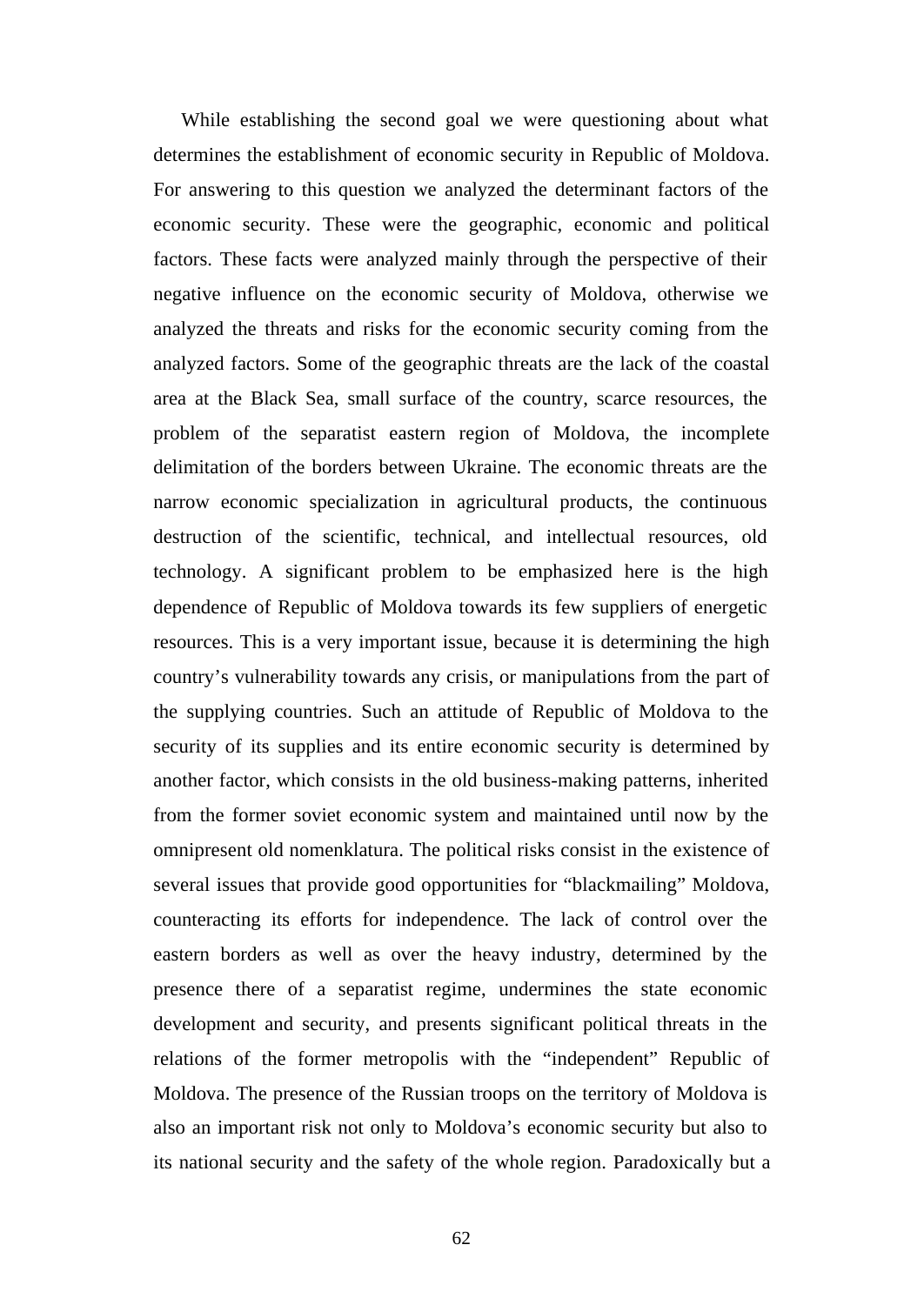While establishing the second goal we were questioning about what determines the establishment of economic security in Republic of Moldova. For answering to this question we analyzed the determinant factors of the economic security. These were the geographic, economic and political factors. These facts were analyzed mainly through the perspective of their negative influence on the economic security of Moldova, otherwise we analyzed the threats and risks for the economic security coming from the analyzed factors. Some of the geographic threats are the lack of the coastal area at the Black Sea, small surface of the country, scarce resources, the problem of the separatist eastern region of Moldova, the incomplete delimitation of the borders between Ukraine. The economic threats are the narrow economic specialization in agricultural products, the continuous destruction of the scientific, technical, and intellectual resources, old technology. A significant problem to be emphasized here is the high dependence of Republic of Moldova towards its few suppliers of energetic resources. This is a very important issue, because it is determining the high country's vulnerability towards any crisis, or manipulations from the part of the supplying countries. Such an attitude of Republic of Moldova to the security of its supplies and its entire economic security is determined by another factor, which consists in the old business-making patterns, inherited from the former soviet economic system and maintained until now by the omnipresent old nomenklatura. The political risks consist in the existence of several issues that provide good opportunities for "blackmailing" Moldova, counteracting its efforts for independence. The lack of control over the eastern borders as well as over the heavy industry, determined by the presence there of a separatist regime, undermines the state economic development and security, and presents significant political threats in the relations of the former metropolis with the "independent" Republic of Moldova. The presence of the Russian troops on the territory of Moldova is also an important risk not only to Moldova's economic security but also to its national security and the safety of the whole region. Paradoxically but a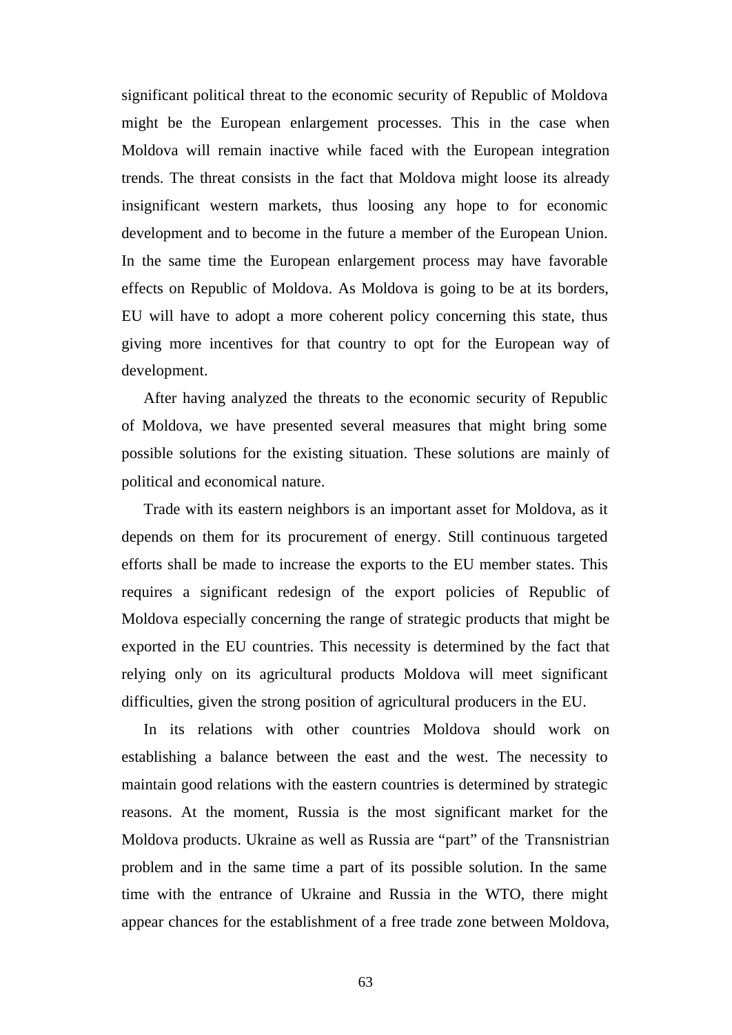significant political threat to the economic security of Republic of Moldova might be the European enlargement processes. This in the case when Moldova will remain inactive while faced with the European integration trends. The threat consists in the fact that Moldova might loose its already insignificant western markets, thus loosing any hope to for economic development and to become in the future a member of the European Union. In the same time the European enlargement process may have favorable effects on Republic of Moldova. As Moldova is going to be at its borders, EU will have to adopt a more coherent policy concerning this state, thus giving more incentives for that country to opt for the European way of development.

After having analyzed the threats to the economic security of Republic of Moldova, we have presented several measures that might bring some possible solutions for the existing situation. These solutions are mainly of political and economical nature.

Trade with its eastern neighbors is an important asset for Moldova, as it depends on them for its procurement of energy. Still continuous targeted efforts shall be made to increase the exports to the EU member states. This requires a significant redesign of the export policies of Republic of Moldova especially concerning the range of strategic products that might be exported in the EU countries. This necessity is determined by the fact that relying only on its agricultural products Moldova will meet significant difficulties, given the strong position of agricultural producers in the EU.

In its relations with other countries Moldova should work on establishing a balance between the east and the west. The necessity to maintain good relations with the eastern countries is determined by strategic reasons. At the moment, Russia is the most significant market for the Moldova products. Ukraine as well as Russia are "part" of the Transnistrian problem and in the same time a part of its possible solution. In the same time with the entrance of Ukraine and Russia in the WTO, there might appear chances for the establishment of a free trade zone between Moldova,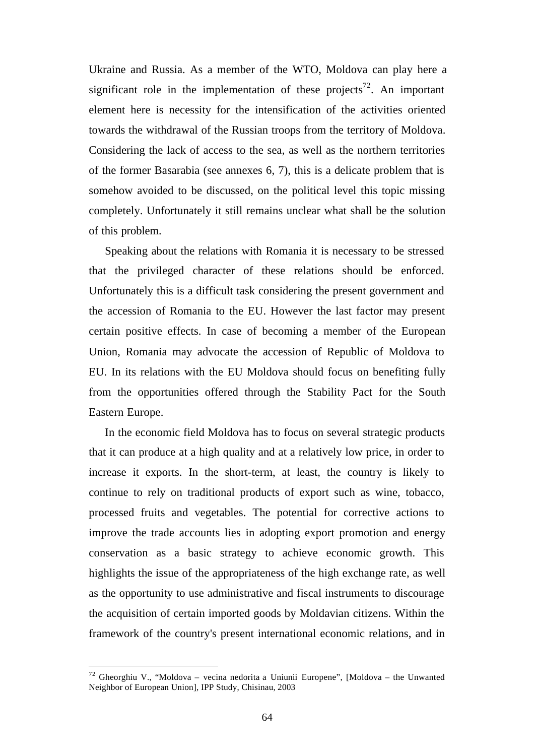Ukraine and Russia. As a member of the WTO, Moldova can play here a significant role in the implementation of these projects[72]. An important element here is necessity for the intensification of the activities oriented towards the withdrawal of the Russian troops from the territory of Moldova. Considering the lack of access to the sea, as well as the northern territories of the former Basarabia (see annexes 6, 7), this is a delicate problem that is somehow avoided to be discussed, on the political level this topic missing completely. Unfortunately it still remains unclear what shall be the solution of this problem.

Speaking about the relations with Romania it is necessary to be stressed that the privileged character of these relations should be enforced. Unfortunately this is a difficult task considering the present government and the accession of Romania to the EU. However the last factor may present certain positive effects. In case of becoming a member of the European Union, Romania may advocate the accession of Republic of Moldova to EU. In its relations with the EU Moldova should focus on benefiting fully from the opportunities offered through the Stability Pact for the South Eastern Europe.

In the economic field Moldova has to focus on several strategic products that it can produce at a high quality and at a relatively low price, in order to increase it exports. In the short-term, at least, the country is likely to continue to rely on traditional products of export such as wine, tobacco, processed fruits and vegetables. The potential for corrective actions to improve the trade accounts lies in adopting export promotion and energy conservation as a basic strategy to achieve economic growth. This highlights the issue of the appropriateness of the high exchange rate, as well as the opportunity to use administrative and fiscal instruments to discourage the acquisition of certain imported goods by Moldavian citizens. Within the framework of the country's present international economic relations, and in

---

[72] Gheorghiu V., "Moldova – vecina nedorita a Uniunii Europene", [Moldova – the Unwanted Neighbor of European Union], IPP Study, Chisinau, 2003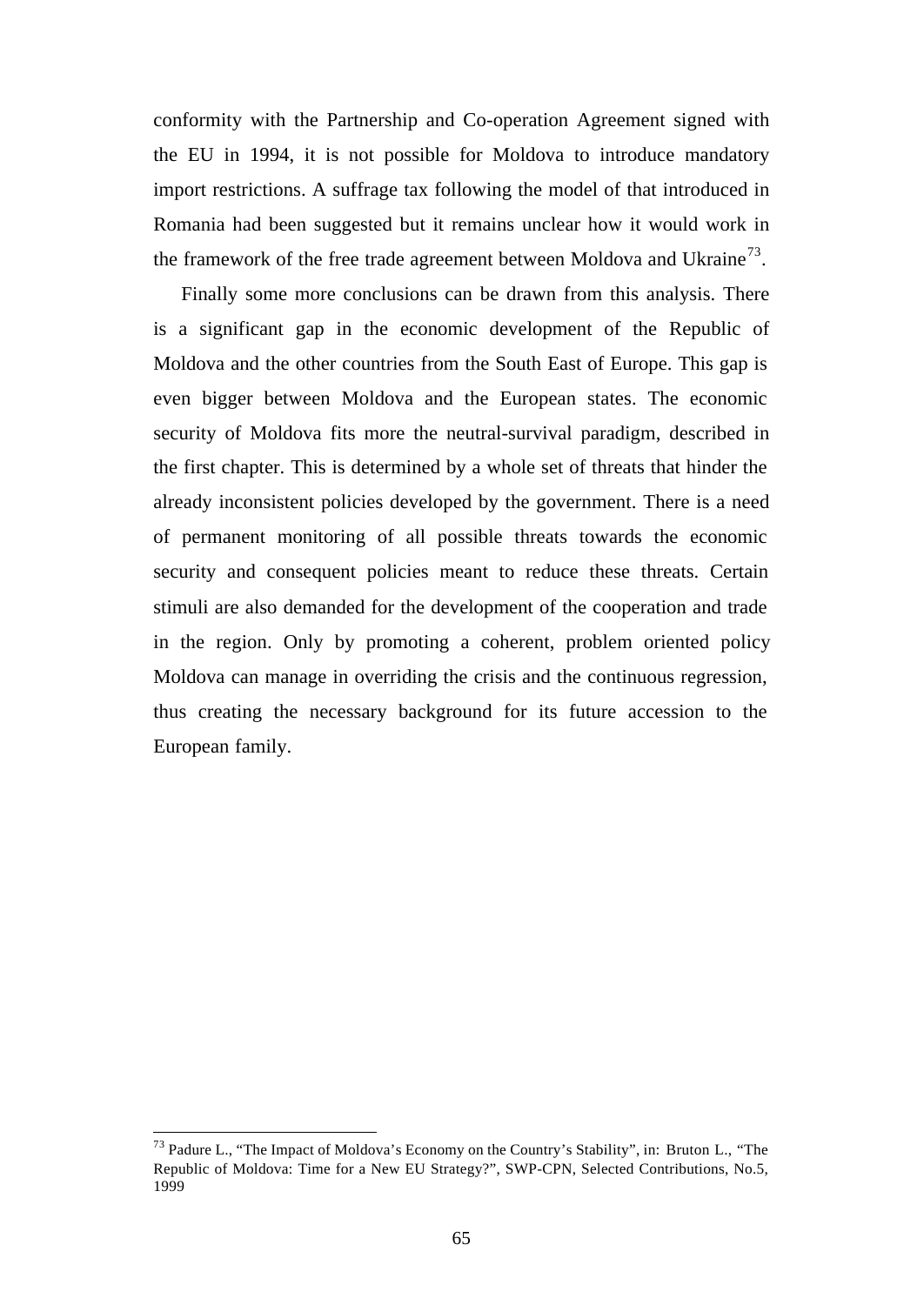conformity with the Partnership and Co-operation Agreement signed with the EU in 1994, it is not possible for Moldova to introduce mandatory import restrictions. A suffrage tax following the model of that introduced in Romania had been suggested but it remains unclear how it would work in the framework of the free trade agreement between Moldova and Ukraine[73].

Finally some more conclusions can be drawn from this analysis. There is a significant gap in the economic development of the Republic of Moldova and the other countries from the South East of Europe. This gap is even bigger between Moldova and the European states. The economic security of Moldova fits more the neutral-survival paradigm, described in the first chapter. This is determined by a whole set of threats that hinder the already inconsistent policies developed by the government. There is a need of permanent monitoring of all possible threats towards the economic security and consequent policies meant to reduce these threats. Certain stimuli are also demanded for the development of the cooperation and trade in the region. Only by promoting a coherent, problem oriented policy Moldova can manage in overriding the crisis and the continuous regression, thus creating the necessary background for its future accession to the European family.

[73] Padure L., "The Impact of Moldova's Economy on the Country's Stability", in: Bruton L., "The Republic of Moldova: Time for a New EU Strategy?", SWP-CPN, Selected Contributions, No.5, 1999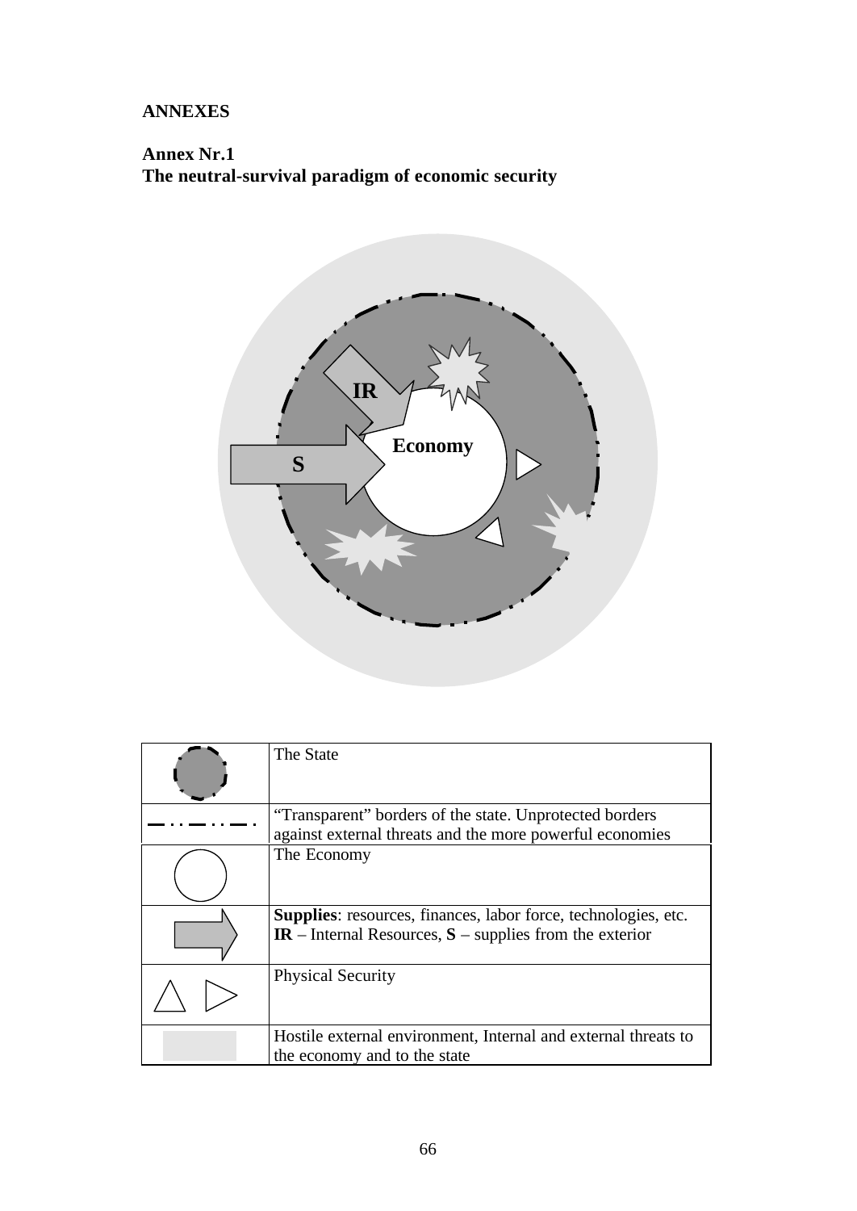**ANNEXES**

**Annex Nr.1**
**The neutral-survival paradigm of economic security**

IR

Economy

S

| | |
|---|---|
| | The State |
| | "Transparent" borders of the state. Unprotected borders against external threats and the more powerful economies |
| | The Economy |
| | **Supplies**: resources, finances, labor force, technologies, etc. **IR** – Internal Resources, **S** – supplies from the exterior |
| | Physical Security |
| | Hostile external environment, Internal and external threats to the economy and to the state |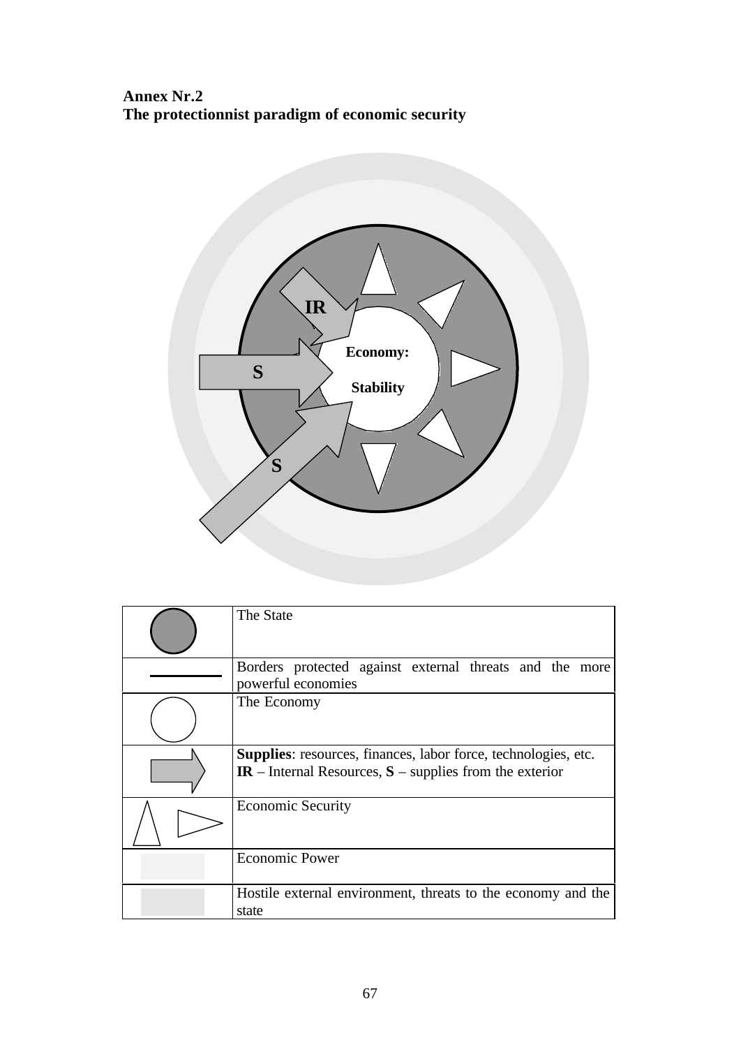**Annex Nr.2**
**The protectionnist paradigm of economic security**

IR

S

Economy:

Stability

S

| | |
|---|---|
| | The State |
| | Borders protected against external threats and the more powerful economies |
| | The Economy |
| | **Supplies**: resources, finances, labor force, technologies, etc. **IR** – Internal Resources, **S** – supplies from the exterior |
| | Economic Security |
| | Economic Power |
| | Hostile external environment, threats to the economy and the state |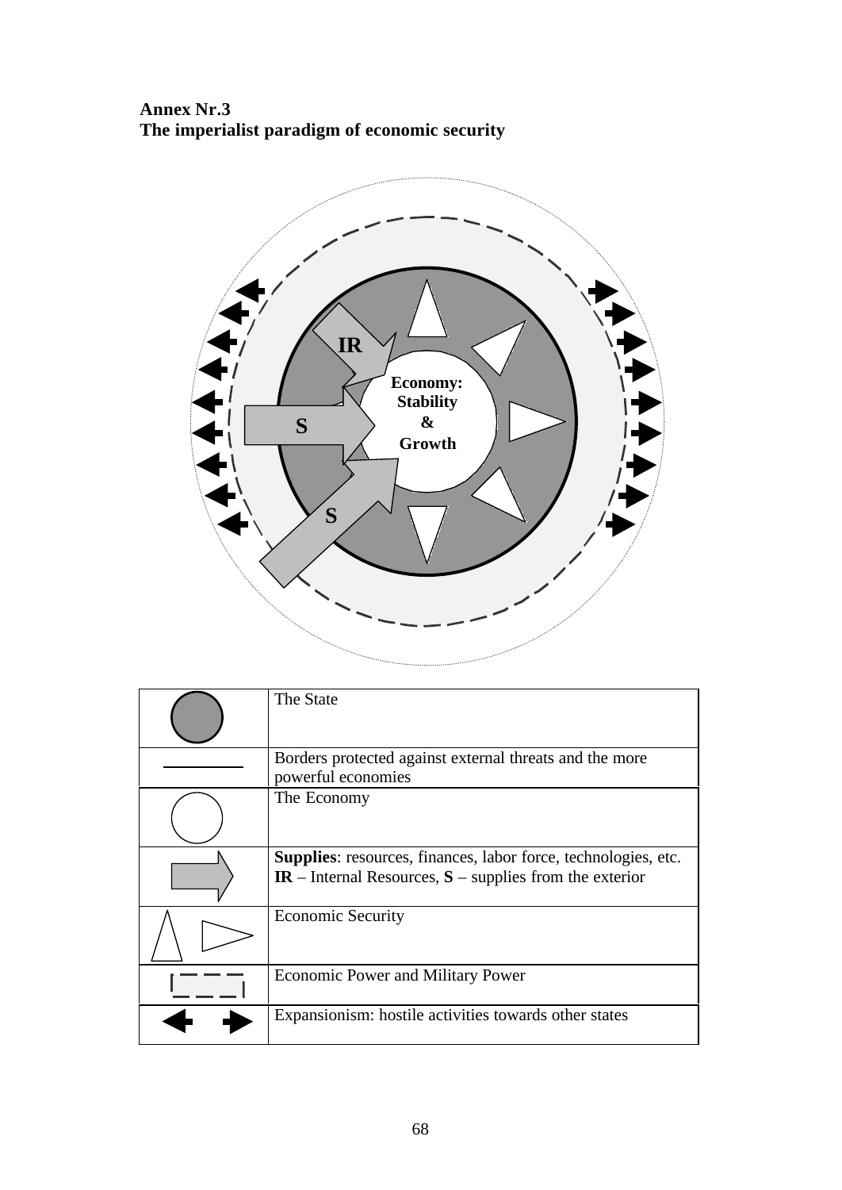**Annex Nr.3**
**The imperialist paradigm of economic security**

IR

Economy: Stability & Growth

S

S

| | |
|---|---|
| | The State |
| | Borders protected against external threats and the more powerful economies |
| | The Economy |
| | **Supplies**: resources, finances, labor force, technologies, etc. **IR** – Internal Resources, **S** – supplies from the exterior |
| | Economic Security |
| | Economic Power and Military Power |
| | Expansionism: hostile activities towards other states |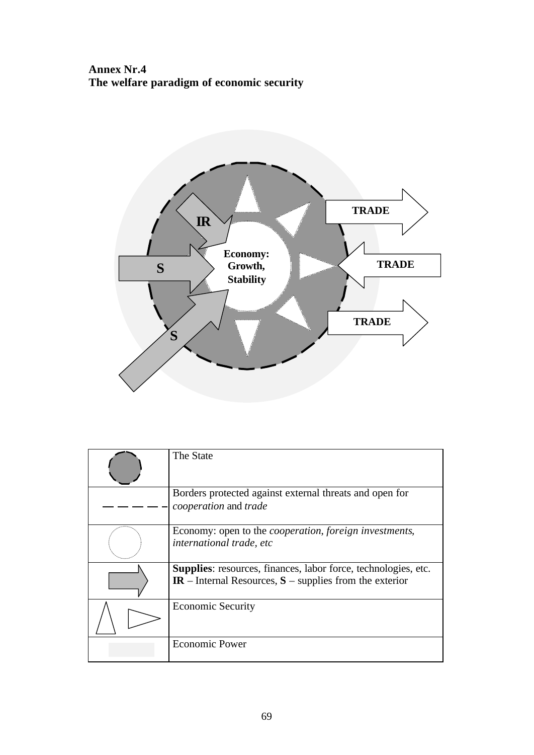**Annex Nr.4**
**The welfare paradigm of economic security**

TRADE

IR

Economy: Growth, Stability

TRADE

S

TRADE

S

| | |
|---|---|
| | The State |
| — — — — — | Borders protected against external threats and open for *cooperation* and *trade* |
| | Economy: open to the *cooperation*, *foreign investments*, *international trade*, *etc* |
| | **Supplies**: resources, finances, labor force, technologies, etc. **IR** – Internal Resources, **S** – supplies from the exterior |
| | Economic Security |
| | Economic Power |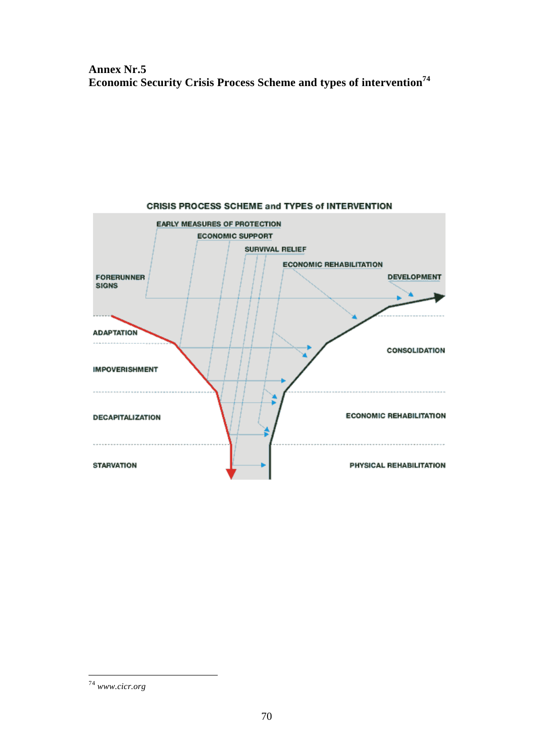## Annex Nr.5
## Economic Security Crisis Process Scheme and types of intervention[74]

CRISIS PROCESS SCHEME and TYPES of INTERVENTION

EARLY MEASURES OF PROTECTION

ECONOMIC SUPPORT

SURVIVAL RELIEF

ECONOMIC REHABILITATION

FORERUNNER SIGNS

DEVELOPMENT

ADAPTATION

CONSOLIDATION

IMPOVERISHMENT

DECAPITALIZATION

ECONOMIC REHABILITATION

STARVATION

PHYSICAL REHABILITATION

---

[74] *www.cicr.org*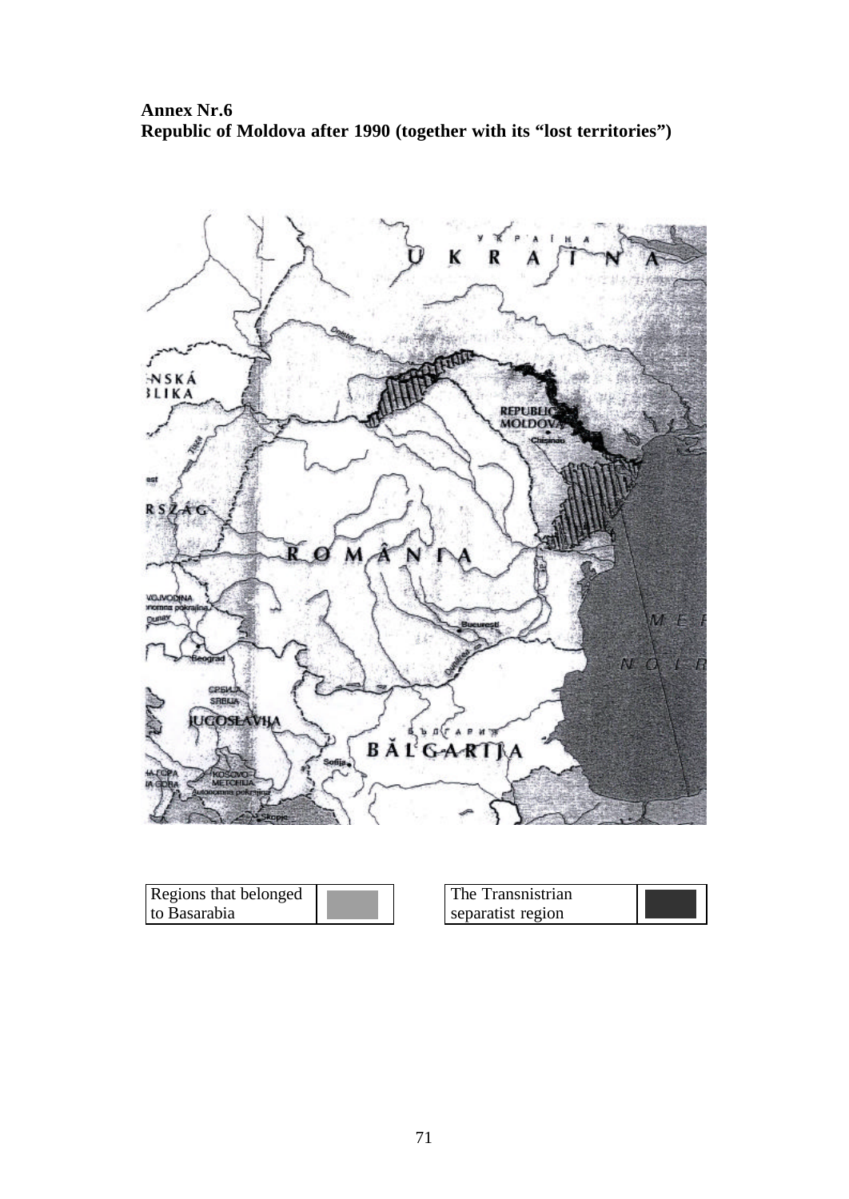**Annex Nr.6**
**Republic of Moldova after 1990 (together with its "lost territories")**

| Regions that belonged to Basarabia | | The Transnistrian separatist region | |
|---|---|---|---|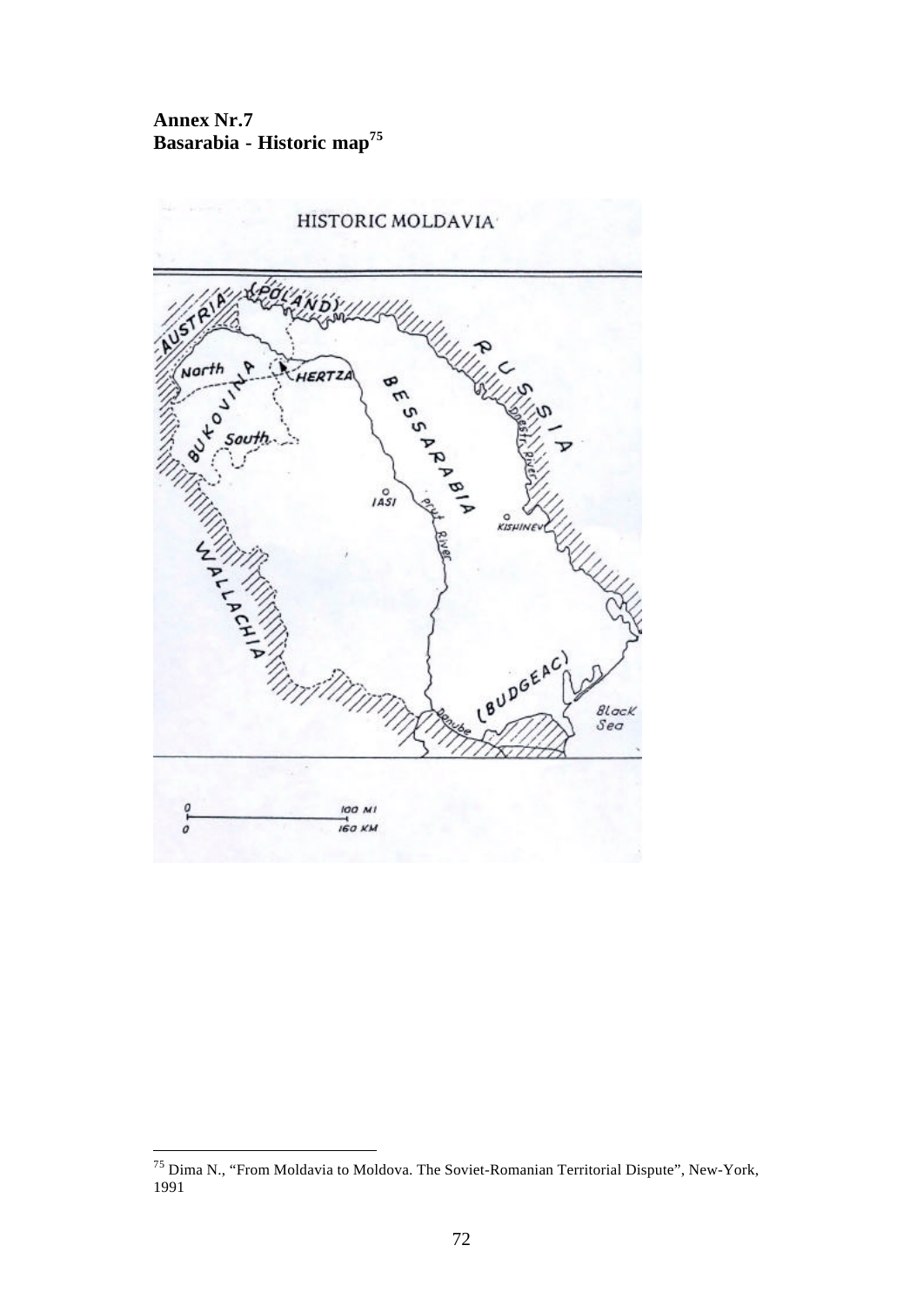**Annex Nr.7**
**Basarabia - Historic map[75]**

[75] Dima N., "From Moldavia to Moldova. The Soviet-Romanian Territorial Dispute", New-York, 1991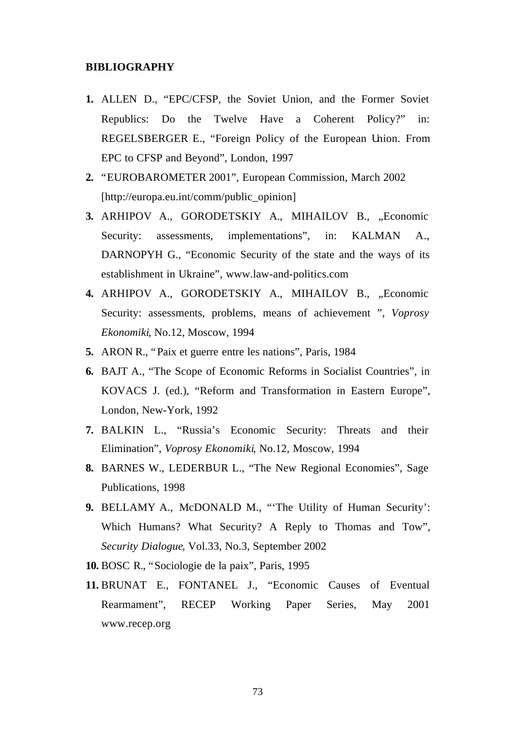**BIBLIOGRAPHY**

1. ALLEN D., "EPC/CFSP, the Soviet Union, and the Former Soviet Republics: Do the Twelve Have a Coherent Policy?" in: REGELSBERGER E., "Foreign Policy of the European Union. From EPC to CFSP and Beyond", London, 1997
2. "EUROBAROMETER 2001", European Commission, March 2002 [http://europa.eu.int/comm/public_opinion]
3. ARHIPOV A., GORODETSKIY A., MIHAILOV B., „Economic Security: assessments, implementations", in: KALMAN A., DARNOPYH G., "Economic Security of the state and the ways of its establishment in Ukraine", www.law-and-politics.com
4. ARHIPOV A., GORODETSKIY A., MIHAILOV B., „Economic Security: assessments, problems, means of achievement ", *Voprosy Ekonomiki*, No.12, Moscow, 1994
5. ARON R., "Paix et guerre entre les nations", Paris, 1984
6. BAJT A., "The Scope of Economic Reforms in Socialist Countries", in KOVACS J. (ed.), "Reform and Transformation in Eastern Europe", London, New-York, 1992
7. BALKIN L., "Russia's Economic Security: Threats and their Elimination", *Voprosy Ekonomiki*, No.12, Moscow, 1994
8. BARNES W., LEDERBUR L., "The New Regional Economies", Sage Publications, 1998
9. BELLAMY A., McDONALD M., "'The Utility of Human Security': Which Humans? What Security? A Reply to Thomas and Tow", *Security Dialogue*, Vol.33, No.3, September 2002
10. BOSC R., "Sociologie de la paix", Paris, 1995
11. BRUNAT E., FONTANEL J., "Economic Causes of Eventual Rearmament", RECEP Working Paper Series, May 2001 www.recep.org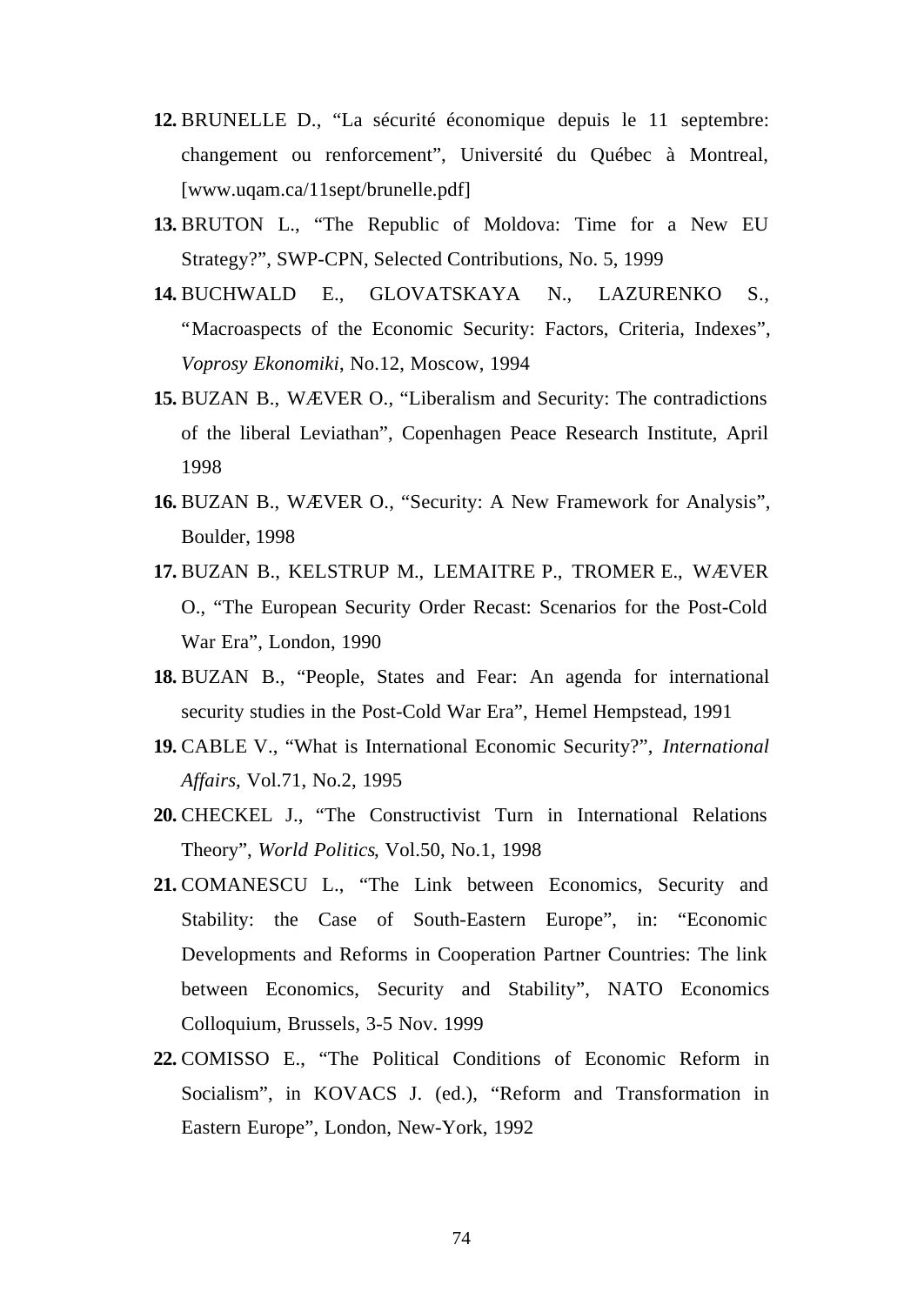12. BRUNELLE D., “La sécurité économique depuis le 11 septembre: changement ou renforcement”, Université du Québec à Montreal, [www.uqam.ca/11sept/brunelle.pdf]
13. BRUTON L., “The Republic of Moldova: Time for a New EU Strategy?”, SWP-CPN, Selected Contributions, No. 5, 1999
14. BUCHWALD E., GLOVATSKAYA N., LAZURENKO S., “Macroaspects of the Economic Security: Factors, Criteria, Indexes”, *Voprosy Ekonomiki*, No.12, Moscow, 1994
15. BUZAN B., WÆVER O., “Liberalism and Security: The contradictions of the liberal Leviathan”, Copenhagen Peace Research Institute, April 1998
16. BUZAN B., WÆVER O., “Security: A New Framework for Analysis”, Boulder, 1998
17. BUZAN B., KELSTRUP M., LEMAITRE P., TROMER E., WÆVER O., “The European Security Order Recast: Scenarios for the Post-Cold War Era”, London, 1990
18. BUZAN B., “People, States and Fear: An agenda for international security studies in the Post-Cold War Era”, Hemel Hempstead, 1991
19. CABLE V., “What is International Economic Security?”, *International Affairs*, Vol.71, No.2, 1995
20. CHECKEL J., “The Constructivist Turn in International Relations Theory”, *World Politics*, Vol.50, No.1, 1998
21. COMANESCU L., “The Link between Economics, Security and Stability: the Case of South-Eastern Europe”, in: “Economic Developments and Reforms in Cooperation Partner Countries: The link between Economics, Security and Stability”, NATO Economics Colloquium, Brussels, 3-5 Nov. 1999
22. COMISSO E., “The Political Conditions of Economic Reform in Socialism”, in KOVACS J. (ed.), “Reform and Transformation in Eastern Europe”, London, New-York, 1992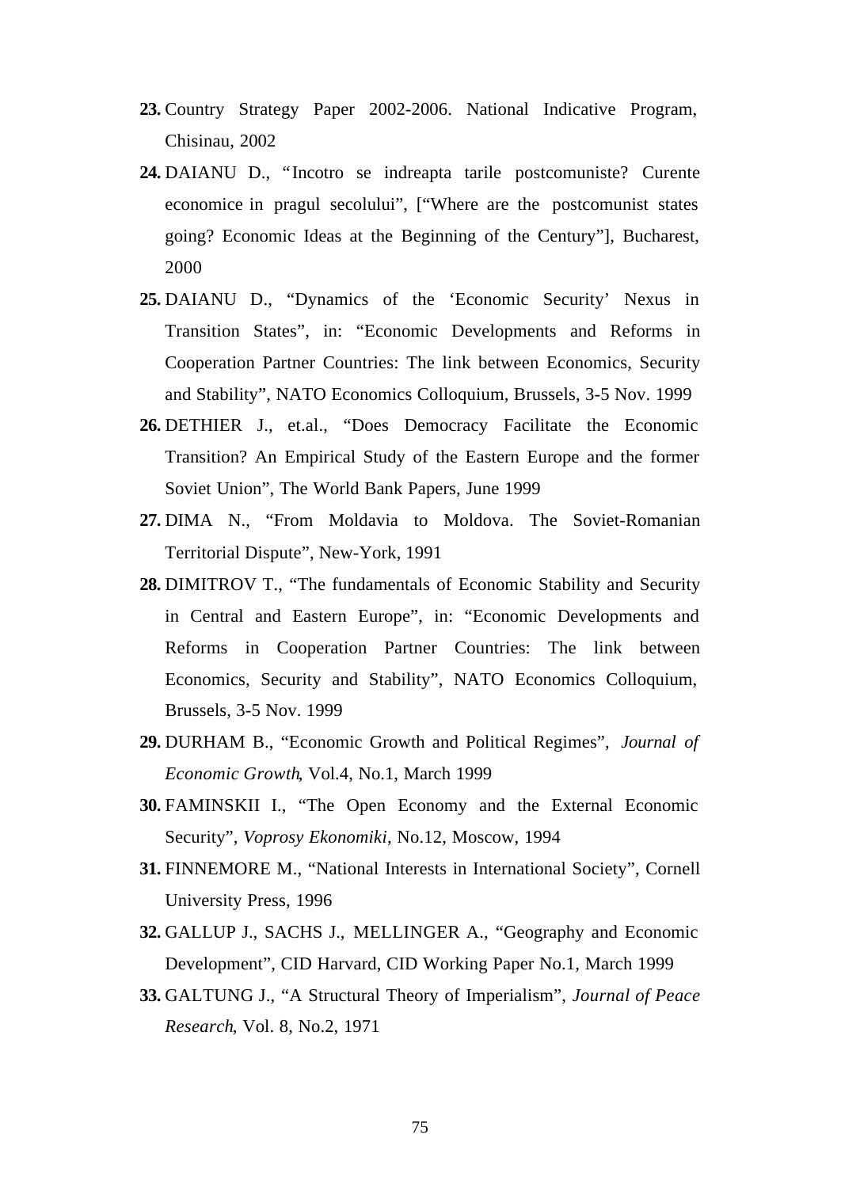23. Country Strategy Paper 2002-2006. National Indicative Program, Chisinau, 2002

24. DAIANU D., "Incotro se indreapta tarile postcomuniste? Curente economice in pragul secolului", ["Where are the postcomunist states going? Economic Ideas at the Beginning of the Century"], Bucharest, 2000

25. DAIANU D., "Dynamics of the 'Economic Security' Nexus in Transition States", in: "Economic Developments and Reforms in Cooperation Partner Countries: The link between Economics, Security and Stability", NATO Economics Colloquium, Brussels, 3-5 Nov. 1999

26. DETHIER J., et.al., "Does Democracy Facilitate the Economic Transition? An Empirical Study of the Eastern Europe and the former Soviet Union", The World Bank Papers, June 1999

27. DIMA N., "From Moldavia to Moldova. The Soviet-Romanian Territorial Dispute", New-York, 1991

28. DIMITROV T., "The fundamentals of Economic Stability and Security in Central and Eastern Europe", in: "Economic Developments and Reforms in Cooperation Partner Countries: The link between Economics, Security and Stability", NATO Economics Colloquium, Brussels, 3-5 Nov. 1999

29. DURHAM B., "Economic Growth and Political Regimes", *Journal of Economic Growth*, Vol.4, No.1, March 1999

30. FAMINSKII I., "The Open Economy and the External Economic Security", *Voprosy Ekonomiki*, No.12, Moscow, 1994

31. FINNEMORE M., "National Interests in International Society", Cornell University Press, 1996

32. GALLUP J., SACHS J., MELLINGER A., "Geography and Economic Development", CID Harvard, CID Working Paper No.1, March 1999

33. GALTUNG J., "A Structural Theory of Imperialism", *Journal of Peace Research*, Vol. 8, No.2, 1971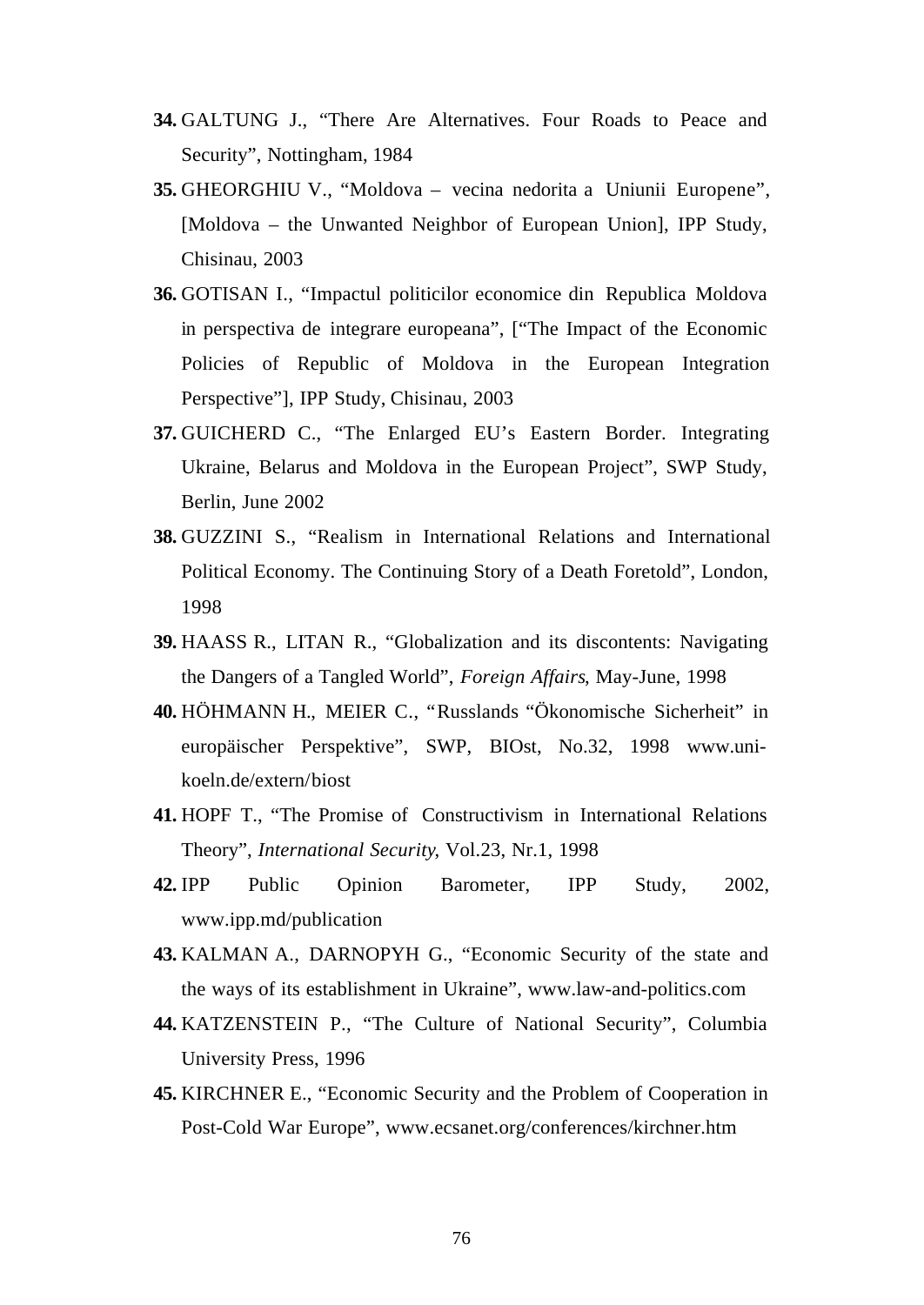34. GALTUNG J., “There Are Alternatives. Four Roads to Peace and Security”, Nottingham, 1984

35. GHEORGHIU V., “Moldova – vecina nedorita a Uniunii Europene”, [Moldova – the Unwanted Neighbor of European Union], IPP Study, Chisinau, 2003

36. GOTISAN I., “Impactul politicilor economice din Republica Moldova in perspectiva de integrare europeana”, [“The Impact of the Economic Policies of Republic of Moldova in the European Integration Perspective”], IPP Study, Chisinau, 2003

37. GUICHERD C., “The Enlarged EU’s Eastern Border. Integrating Ukraine, Belarus and Moldova in the European Project”, SWP Study, Berlin, June 2002

38. GUZZINI S., “Realism in International Relations and International Political Economy. The Continuing Story of a Death Foretold”, London, 1998

39. HAASS R., LITAN R., “Globalization and its discontents: Navigating the Dangers of a Tangled World”, *Foreign Affairs*, May-June, 1998

40. HÖHMANN H., MEIER C., “Russlands “Ökonomische Sicherheit” in europäischer Perspektive”, SWP, BIOst, No.32, 1998 www.uni-koeln.de/extern/biost

41. HOPF T., “The Promise of Constructivism in International Relations Theory”, *International Security*, Vol.23, Nr.1, 1998

42. IPP Public Opinion Barometer, IPP Study, 2002, www.ipp.md/publication

43. KALMAN A., DARNOPYH G., “Economic Security of the state and the ways of its establishment in Ukraine”, www.law-and-politics.com

44. KATZENSTEIN P., “The Culture of National Security”, Columbia University Press, 1996

45. KIRCHNER E., “Economic Security and the Problem of Cooperation in Post-Cold War Europe”, www.ecsanet.org/conferences/kirchner.htm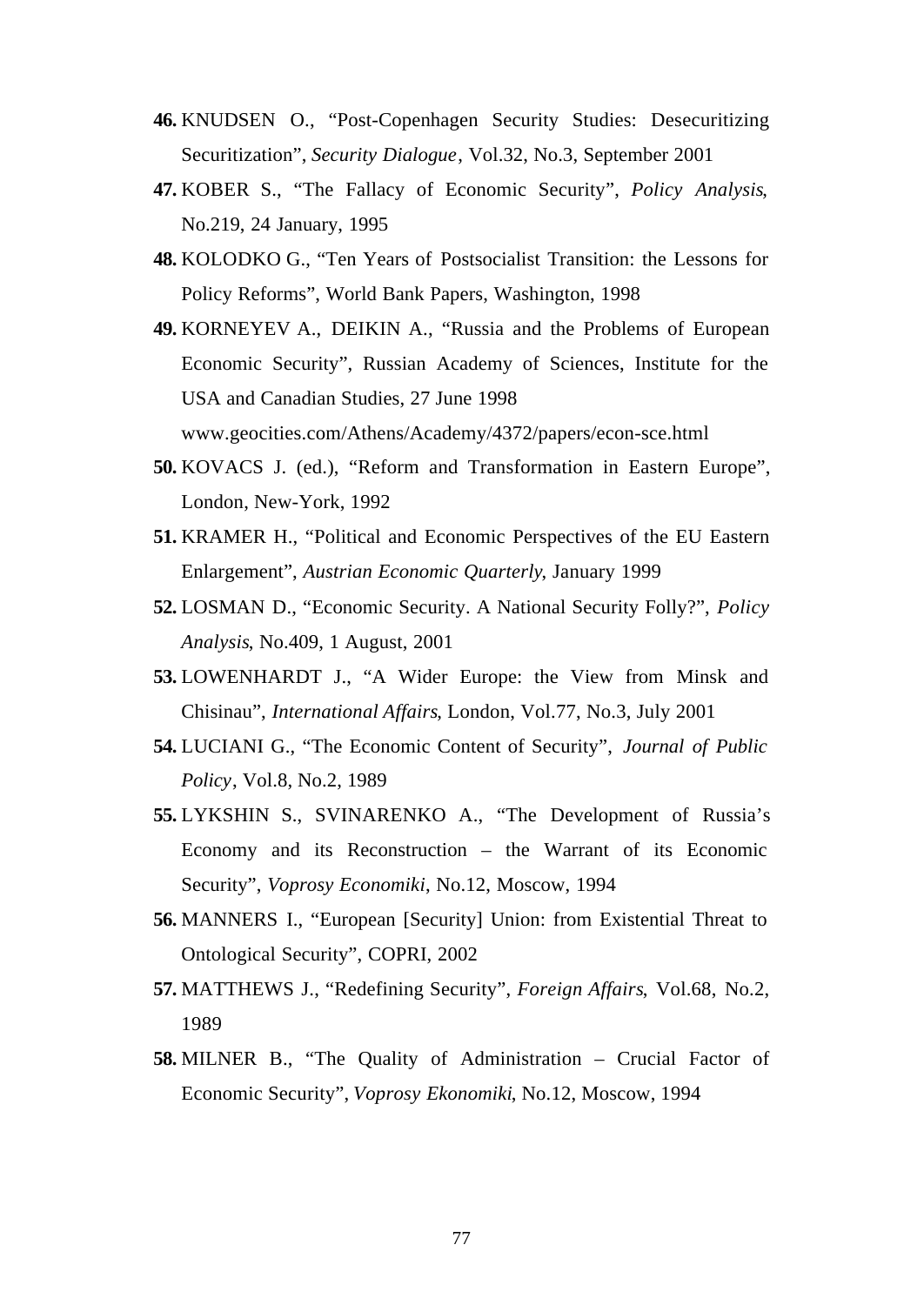46. KNUDSEN O., "Post-Copenhagen Security Studies: Desecuritizing Securitization", *Security Dialogue*, Vol.32, No.3, September 2001

47. KOBER S., "The Fallacy of Economic Security", *Policy Analysis*, No.219, 24 January, 1995

48. KOLODKO G., "Ten Years of Postsocialist Transition: the Lessons for Policy Reforms", World Bank Papers, Washington, 1998

49. KORNEYEV A., DEIKIN A., "Russia and the Problems of European Economic Security", Russian Academy of Sciences, Institute for the USA and Canadian Studies, 27 June 1998 www.geocities.com/Athens/Academy/4372/papers/econ-sce.html

50. KOVACS J. (ed.), "Reform and Transformation in Eastern Europe", London, New-York, 1992

51. KRAMER H., "Political and Economic Perspectives of the EU Eastern Enlargement", *Austrian Economic Quarterly*, January 1999

52. LOSMAN D., "Economic Security. A National Security Folly?", *Policy Analysis*, No.409, 1 August, 2001

53. LOWENHARDT J., "A Wider Europe: the View from Minsk and Chisinau", *International Affairs*, London, Vol.77, No.3, July 2001

54. LUCIANI G., "The Economic Content of Security", *Journal of Public Policy*, Vol.8, No.2, 1989

55. LYKSHIN S., SVINARENKO A., "The Development of Russia's Economy and its Reconstruction – the Warrant of its Economic Security", *Voprosy Economiki*, No.12, Moscow, 1994

56. MANNERS I., "European [Security] Union: from Existential Threat to Ontological Security", COPRI, 2002

57. MATTHEWS J., "Redefining Security", *Foreign Affairs*, Vol.68, No.2, 1989

58. MILNER B., "The Quality of Administration – Crucial Factor of Economic Security", *Voprosy Ekonomiki*, No.12, Moscow, 1994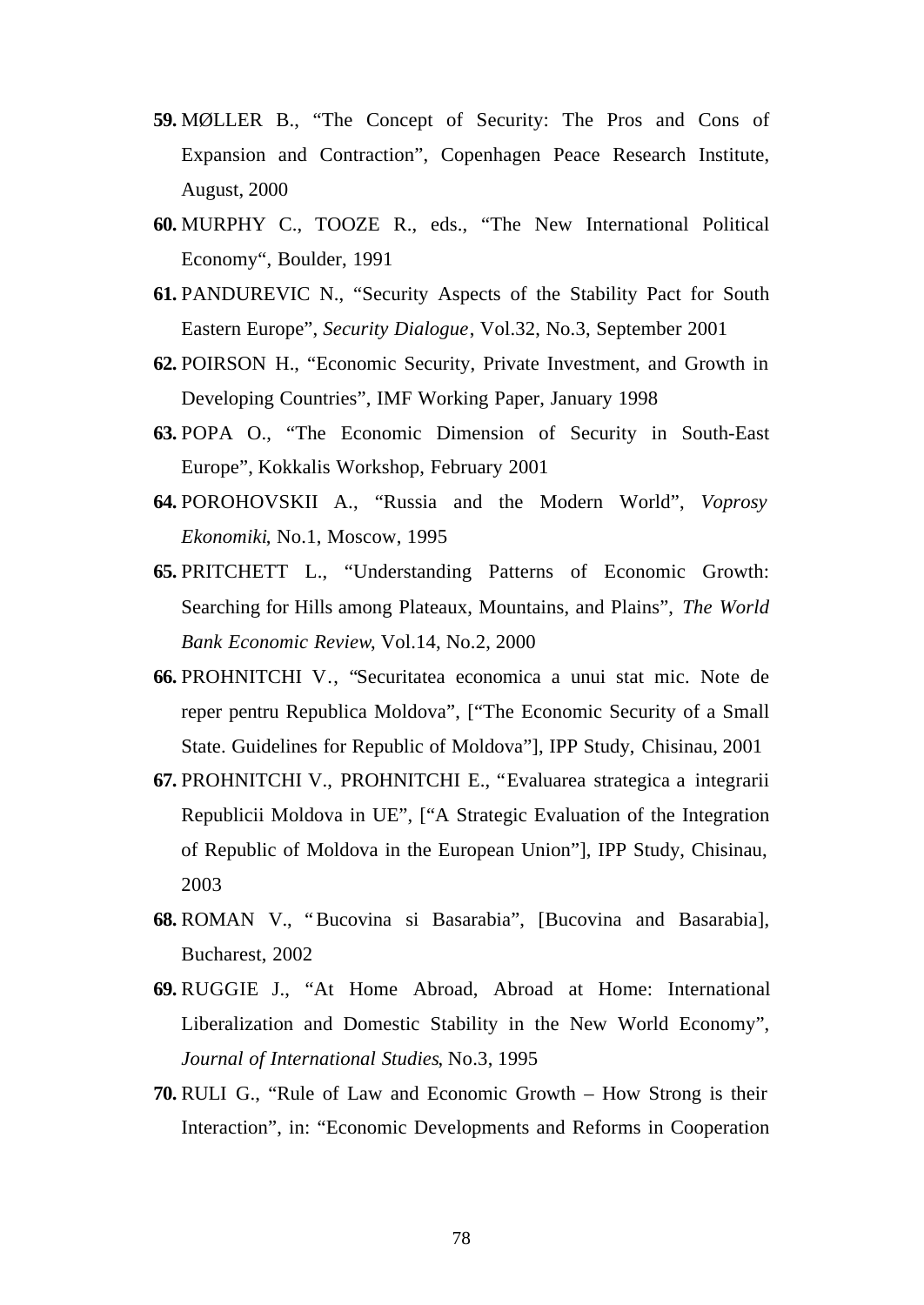59. MØLLER B., "The Concept of Security: The Pros and Cons of Expansion and Contraction", Copenhagen Peace Research Institute, August, 2000

60. MURPHY C., TOOZE R., eds., "The New International Political Economy", Boulder, 1991

61. PANDUREVIC N., "Security Aspects of the Stability Pact for South Eastern Europe", *Security Dialogue*, Vol.32, No.3, September 2001

62. POIRSON H., "Economic Security, Private Investment, and Growth in Developing Countries", IMF Working Paper, January 1998

63. POPA O., "The Economic Dimension of Security in South-East Europe", Kokkalis Workshop, February 2001

64. POROHOVSKII A., "Russia and the Modern World", *Voprosy Ekonomiki*, No.1, Moscow, 1995

65. PRITCHETT L., "Understanding Patterns of Economic Growth: Searching for Hills among Plateaux, Mountains, and Plains", *The World Bank Economic Review*, Vol.14, No.2, 2000

66. PROHNITCHI V., "Securitatea economica a unui stat mic. Note de reper pentru Republica Moldova", ["The Economic Security of a Small State. Guidelines for Republic of Moldova"], IPP Study, Chisinau, 2001

67. PROHNITCHI V., PROHNITCHI E., "Evaluarea strategica a integrarii Republicii Moldova in UE", ["A Strategic Evaluation of the Integration of Republic of Moldova in the European Union"], IPP Study, Chisinau, 2003

68. ROMAN V., "Bucovina si Basarabia", [Bucovina and Basarabia], Bucharest, 2002

69. RUGGIE J., "At Home Abroad, Abroad at Home: International Liberalization and Domestic Stability in the New World Economy", *Journal of International Studies*, No.3, 1995

70. RULI G., "Rule of Law and Economic Growth – How Strong is their Interaction", in: "Economic Developments and Reforms in Cooperation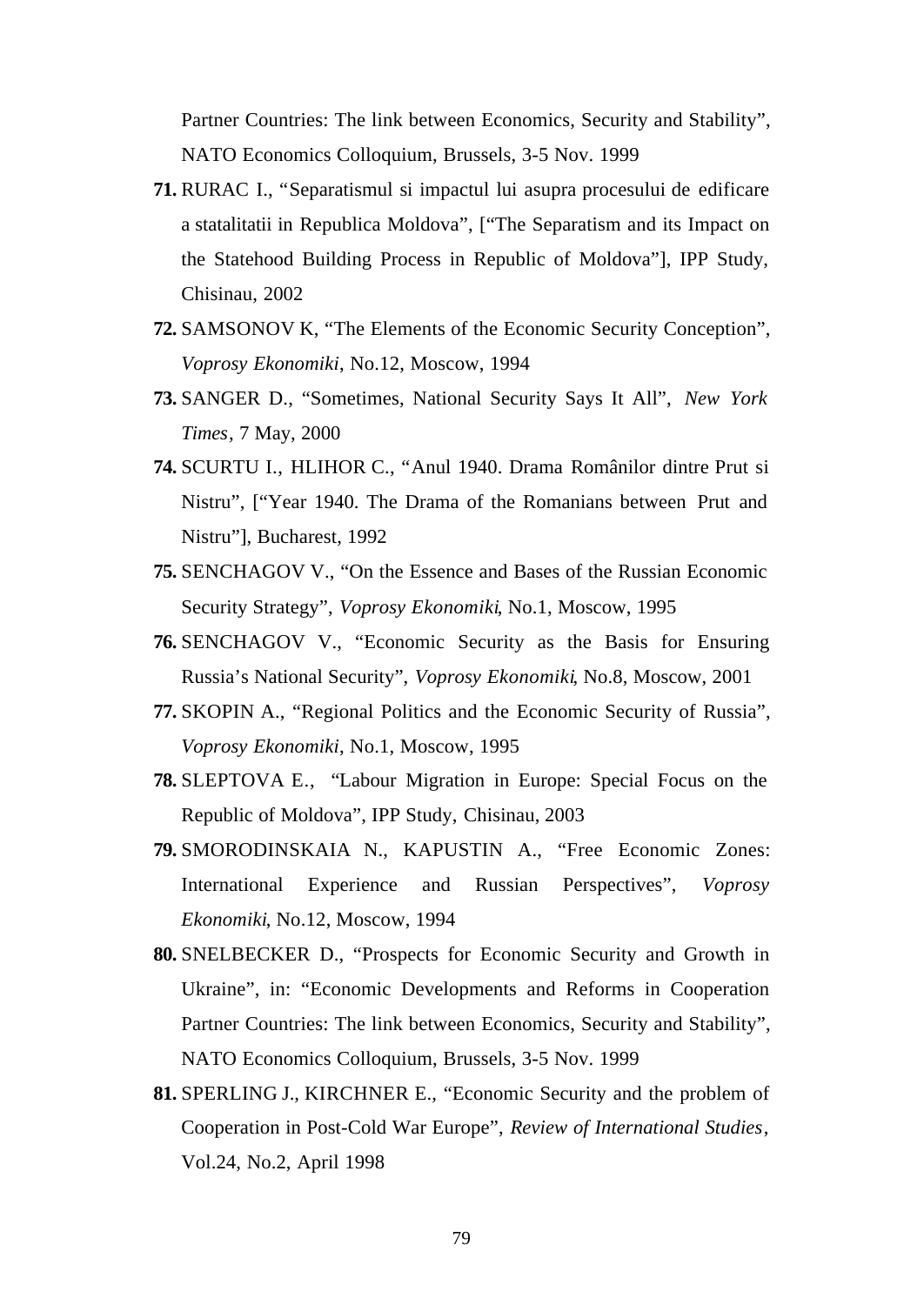Partner Countries: The link between Economics, Security and Stability", NATO Economics Colloquium, Brussels, 3-5 Nov. 1999

**71.** RURAC I., "Separatismul si impactul lui asupra procesului de edificare a statalitatii in Republica Moldova", ["The Separatism and its Impact on the Statehood Building Process in Republic of Moldova"], IPP Study, Chisinau, 2002

**72.** SAMSONOV K, "The Elements of the Economic Security Conception", *Voprosy Ekonomiki*, No.12, Moscow, 1994

**73.** SANGER D., "Sometimes, National Security Says It All", *New York Times*, 7 May, 2000

**74.** SCURTU I., HLIHOR C., "Anul 1940. Drama Românilor dintre Prut si Nistru", ["Year 1940. The Drama of the Romanians between Prut and Nistru"], Bucharest, 1992

**75.** SENCHAGOV V., "On the Essence and Bases of the Russian Economic Security Strategy", *Voprosy Ekonomiki*, No.1, Moscow, 1995

**76.** SENCHAGOV V., "Economic Security as the Basis for Ensuring Russia's National Security", *Voprosy Ekonomiki*, No.8, Moscow, 2001

**77.** SKOPIN A., "Regional Politics and the Economic Security of Russia", *Voprosy Ekonomiki*, No.1, Moscow, 1995

**78.** SLEPTOVA E., "Labour Migration in Europe: Special Focus on the Republic of Moldova", IPP Study, Chisinau, 2003

**79.** SMORODINSKAIA N., KAPUSTIN A., "Free Economic Zones: International Experience and Russian Perspectives", *Voprosy Ekonomiki*, No.12, Moscow, 1994

**80.** SNELBECKER D., "Prospects for Economic Security and Growth in Ukraine", in: "Economic Developments and Reforms in Cooperation Partner Countries: The link between Economics, Security and Stability", NATO Economics Colloquium, Brussels, 3-5 Nov. 1999

**81.** SPERLING J., KIRCHNER E., "Economic Security and the problem of Cooperation in Post-Cold War Europe", *Review of International Studies*, Vol.24, No.2, April 1998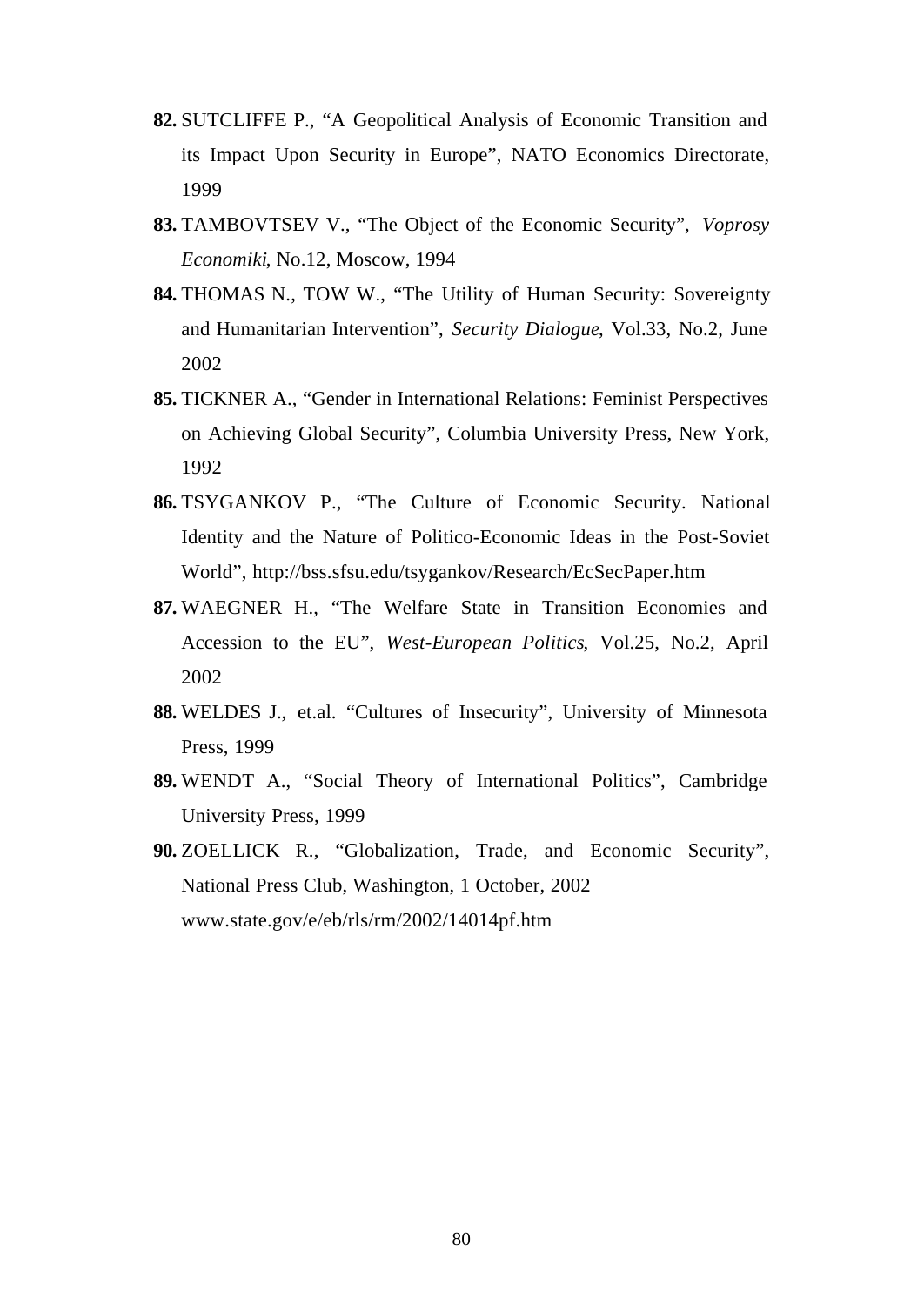82. SUTCLIFFE P., "A Geopolitical Analysis of Economic Transition and its Impact Upon Security in Europe", NATO Economics Directorate, 1999

83. TAMBOVTSEV V., "The Object of the Economic Security", *Voprosy Economiki*, No.12, Moscow, 1994

84. THOMAS N., TOW W., "The Utility of Human Security: Sovereignty and Humanitarian Intervention", *Security Dialogue*, Vol.33, No.2, June 2002

85. TICKNER A., "Gender in International Relations: Feminist Perspectives on Achieving Global Security", Columbia University Press, New York, 1992

86. TSYGANKOV P., "The Culture of Economic Security. National Identity and the Nature of Politico-Economic Ideas in the Post-Soviet World", http://bss.sfsu.edu/tsygankov/Research/EcSecPaper.htm

87. WAEGNER H., "The Welfare State in Transition Economies and Accession to the EU", *West-European Politics*, Vol.25, No.2, April 2002

88. WELDES J., et.al. "Cultures of Insecurity", University of Minnesota Press, 1999

89. WENDT A., "Social Theory of International Politics", Cambridge University Press, 1999

90. ZOELLICK R., "Globalization, Trade, and Economic Security", National Press Club, Washington, 1 October, 2002 www.state.gov/e/eb/rls/rm/2002/14014pf.htm